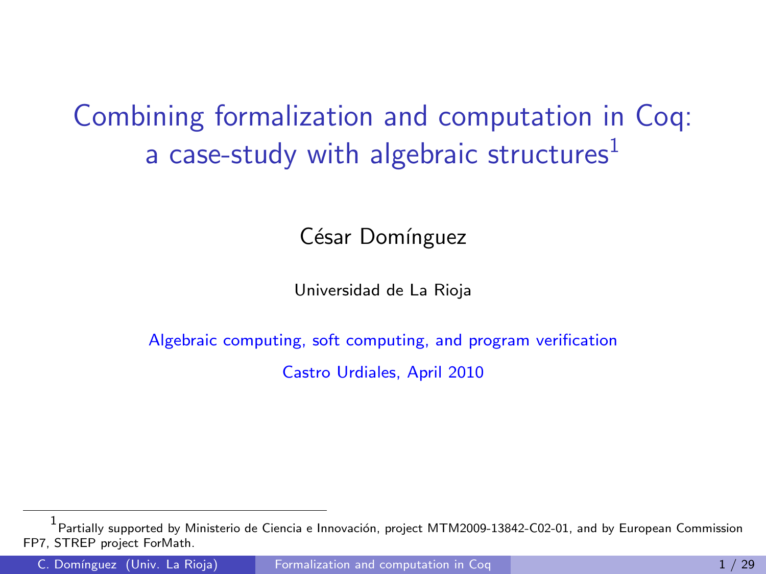# Combining formalization and computation in Coq: a case-study with algebraic structures[1]

César Domínguez

Universidad de La Rioja

Algebraic computing, soft computing, and program verification

Castro Urdiales, April 2010

[1] Partially supported by Ministerio de Ciencia e Innovación, project MTM2009-13842-C02-01, and by European Commission FP7, STREP project ForMath.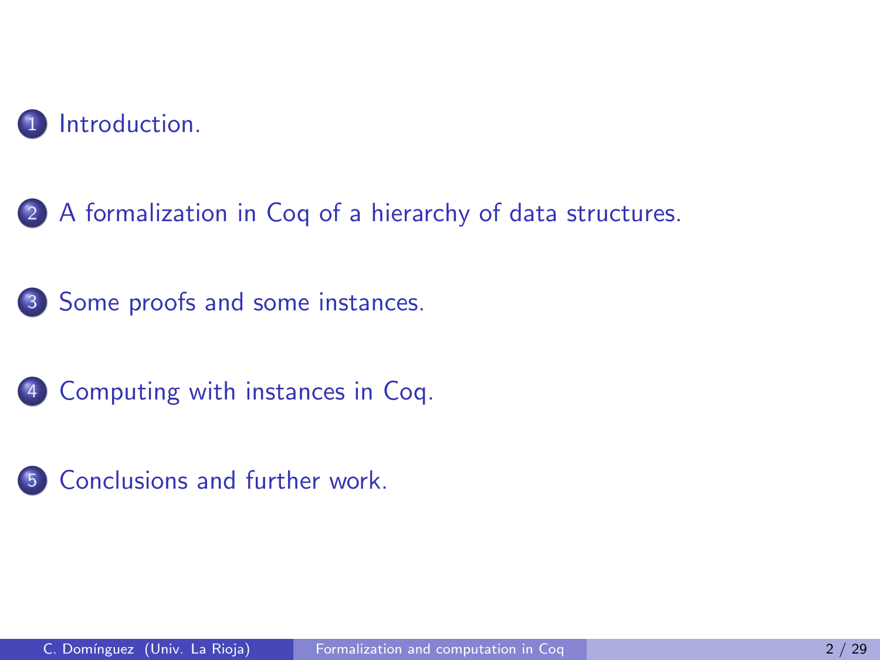1. Introduction.
2. A formalization in Coq of a hierarchy of data structures.
3. Some proofs and some instances.
4. Computing with instances in Coq.
5. Conclusions and further work.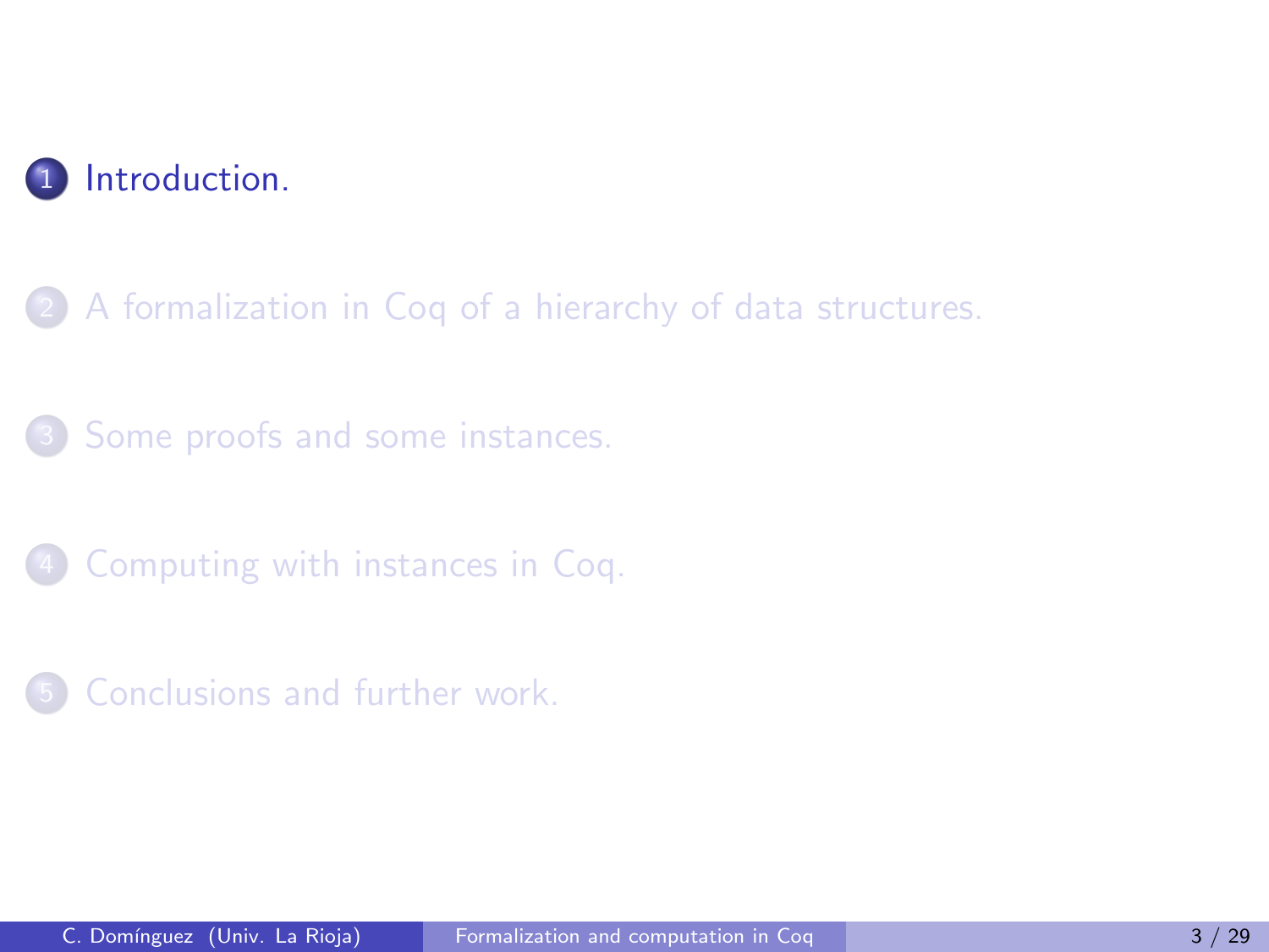1. Introduction.
2. A formalization in Coq of a hierarchy of data structures.
3. Some proofs and some instances.
4. Computing with instances in Coq.
5. Conclusions and further work.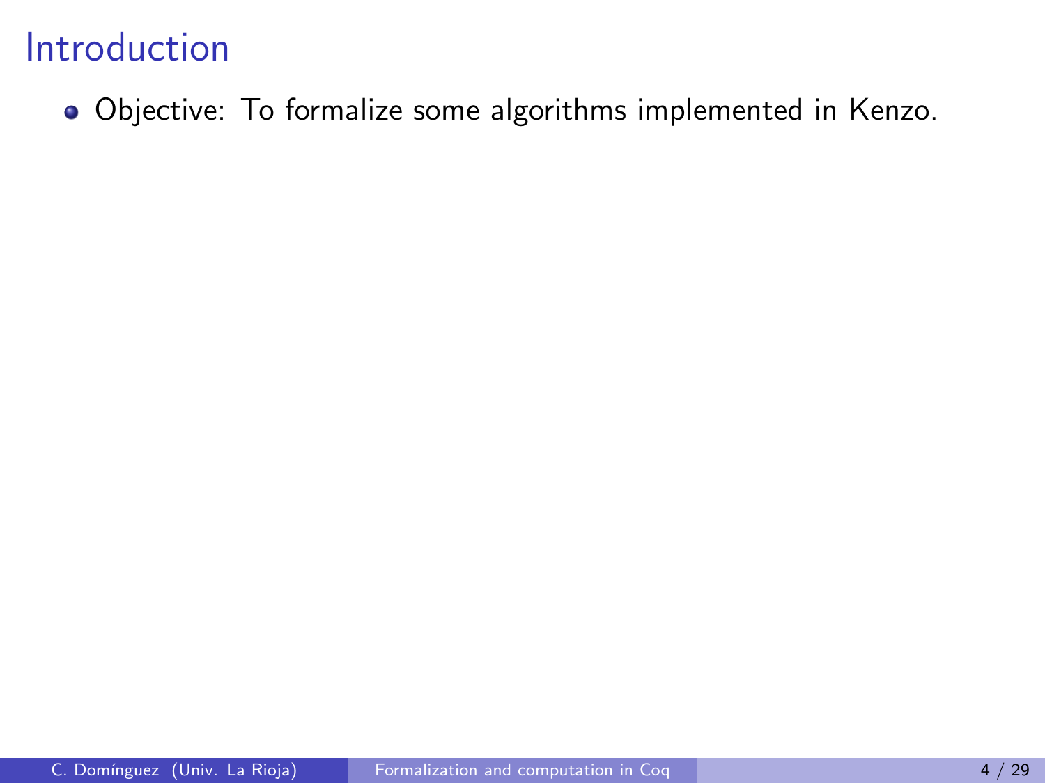# Introduction

- Objective: To formalize some algorithms implemented in Kenzo.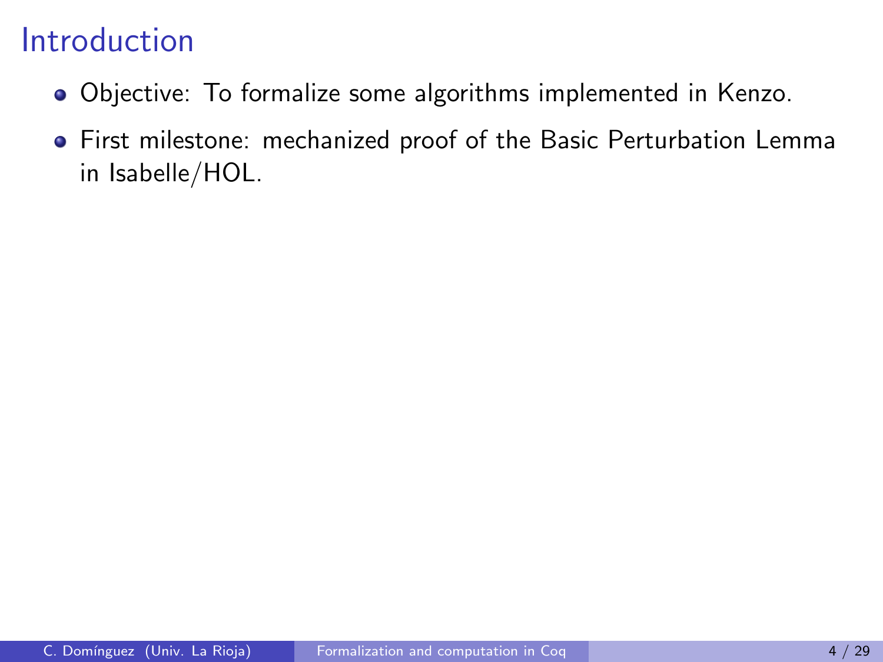# Introduction

- Objective: To formalize some algorithms implemented in Kenzo.
- First milestone: mechanized proof of the Basic Perturbation Lemma in Isabelle/HOL.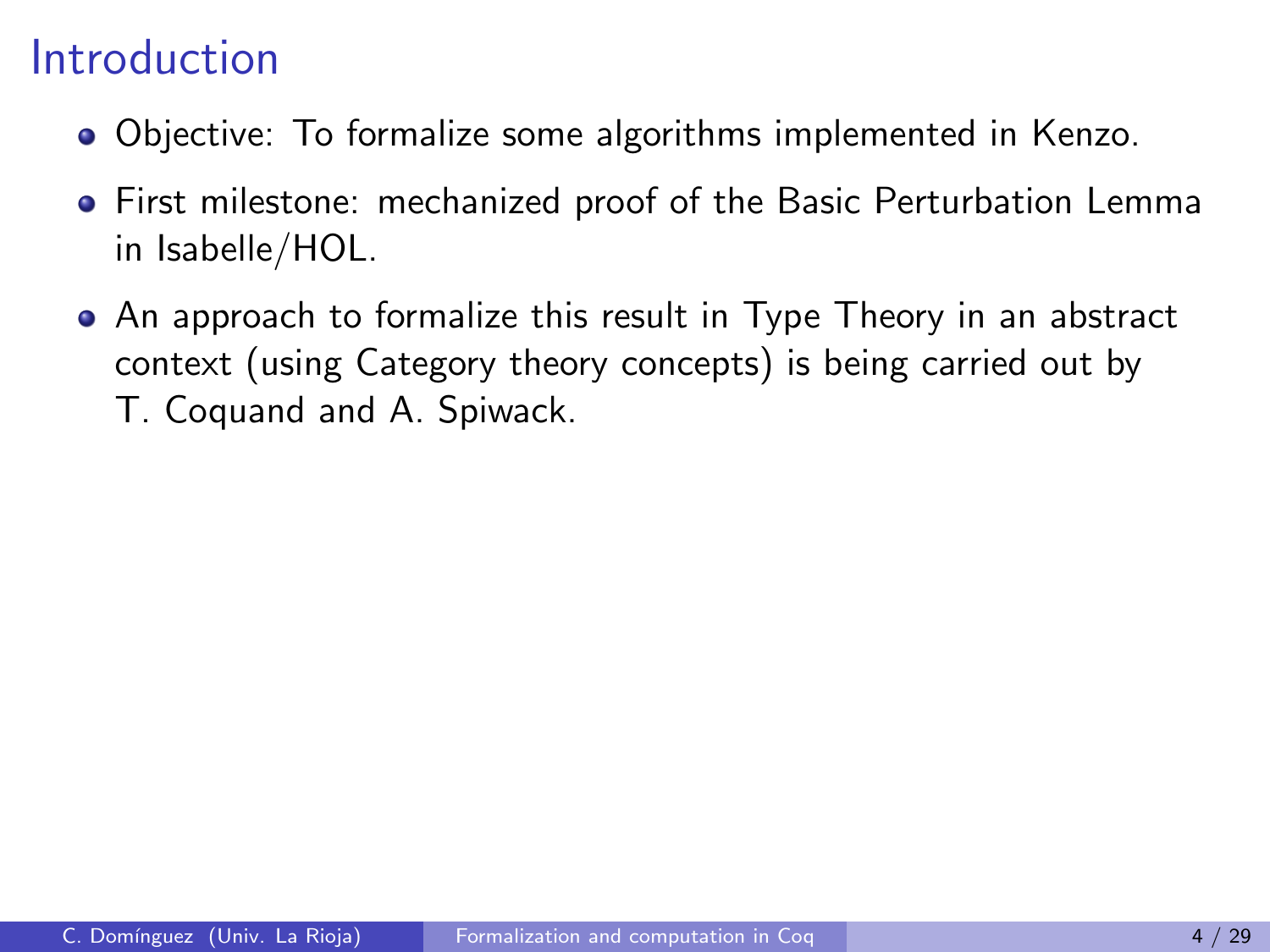# Introduction

- Objective: To formalize some algorithms implemented in Kenzo.
- First milestone: mechanized proof of the Basic Perturbation Lemma in Isabelle/HOL.
- An approach to formalize this result in Type Theory in an abstract context (using Category theory concepts) is being carried out by T. Coquand and A. Spiwack.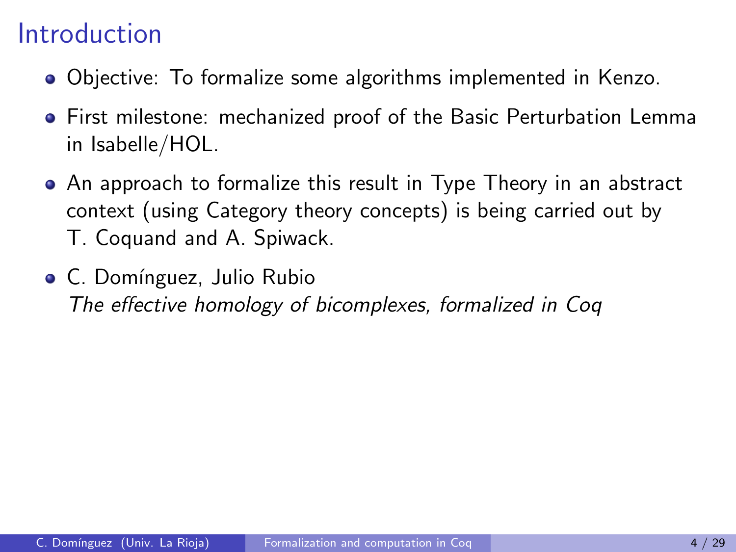# Introduction

- Objective: To formalize some algorithms implemented in Kenzo.
- First milestone: mechanized proof of the Basic Perturbation Lemma in Isabelle/HOL.
- An approach to formalize this result in Type Theory in an abstract context (using Category theory concepts) is being carried out by T. Coquand and A. Spiwack.
- C. Domínguez, Julio Rubio
  *The effective homology of bicomplexes, formalized in Coq*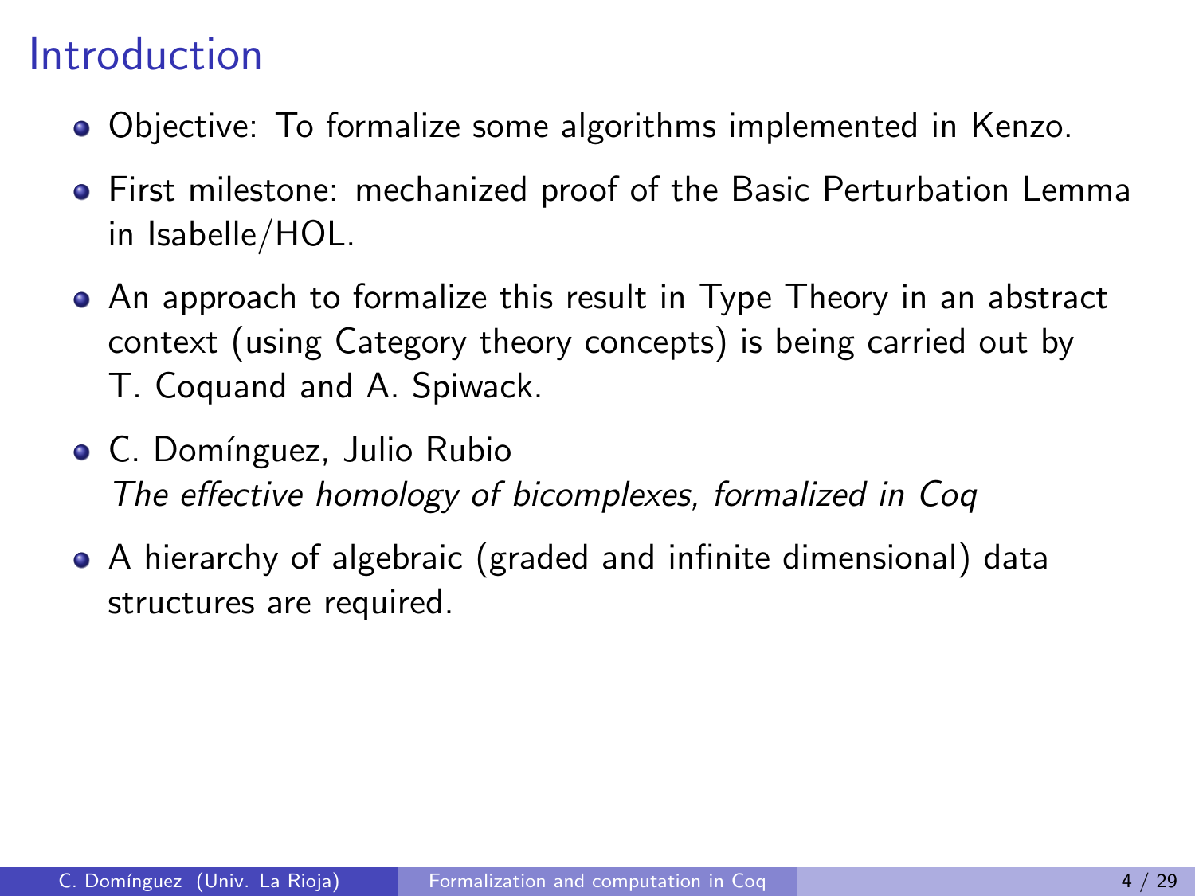# Introduction

- Objective: To formalize some algorithms implemented in Kenzo.
- First milestone: mechanized proof of the Basic Perturbation Lemma in Isabelle/HOL.
- An approach to formalize this result in Type Theory in an abstract context (using Category theory concepts) is being carried out by T. Coquand and A. Spiwack.
- C. Domínguez, Julio Rubio
  *The effective homology of bicomplexes, formalized in Coq*
- A hierarchy of algebraic (graded and infinite dimensional) data structures are required.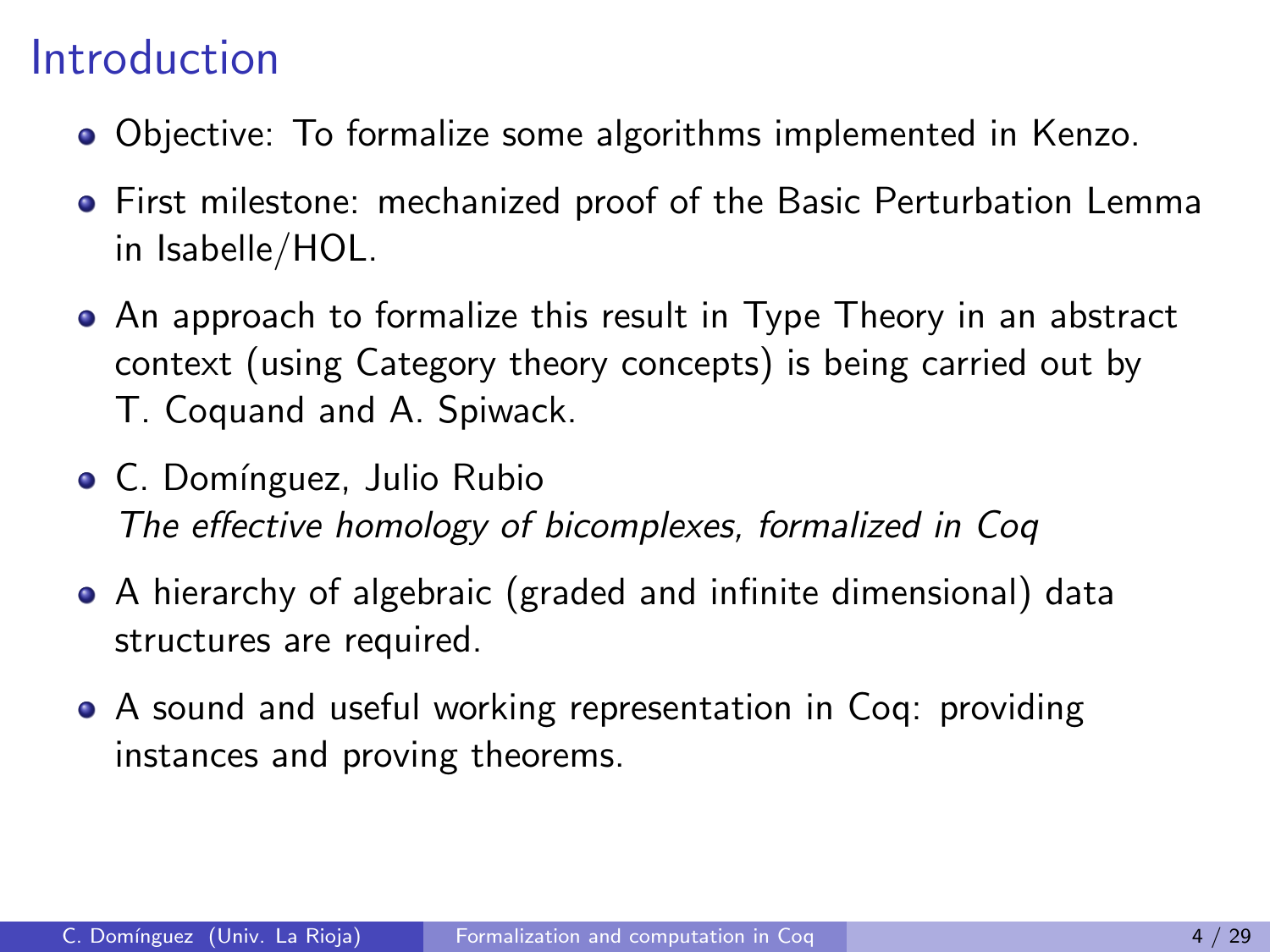# Introduction

- Objective: To formalize some algorithms implemented in Kenzo.
- First milestone: mechanized proof of the Basic Perturbation Lemma in Isabelle/HOL.
- An approach to formalize this result in Type Theory in an abstract context (using Category theory concepts) is being carried out by T. Coquand and A. Spiwack.
- C. Domínguez, Julio Rubio
  *The effective homology of bicomplexes, formalized in Coq*
- A hierarchy of algebraic (graded and infinite dimensional) data structures are required.
- A sound and useful working representation in Coq: providing instances and proving theorems.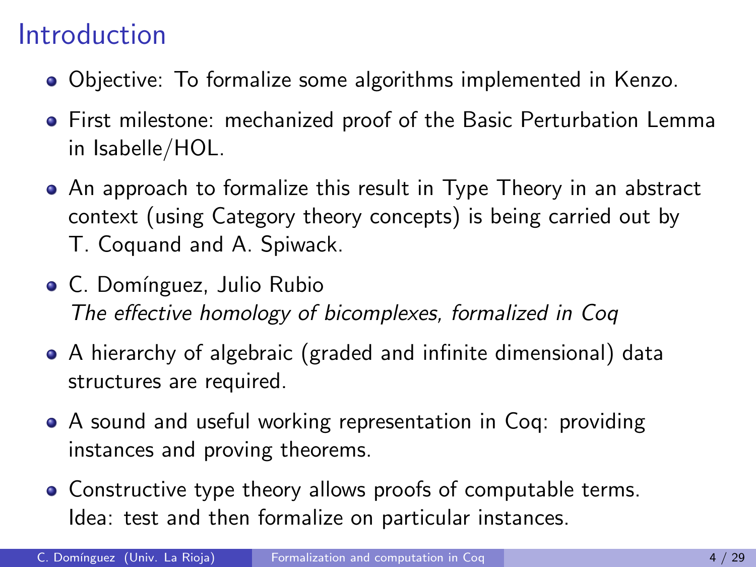# Introduction

- Objective: To formalize some algorithms implemented in Kenzo.
- First milestone: mechanized proof of the Basic Perturbation Lemma in Isabelle/HOL.
- An approach to formalize this result in Type Theory in an abstract context (using Category theory concepts) is being carried out by T. Coquand and A. Spiwack.
- C. Domínguez, Julio Rubio
  *The effective homology of bicomplexes, formalized in Coq*
- A hierarchy of algebraic (graded and infinite dimensional) data structures are required.
- A sound and useful working representation in Coq: providing instances and proving theorems.
- Constructive type theory allows proofs of computable terms.
  Idea: test and then formalize on particular instances.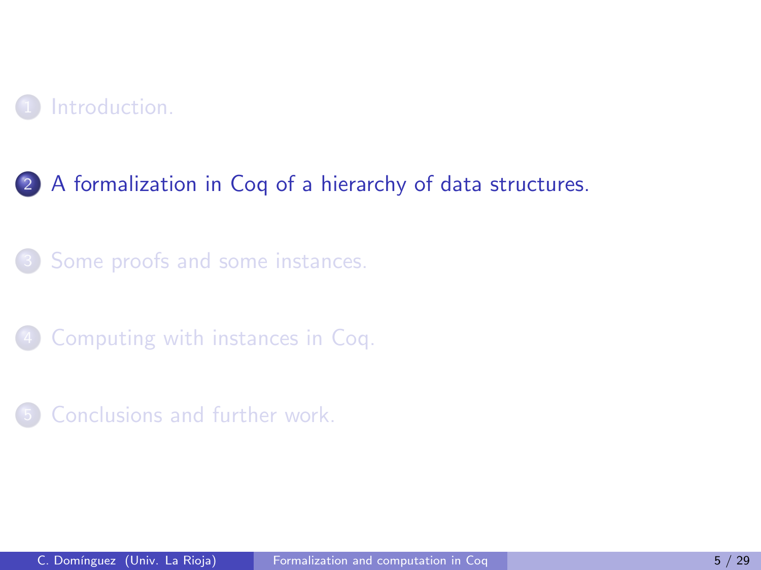1. Introduction.
2. A formalization in Coq of a hierarchy of data structures.
3. Some proofs and some instances.
4. Computing with instances in Coq.
5. Conclusions and further work.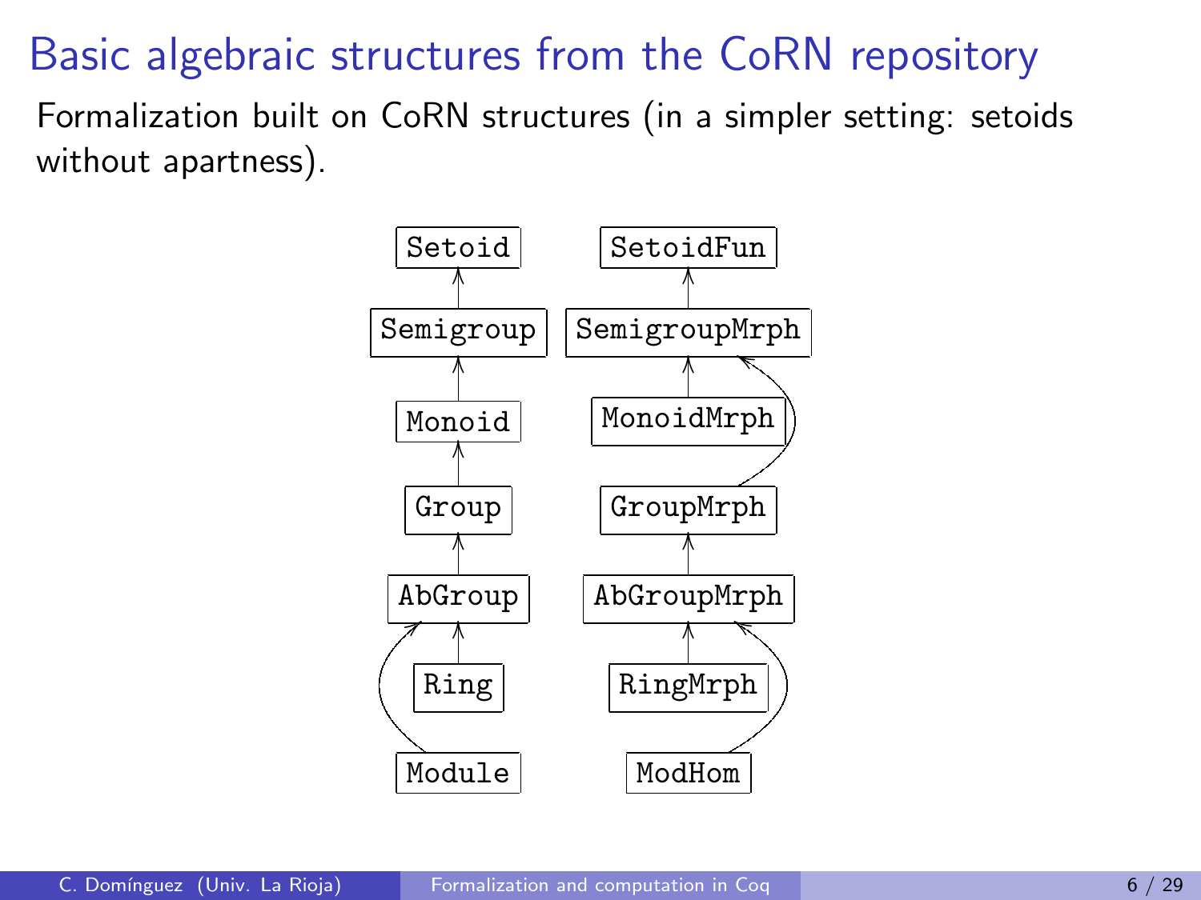# Basic algebraic structures from the CoRN repository

Formalization built on CoRN structures (in a simpler setting: setoids without apartness).

```
Setoid              SetoidFun
  ^                     ^
Semigroup           SemigroupMrph
  ^                     ^
Monoid              MonoidMrph
  ^                 
Group               GroupMrph  (-> SemigroupMrph)
  ^                     ^
AbGroup             AbGroupMrph
  ^                     ^
Ring                RingMrph
                    
Module (-> AbGroup) ModHom (-> AbGroupMrph)
```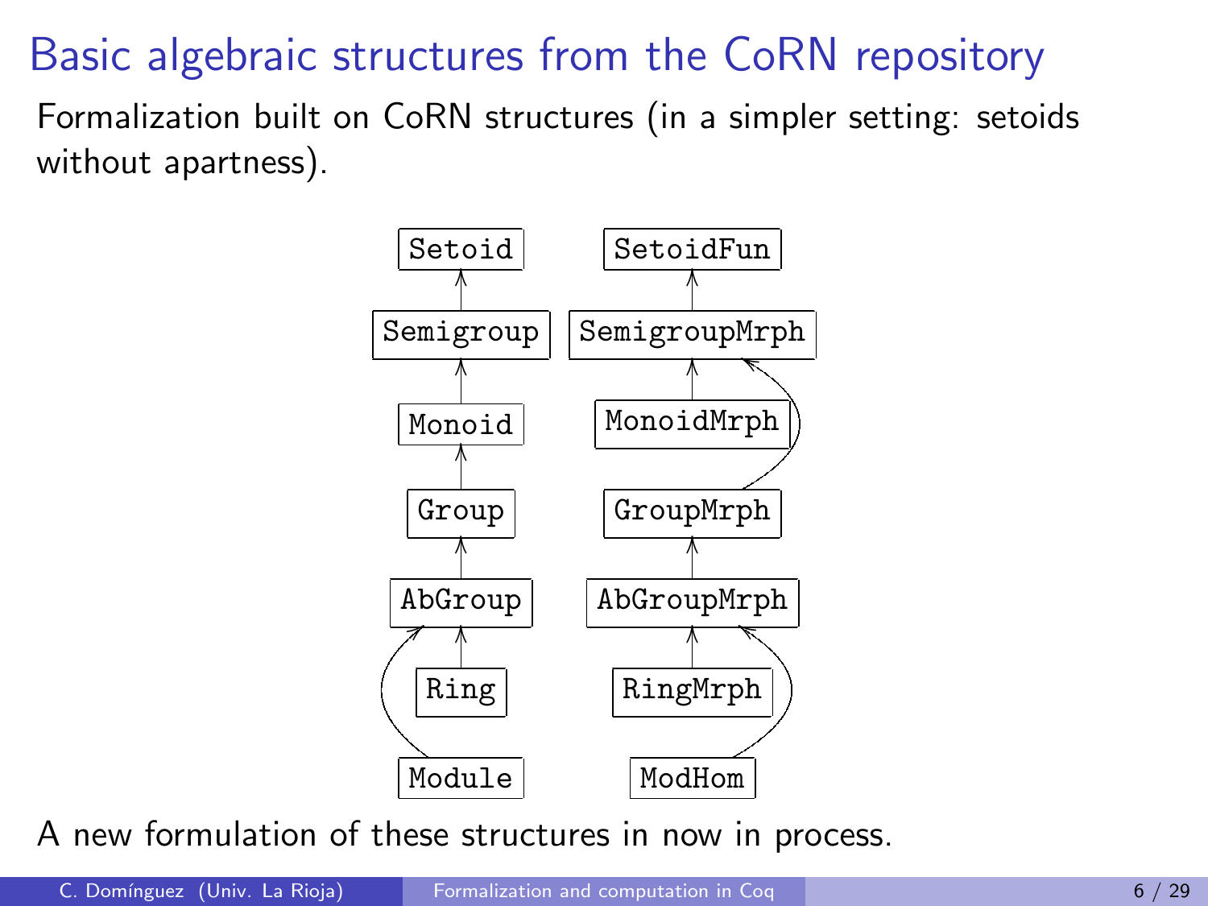# Basic algebraic structures from the CoRN repository

Formalization built on CoRN structures (in a simpler setting: setoids without apartness).

```
Setoid          SetoidFun
  ^                 ^
Semigroup       SemigroupMrph
  ^                 ^
Monoid          MonoidMrph
  ^
Group           GroupMrph
  ^                 ^
AbGroup         AbGroupMrph
  ^                 ^
Ring            RingMrph

Module          ModHom
```

(Module → AbGroup; GroupMrph → SemigroupMrph; ModHom → AbGroupMrph)

A new formulation of these structures in now in process.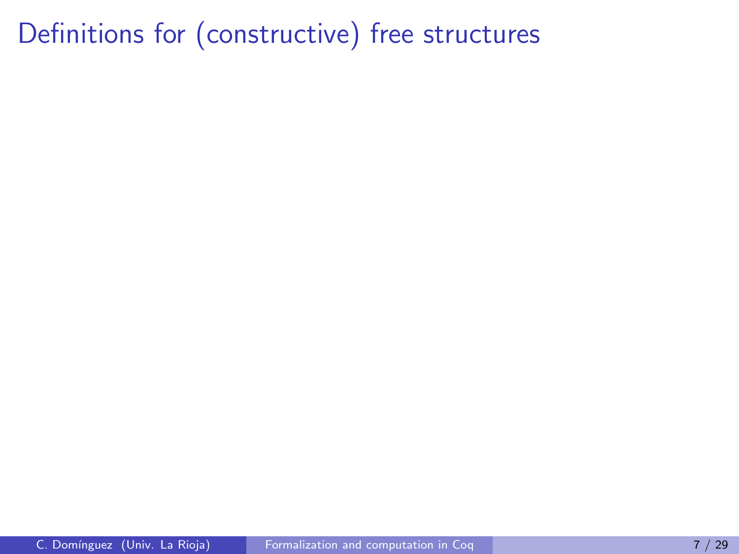# Definitions for (constructive) free structures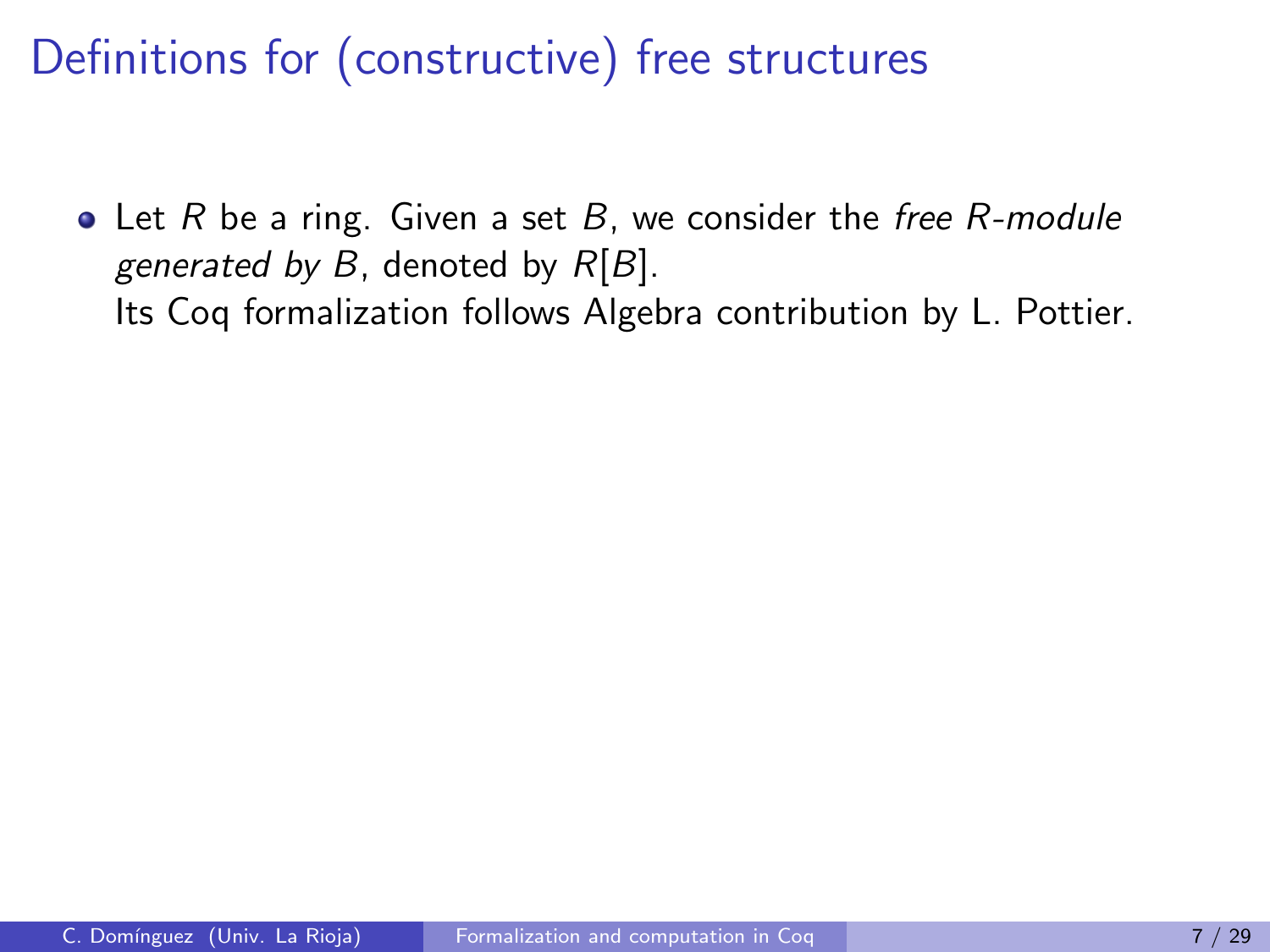# Definitions for (constructive) free structures

- Let $R$ be a ring. Given a set $B$, we consider the *free $R$-module generated by $B$*, denoted by $R[B]$.
  Its Coq formalization follows Algebra contribution by L. Pottier.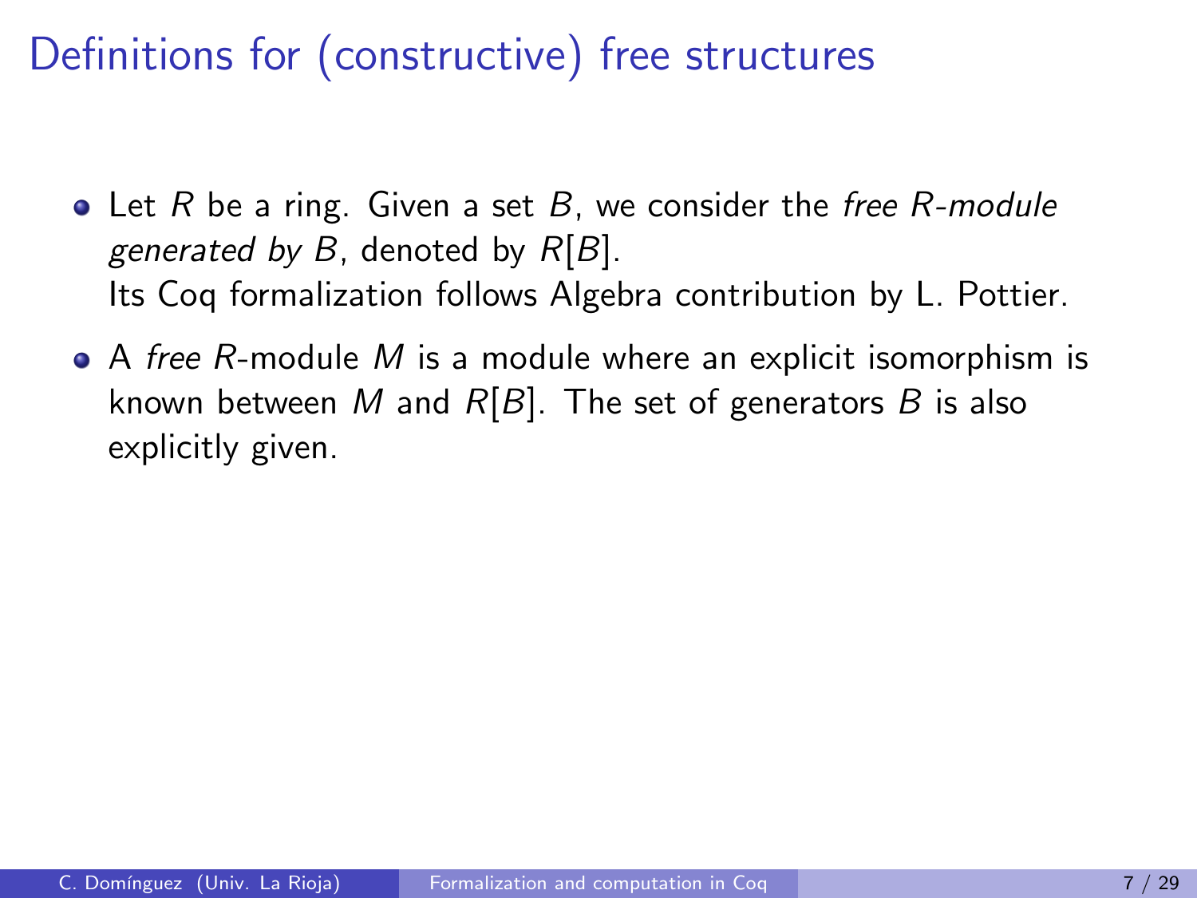# Definitions for (constructive) free structures

- Let $R$ be a ring. Given a set $B$, we consider the *free $R$-module generated by $B$*, denoted by $R[B]$.
  Its Coq formalization follows Algebra contribution by L. Pottier.

- A *free* $R$-module $M$ is a module where an explicit isomorphism is known between $M$ and $R[B]$. The set of generators $B$ is also explicitly given.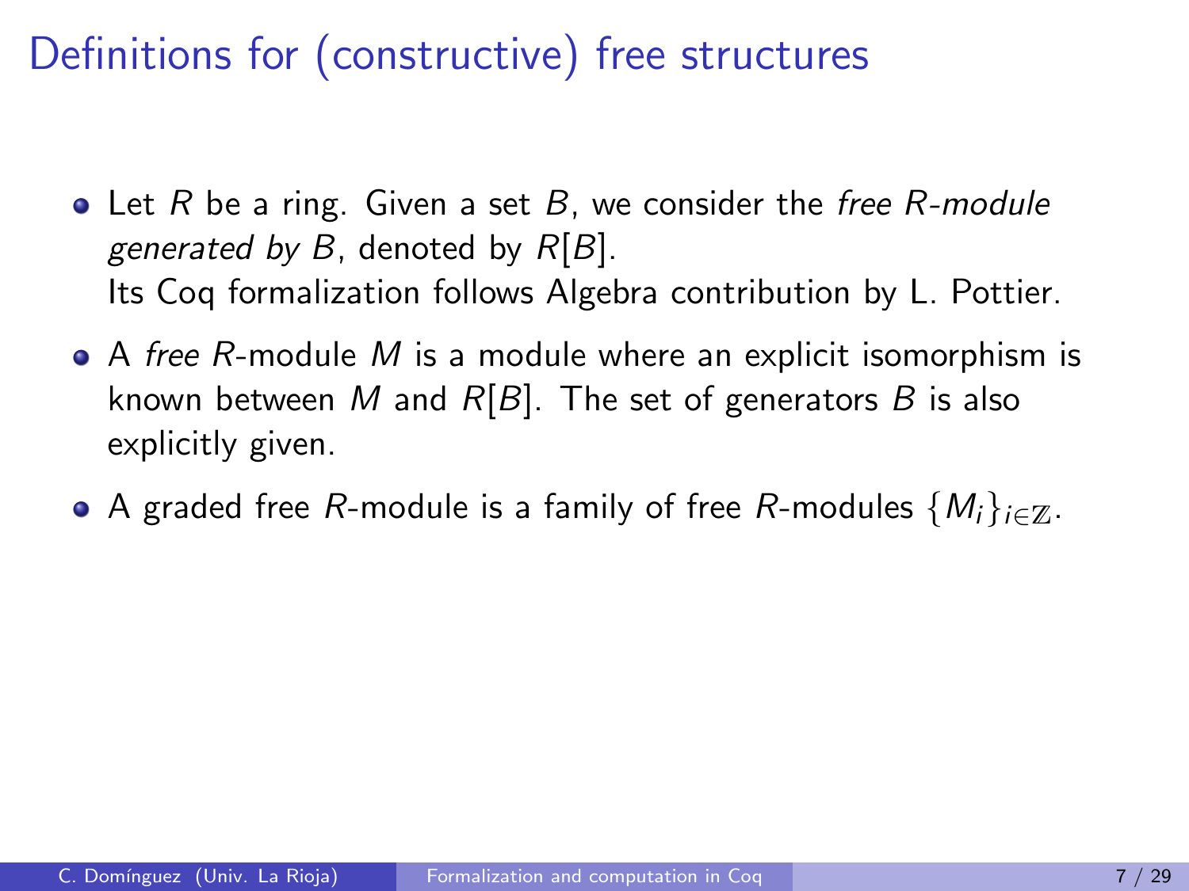# Definitions for (constructive) free structures

- Let $R$ be a ring. Given a set $B$, we consider the *free $R$-module generated by $B$*, denoted by $R[B]$.
  Its Coq formalization follows Algebra contribution by L. Pottier.
- A *free* $R$-module $M$ is a module where an explicit isomorphism is known between $M$ and $R[B]$. The set of generators $B$ is also explicitly given.
- A graded free $R$-module is a family of free $R$-modules $\{M_i\}_{i \in \mathbb{Z}}$.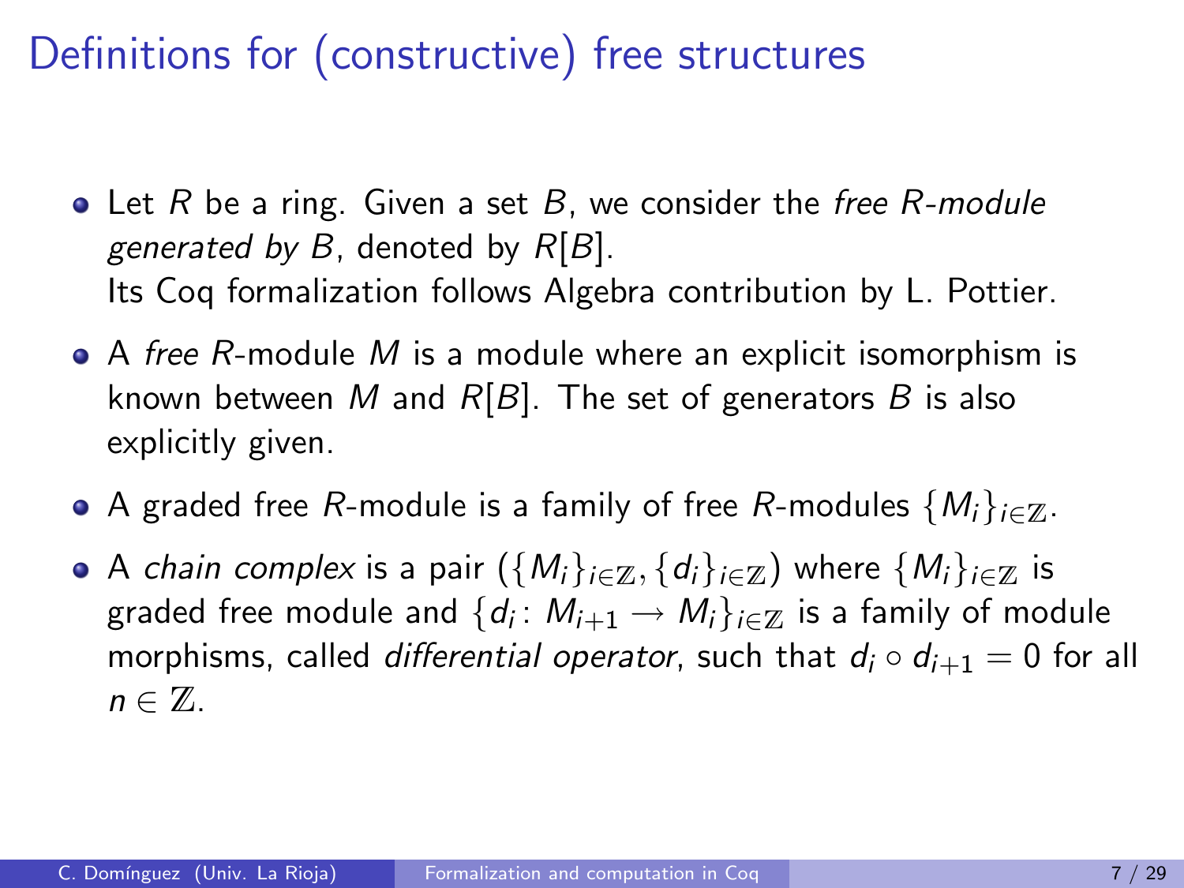# Definitions for (constructive) free structures

- Let $R$ be a ring. Given a set $B$, we consider the *free $R$-module generated by $B$*, denoted by $R[B]$.
  Its Coq formalization follows Algebra contribution by L. Pottier.

- A *free* $R$-module $M$ is a module where an explicit isomorphism is known between $M$ and $R[B]$. The set of generators $B$ is also explicitly given.

- A graded free $R$-module is a family of free $R$-modules $\{M_i\}_{i\in\mathbb{Z}}$.

- A *chain complex* is a pair $(\{M_i\}_{i\in\mathbb{Z}}, \{d_i\}_{i\in\mathbb{Z}})$ where $\{M_i\}_{i\in\mathbb{Z}}$ is graded free module and $\{d_i \colon M_{i+1} \to M_i\}_{i\in\mathbb{Z}}$ is a family of module morphisms, called *differential operator*, such that $d_i \circ d_{i+1} = 0$ for all $n \in \mathbb{Z}$.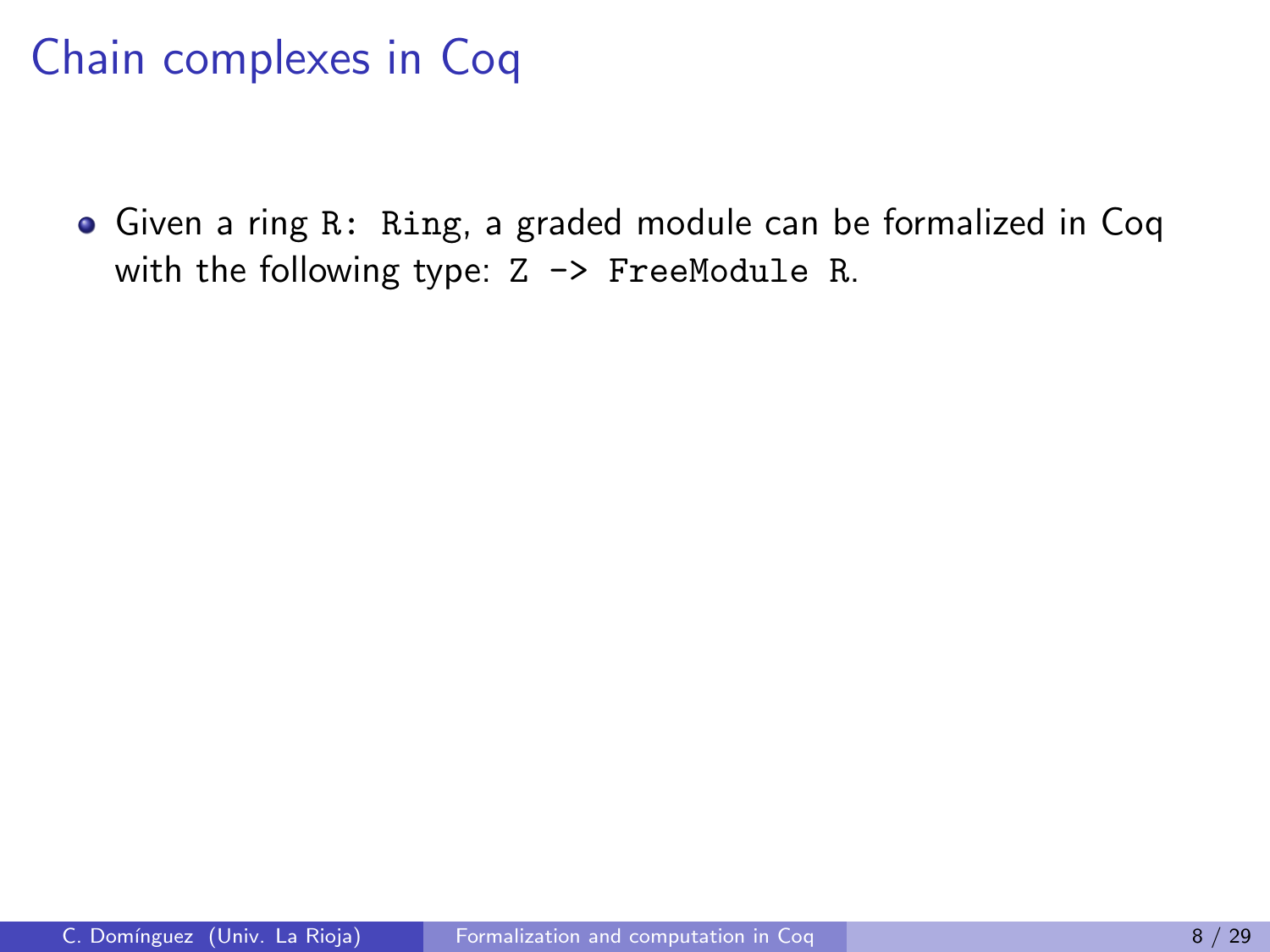# Chain complexes in Coq

- Given a ring `R: Ring`, a graded module can be formalized in Coq with the following type: `Z -> FreeModule R`.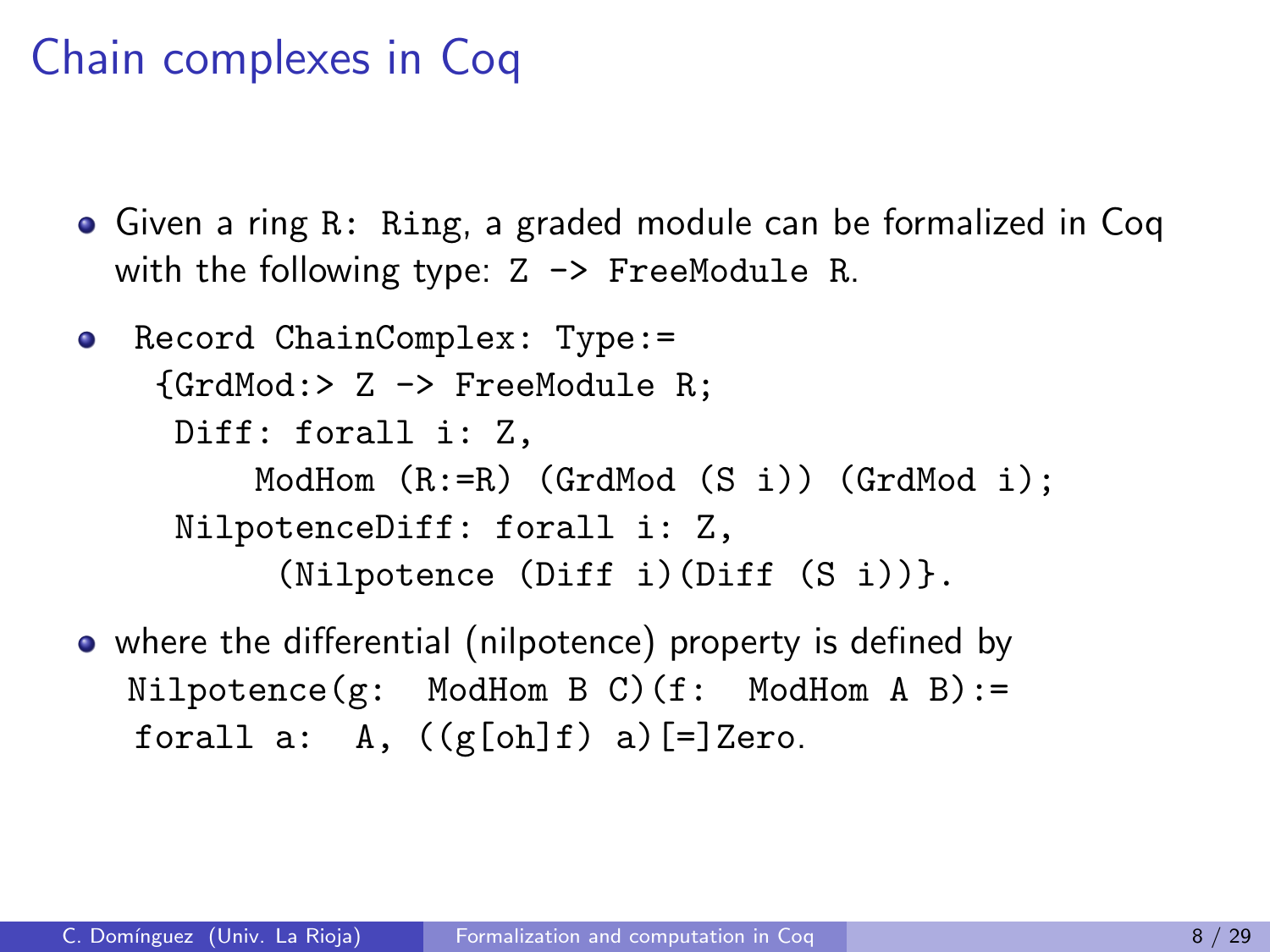# Chain complexes in Coq

- Given a ring `R: Ring`, a graded module can be formalized in Coq with the following type: `Z -> FreeModule R`.
- ```
  Record ChainComplex: Type:=
   {GrdMod:> Z -> FreeModule R;
    Diff: forall i: Z,
        ModHom (R:=R) (GrdMod (S i)) (GrdMod i);
    NilpotenceDiff: forall i: Z,
         (Nilpotence (Diff i)(Diff (S i))}.
  ```
- where the differential (nilpotence) property is defined by

  ```
  Nilpotence(g:  ModHom B C)(f:  ModHom A B):=
  forall a:  A, ((g[oh]f) a)[=]Zero.
  ```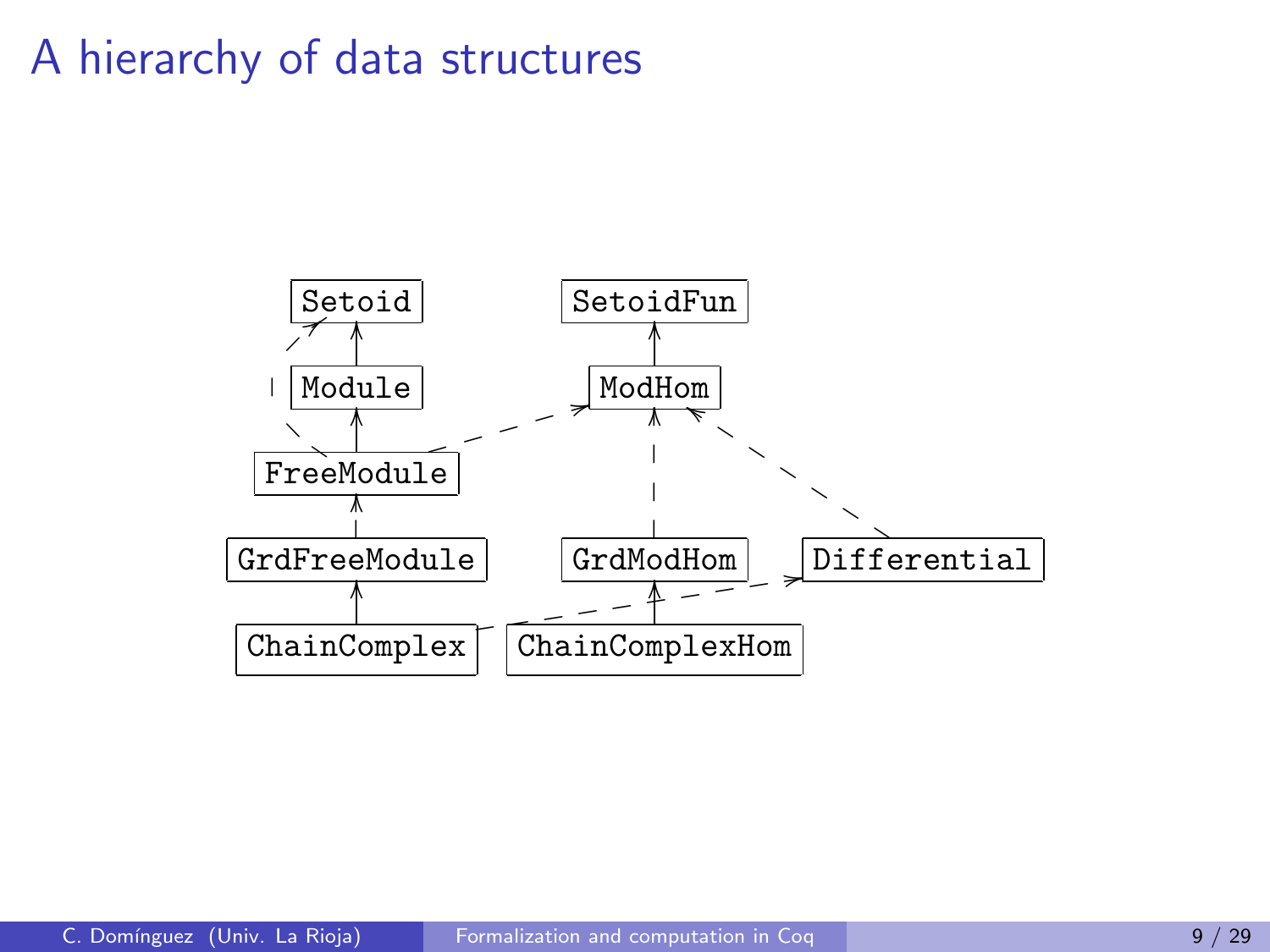# A hierarchy of data structures

Setoid

SetoidFun

Module

ModHom

FreeModule

GrdFreeModule

GrdModHom

Differential

ChainComplex

ChainComplexHom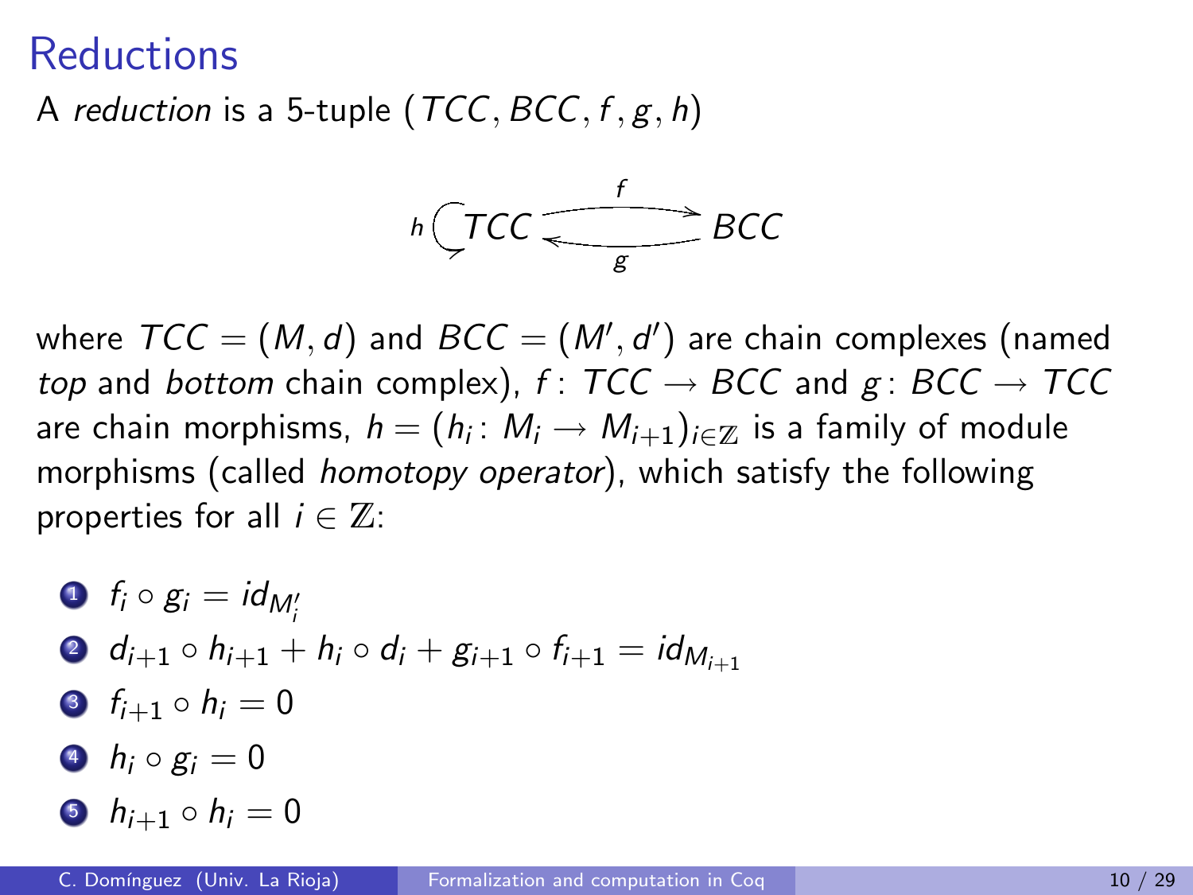# Reductions

A *reduction* is a 5-tuple $(TCC, BCC, f, g, h)$

$$h \circlearrowleft TCC \underset{g}{\overset{f}{\rightleftarrows}} BCC$$

where $TCC = (M, d)$ and $BCC = (M', d')$ are chain complexes (named *top* and *bottom* chain complex), $f\colon TCC \to BCC$ and $g\colon BCC \to TCC$ are chain morphisms, $h = (h_i\colon M_i \to M_{i+1})_{i \in \mathbb{Z}}$ is a family of module morphisms (called *homotopy operator*), which satisfy the following properties for all $i \in \mathbb{Z}$:

1. $f_i \circ g_i = id_{M'_i}$
2. $d_{i+1} \circ h_{i+1} + h_i \circ d_i + g_{i+1} \circ f_{i+1} = id_{M_{i+1}}$
3. $f_{i+1} \circ h_i = 0$
4. $h_i \circ g_i = 0$
5. $h_{i+1} \circ h_i = 0$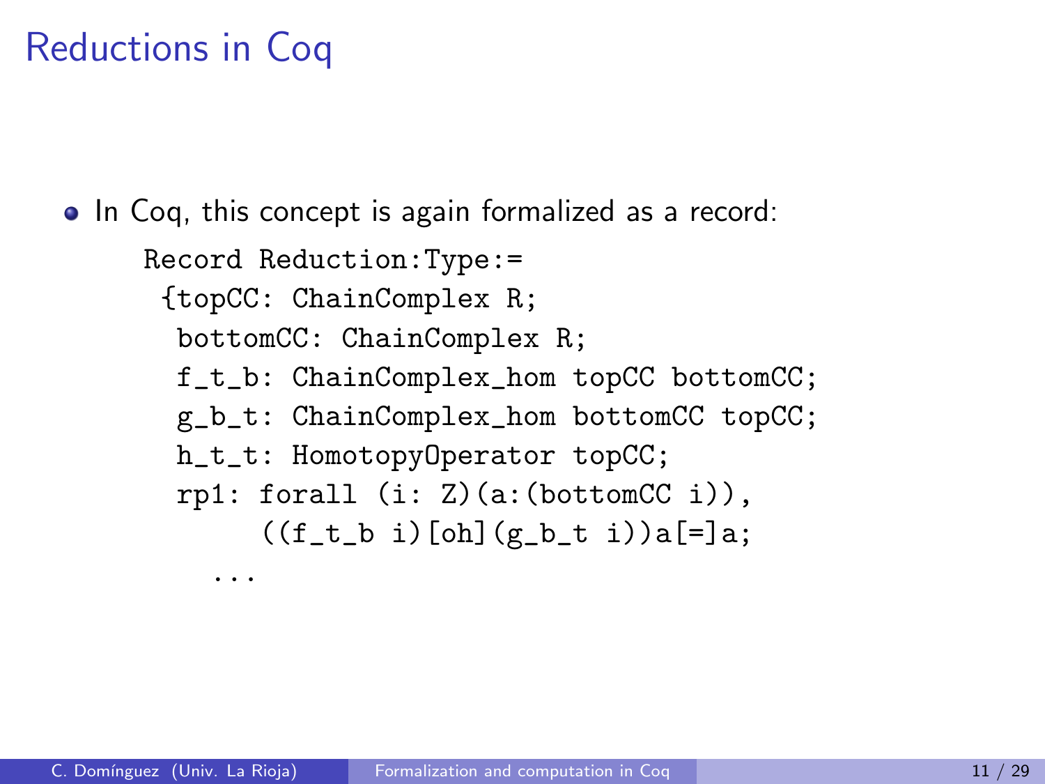# Reductions in Coq

- In Coq, this concept is again formalized as a record:

```
Record Reduction:Type:=
 {topCC: ChainComplex R;
  bottomCC: ChainComplex R;
  f_t_b: ChainComplex_hom topCC bottomCC;
  g_b_t: ChainComplex_hom bottomCC topCC;
  h_t_t: HomotopyOperator topCC;
  rp1: forall (i: Z)(a:(bottomCC i)),
       ((f_t_b i)[oh](g_b_t i))a[=]a;
    ...
```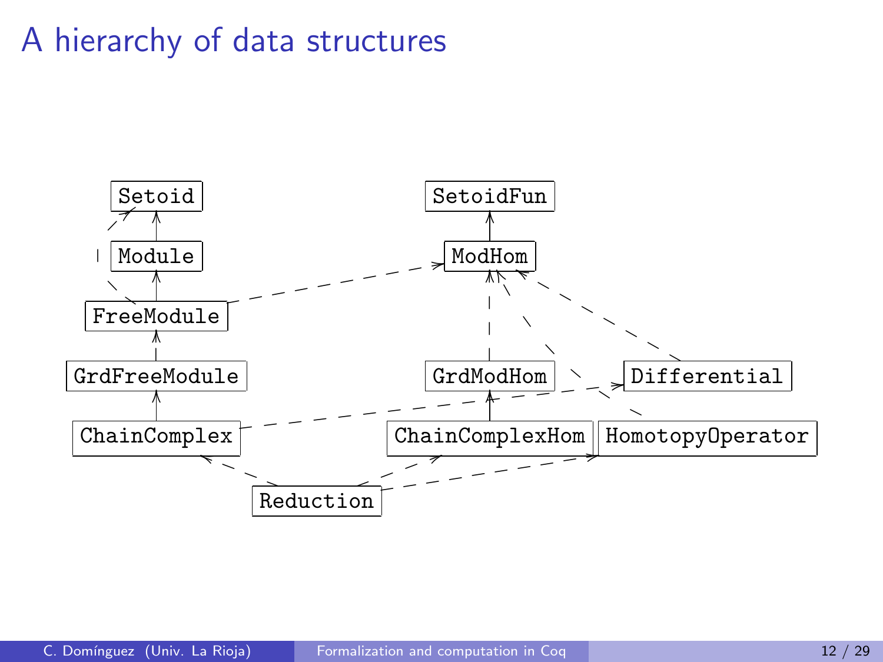# A hierarchy of data structures

Setoid

SetoidFun

Module

ModHom

FreeModule

GrdFreeModule

GrdModHom

Differential

ChainComplex

ChainComplexHom

HomotopyOperator

Reduction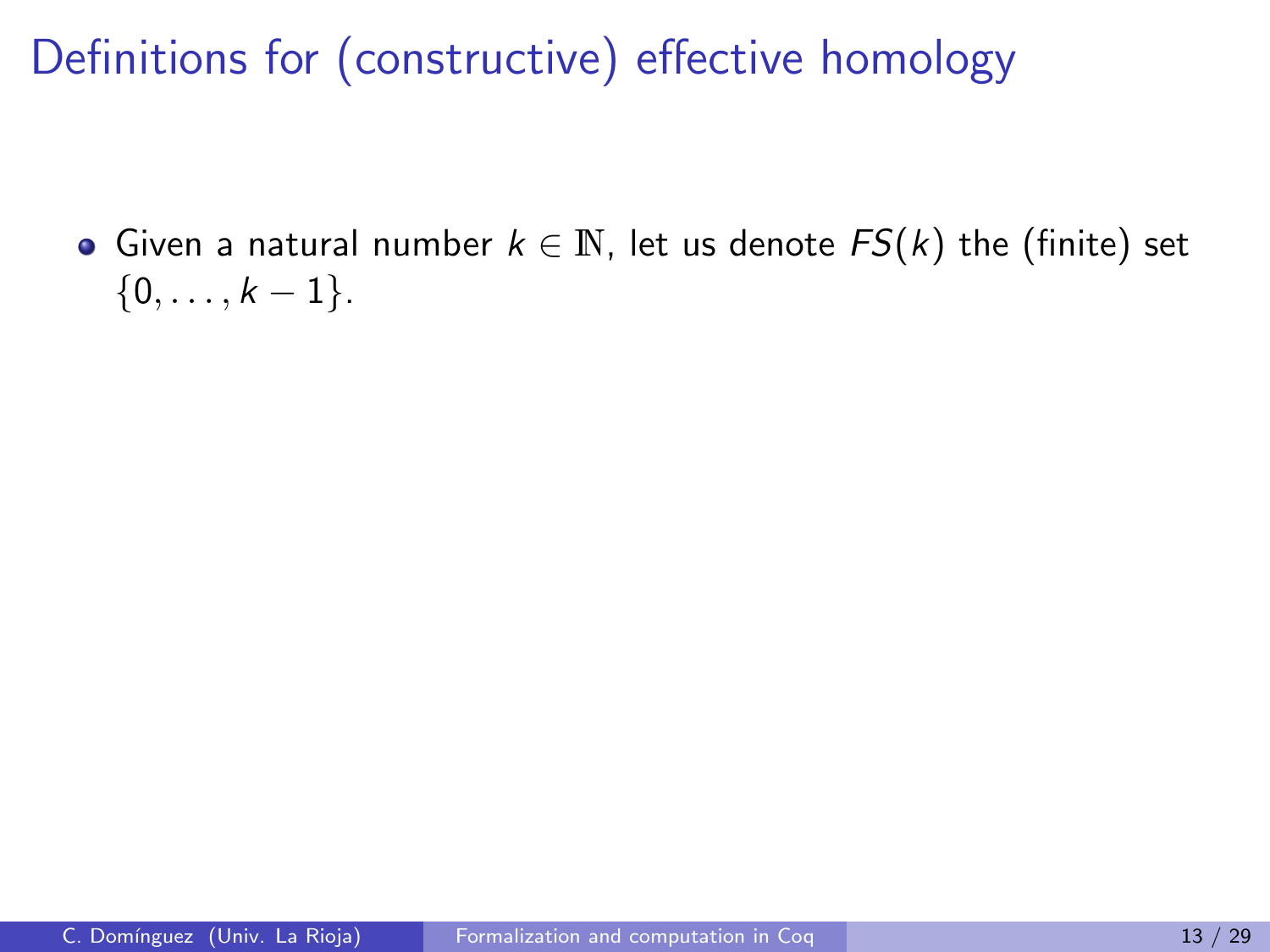# Definitions for (constructive) effective homology

- Given a natural number $k \in \mathbb{N}$, let us denote $FS(k)$ the (finite) set $\{0, \ldots, k-1\}$.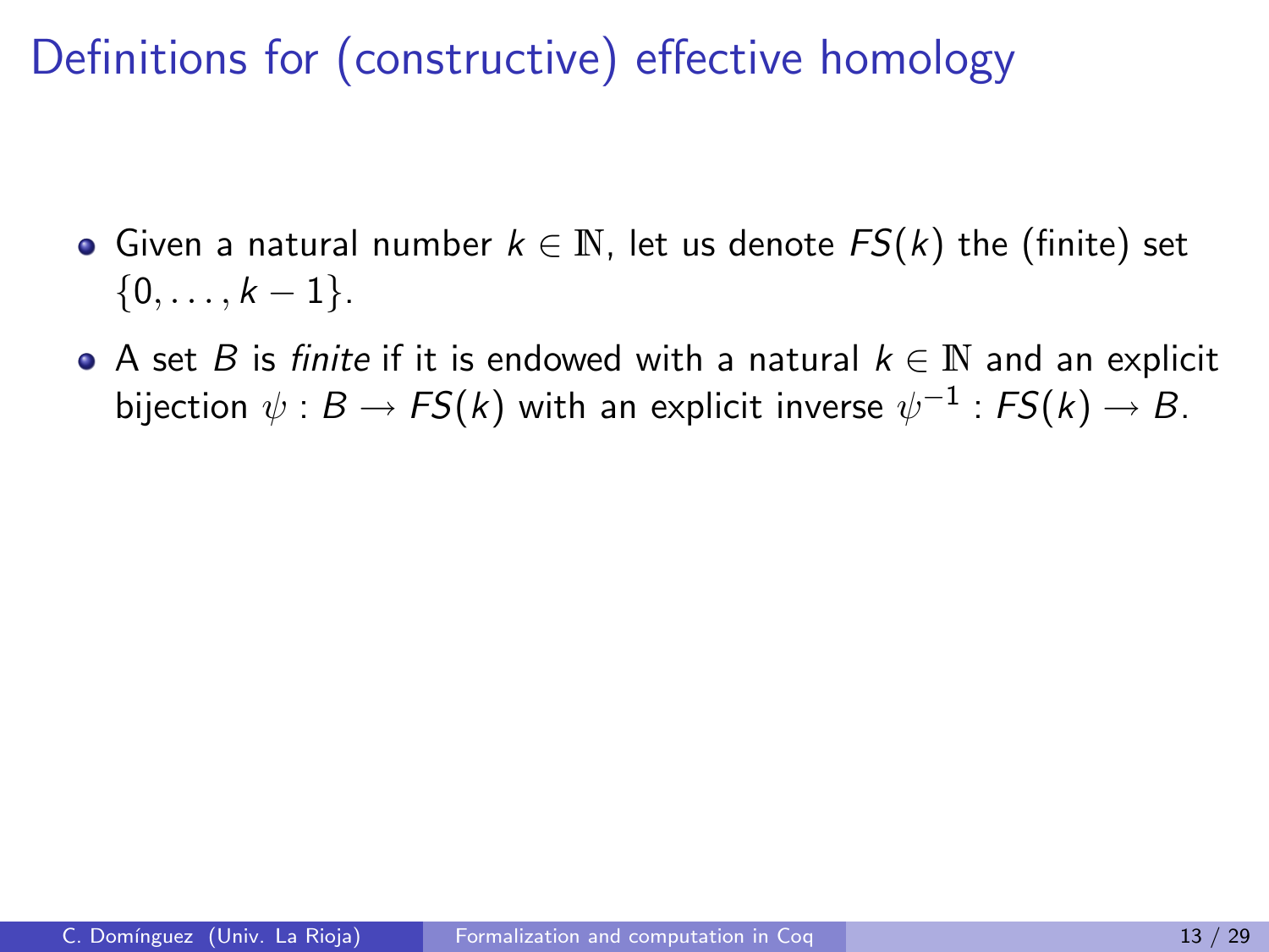# Definitions for (constructive) effective homology

- Given a natural number $k \in \mathbb{N}$, let us denote $FS(k)$ the (finite) set $\{0, \ldots, k-1\}$.
- A set $B$ is *finite* if it is endowed with a natural $k \in \mathbb{N}$ and an explicit bijection $\psi : B \rightarrow FS(k)$ with an explicit inverse $\psi^{-1} : FS(k) \rightarrow B$.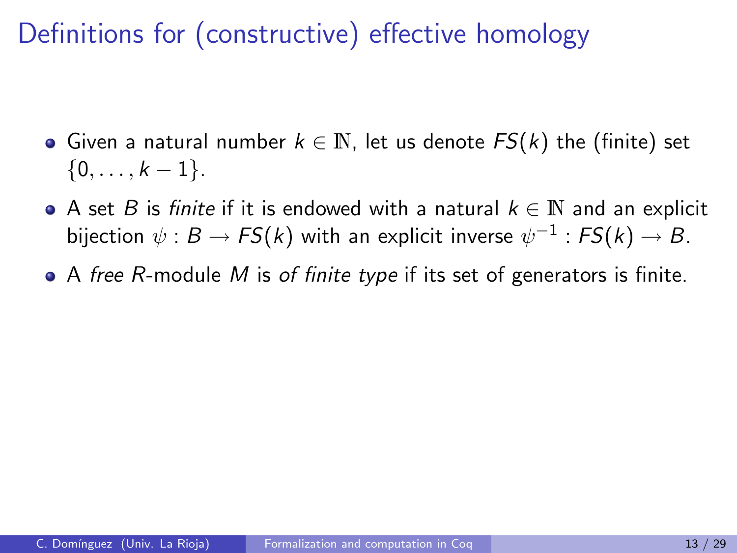# Definitions for (constructive) effective homology

- Given a natural number $k \in \mathbb{N}$, let us denote $FS(k)$ the (finite) set $\{0, \ldots, k-1\}$.
- A set $B$ is *finite* if it is endowed with a natural $k \in \mathbb{N}$ and an explicit bijection $\psi : B \rightarrow FS(k)$ with an explicit inverse $\psi^{-1} : FS(k) \rightarrow B$.
- A *free* $R$-module $M$ is *of finite type* if its set of generators is finite.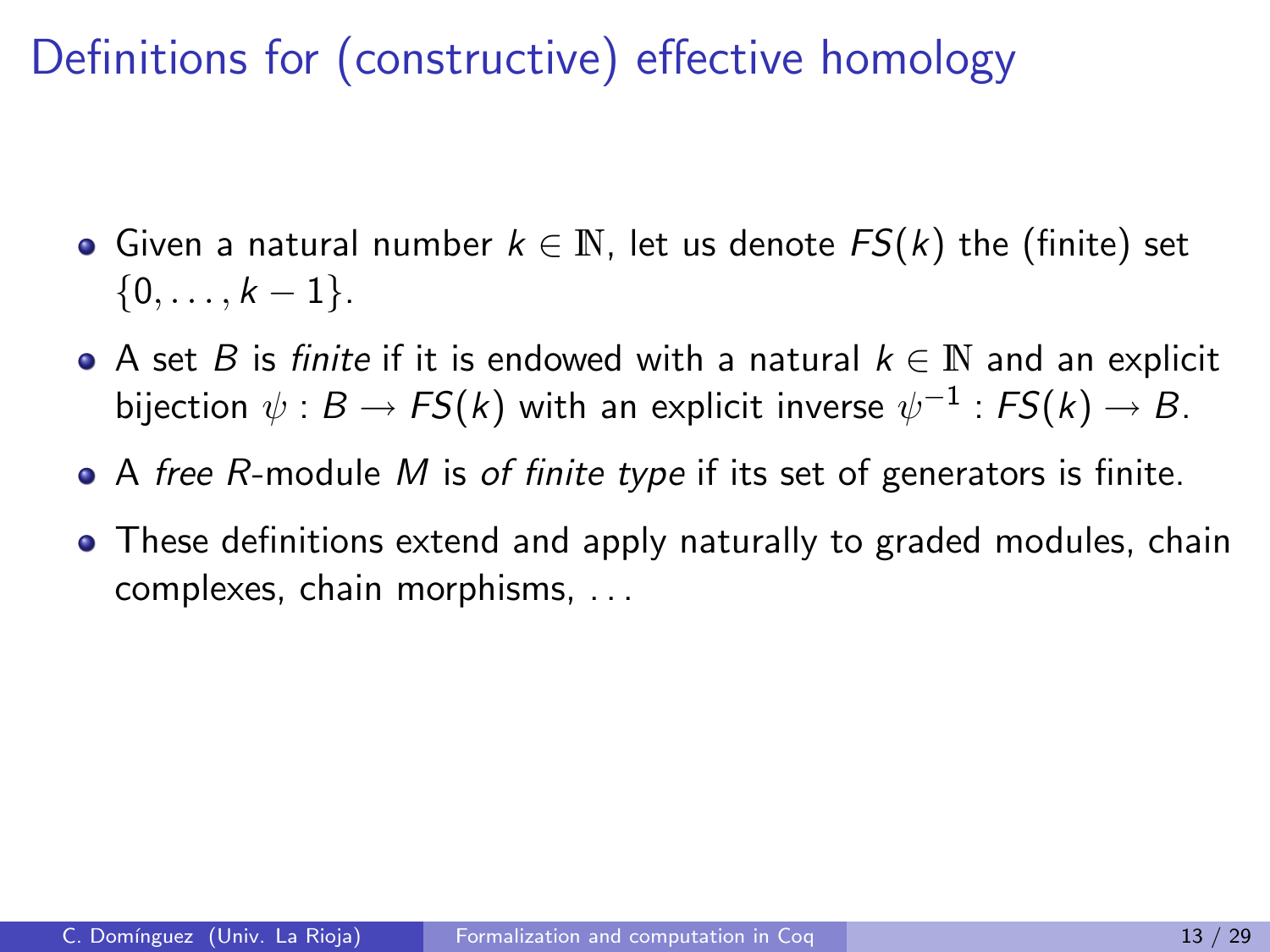# Definitions for (constructive) effective homology

- Given a natural number $k \in \mathbb{N}$, let us denote $FS(k)$ the (finite) set $\{0, \dots, k-1\}$.
- A set $B$ is *finite* if it is endowed with a natural $k \in \mathbb{N}$ and an explicit bijection $\psi : B \to FS(k)$ with an explicit inverse $\psi^{-1} : FS(k) \to B$.
- A *free* $R$-module $M$ is *of finite type* if its set of generators is finite.
- These definitions extend and apply naturally to graded modules, chain complexes, chain morphisms, ...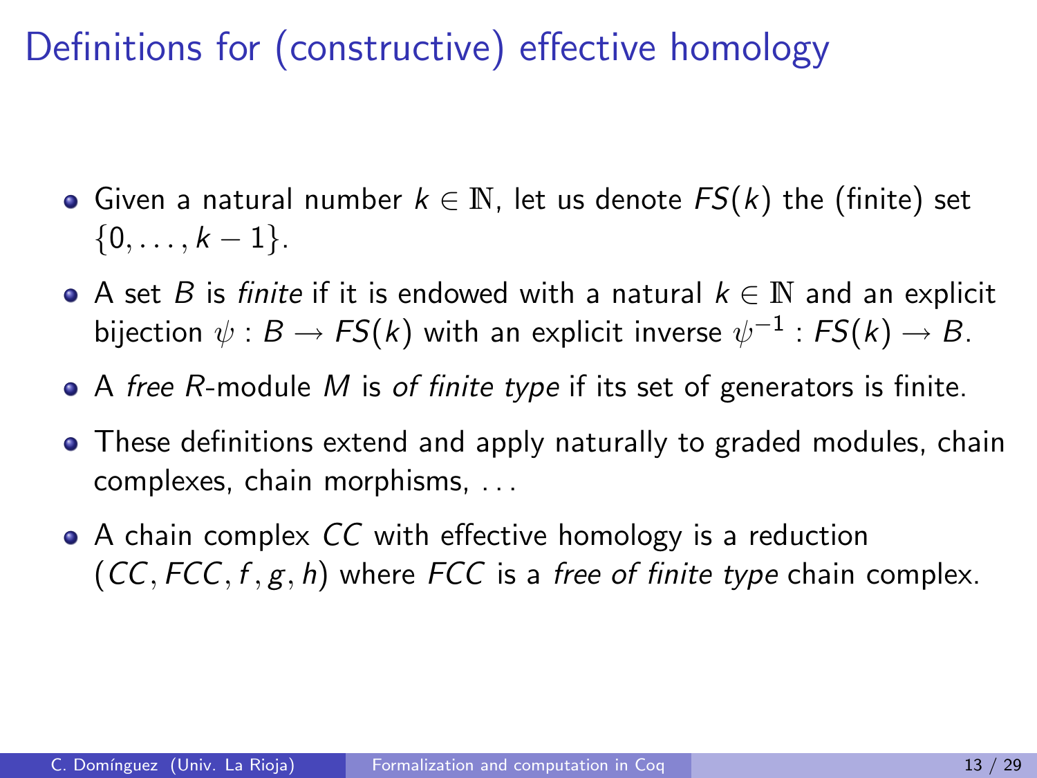# Definitions for (constructive) effective homology

- Given a natural number $k \in \mathbb{N}$, let us denote $FS(k)$ the (finite) set $\{0, \ldots, k-1\}$.
- A set $B$ is *finite* if it is endowed with a natural $k \in \mathbb{N}$ and an explicit bijection $\psi : B \to FS(k)$ with an explicit inverse $\psi^{-1} : FS(k) \to B$.
- A *free* $R$-module $M$ is *of finite type* if its set of generators is finite.
- These definitions extend and apply naturally to graded modules, chain complexes, chain morphisms, ...
- A chain complex $CC$ with effective homology is a reduction $(CC, FCC, f, g, h)$ where $FCC$ is a *free of finite type* chain complex.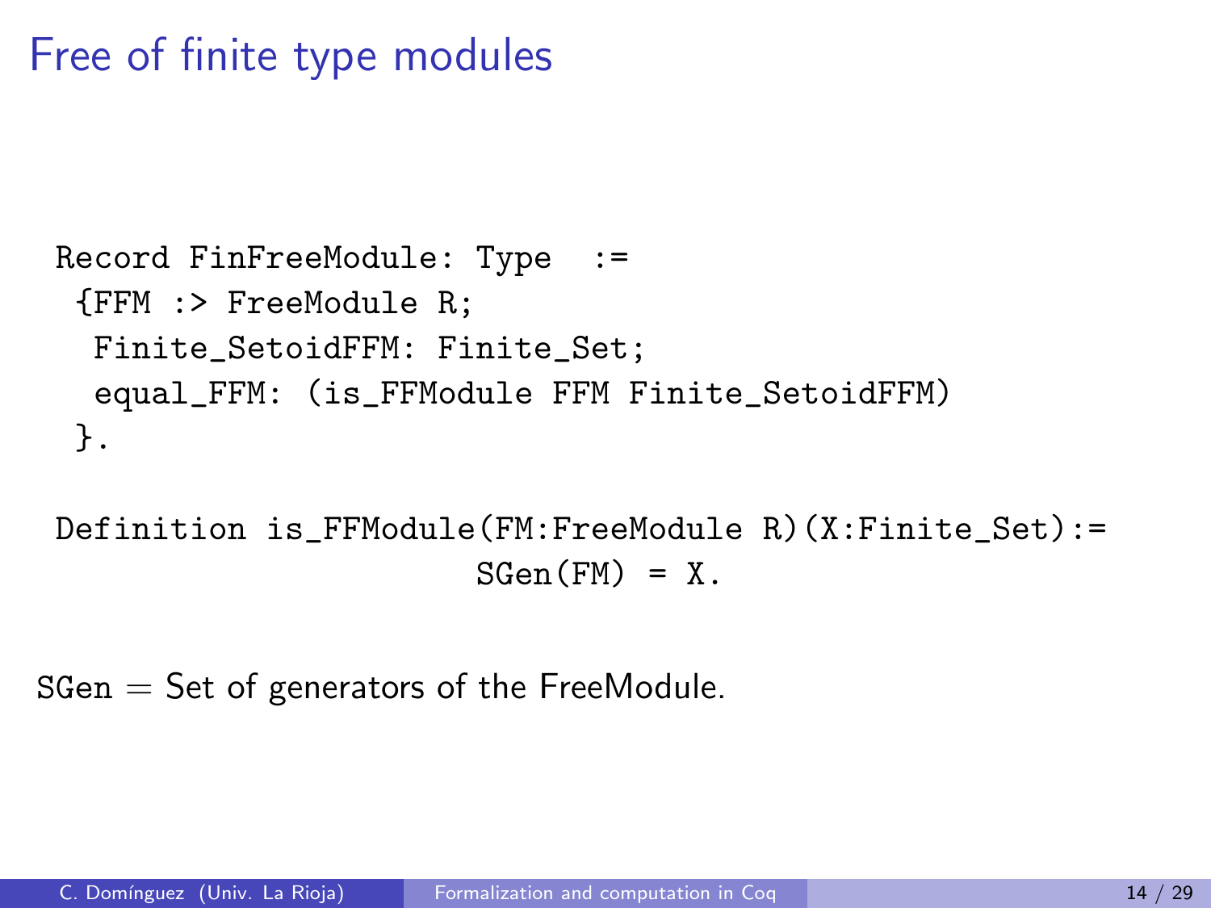# Free of finite type modules

```
Record FinFreeModule: Type  :=
 {FFM :> FreeModule R;
  Finite_SetoidFFM: Finite_Set;
  equal_FFM: (is_FFModule FFM Finite_SetoidFFM)
 }.
```

```
Definition is_FFModule(FM:FreeModule R)(X:Finite_Set):=
                      SGen(FM) = X.
```

`SGen` = Set of generators of the FreeModule.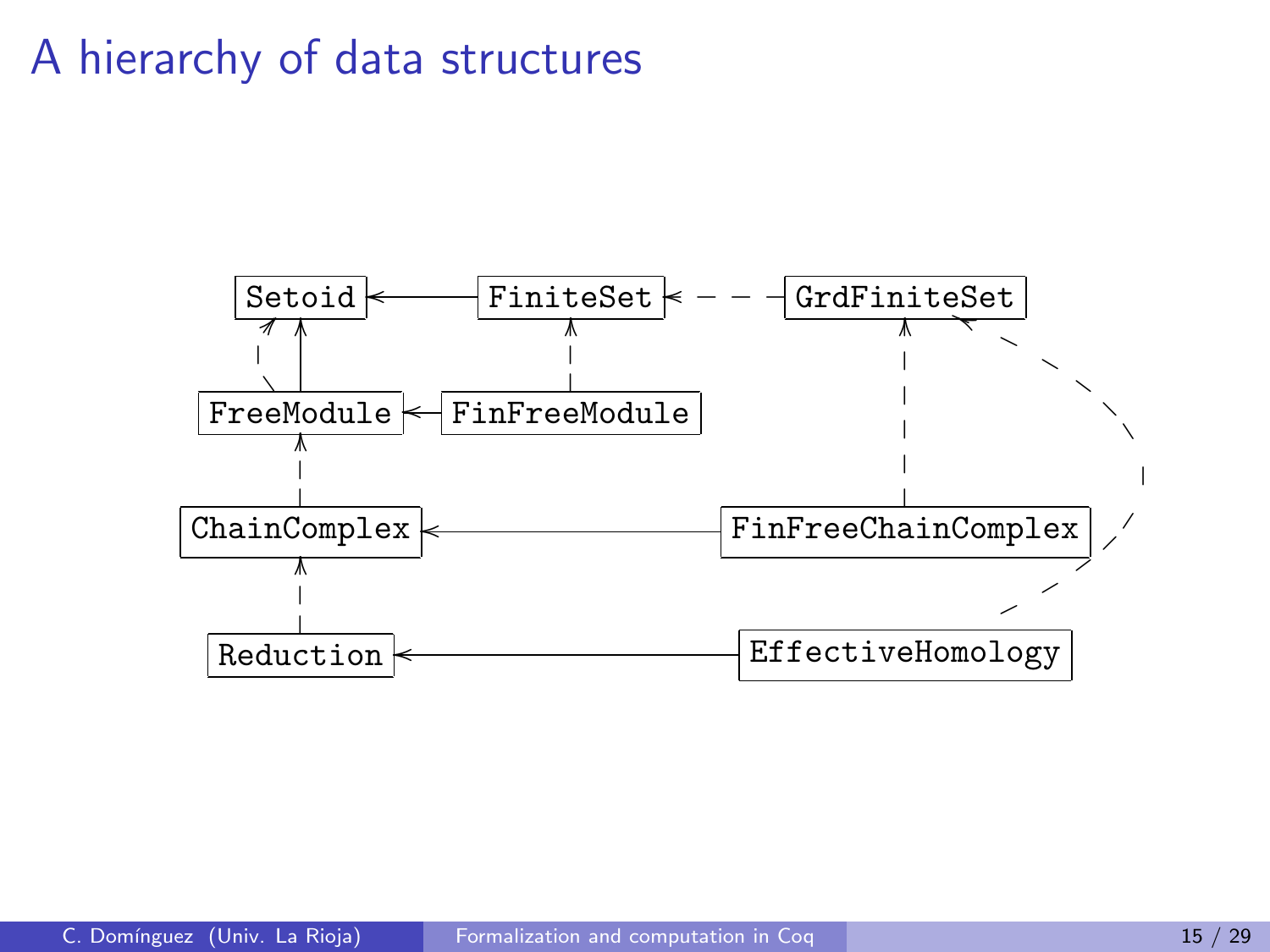# A hierarchy of data structures

Setoid
FiniteSet
GrdFiniteSet
FreeModule
FinFreeModule
ChainComplex
FinFreeChainComplex
Reduction
EffectiveHomology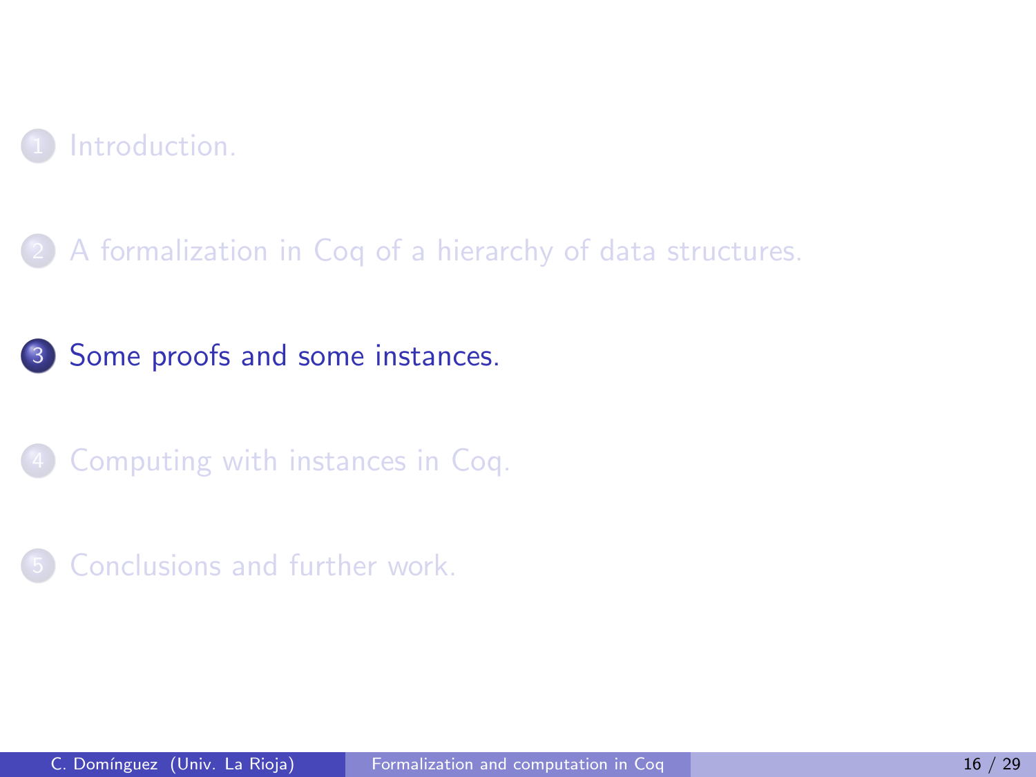1. Introduction.
2. A formalization in Coq of a hierarchy of data structures.
3. **Some proofs and some instances.**
4. Computing with instances in Coq.
5. Conclusions and further work.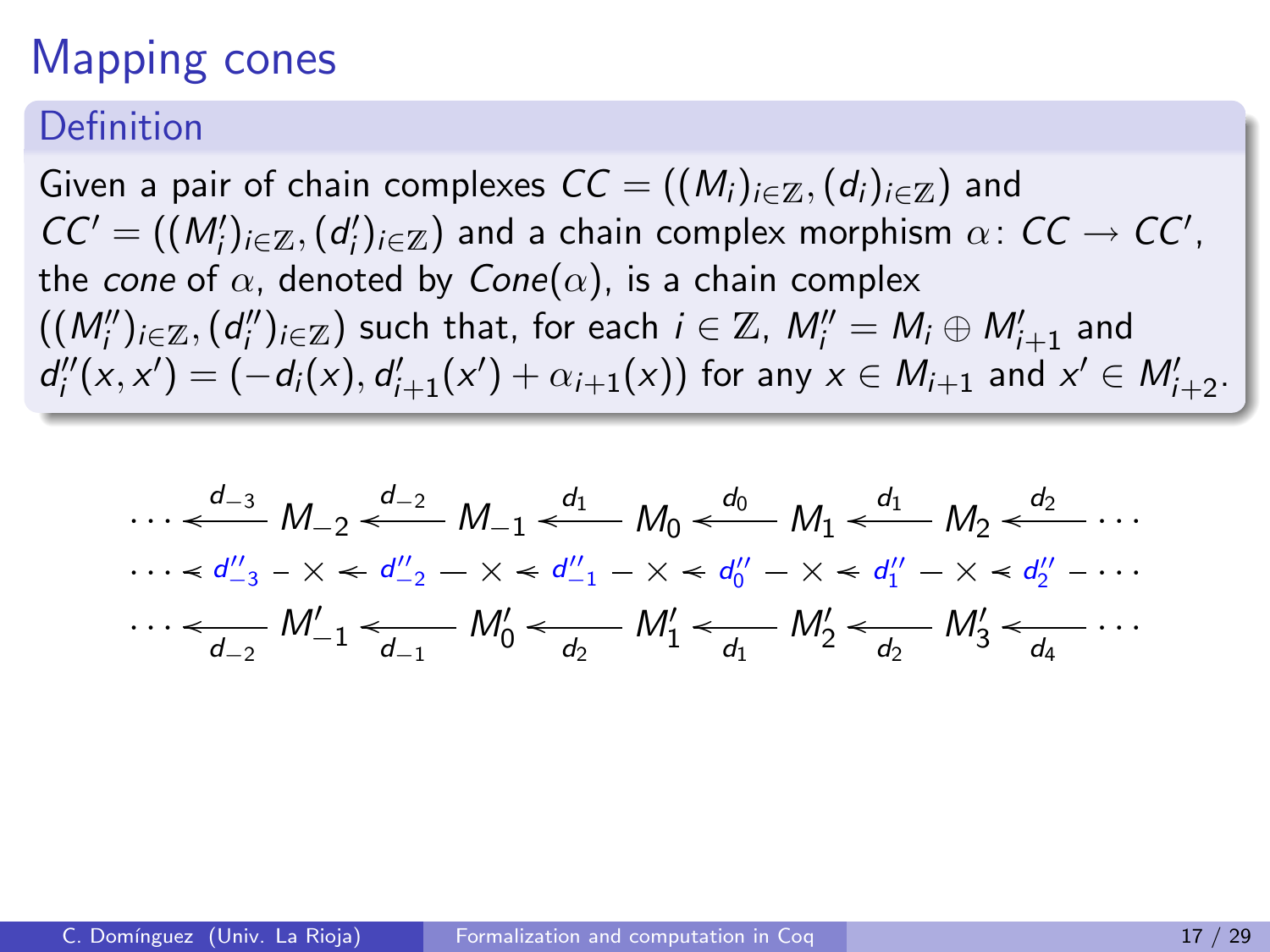# Mapping cones

## Definition

Given a pair of chain complexes $CC = ((M_i)_{i\in\mathbb{Z}}, (d_i)_{i\in\mathbb{Z}})$ and $CC' = ((M'_i)_{i\in\mathbb{Z}}, (d'_i)_{i\in\mathbb{Z}})$ and a chain complex morphism $\alpha\colon CC \to CC'$, the *cone* of $\alpha$, denoted by $Cone(\alpha)$, is a chain complex $((M''_i)_{i\in\mathbb{Z}}, (d''_i)_{i\in\mathbb{Z}})$ such that, for each $i \in \mathbb{Z}$, $M''_i = M_i \oplus M'_{i+1}$ and $d''_i(x, x') = (-d_i(x), d'_{i+1}(x') + \alpha_{i+1}(x))$ for any $x \in M_{i+1}$ and $x' \in M'_{i+2}$.

$$
\begin{array}{ccccccccccccc}
\cdots \xleftarrow{d_{-3}} & M_{-2} & \xleftarrow{d_{-2}} & M_{-1} & \xleftarrow{d_{1}} & M_0 & \xleftarrow{d_0} & M_1 & \xleftarrow{d_1} & M_2 & \xleftarrow{d_2} & \cdots \\
\cdots \leftarrow d''_{-3} - & \times & \leftarrow d''_{-2} - & \times & \leftarrow d''_{-1} - & \times & \leftarrow d''_{0} - & \times & \leftarrow d''_{1} - & \times & \leftarrow d''_{2} - & \cdots \\
\cdots \xleftarrow[d_{-2}]{} & M'_{-1} & \xleftarrow[d_{-1}]{} & M'_0 & \xleftarrow[d_{2}]{} & M'_1 & \xleftarrow[d_1]{} & M'_2 & \xleftarrow[d_2]{} & M'_3 & \xleftarrow[d_4]{} & \cdots
\end{array}
$$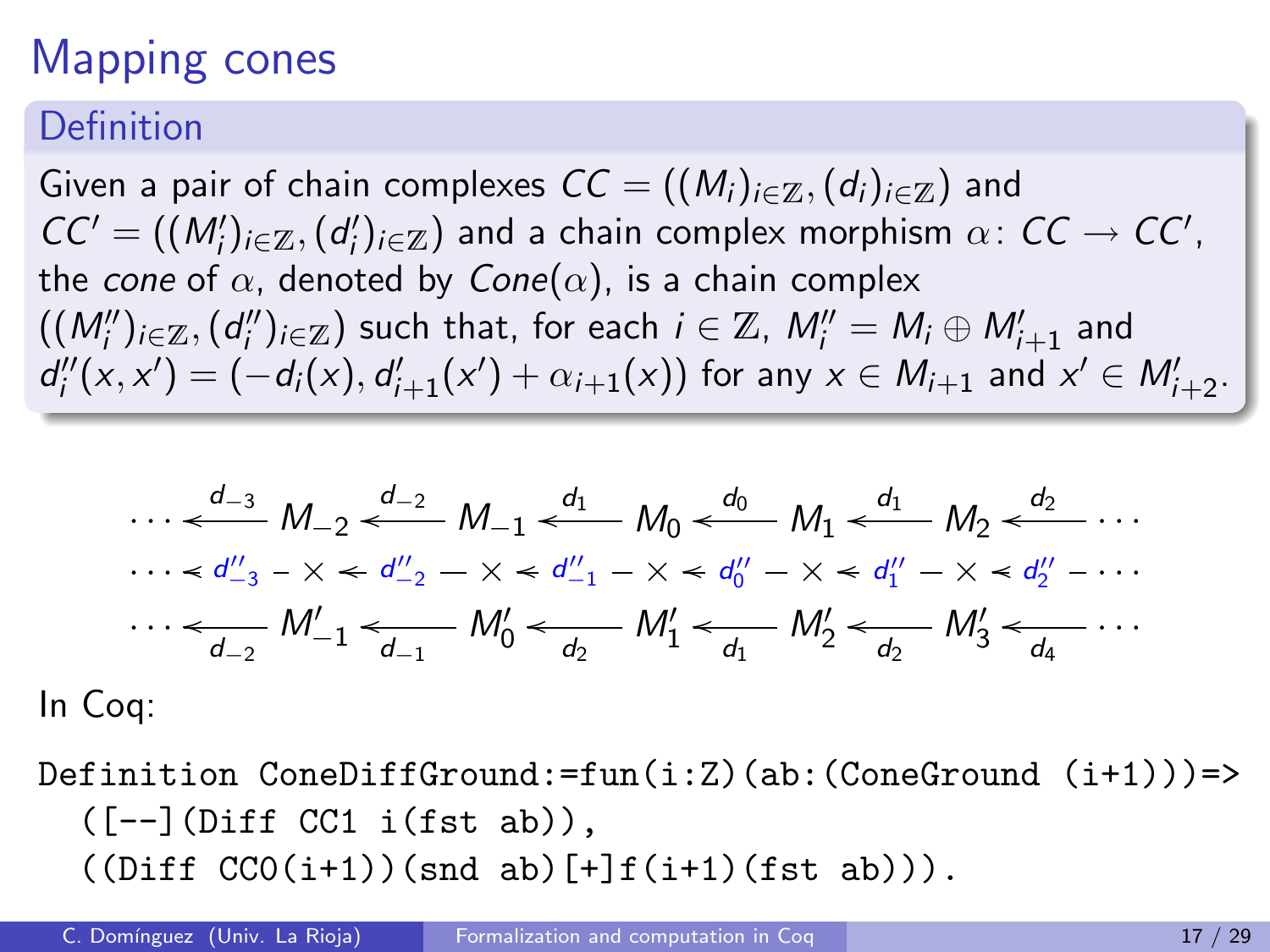# Mapping cones

## Definition

Given a pair of chain complexes $CC = ((M_i)_{i\in\mathbb{Z}}, (d_i)_{i\in\mathbb{Z}})$ and $CC' = ((M'_i)_{i\in\mathbb{Z}}, (d'_i)_{i\in\mathbb{Z}})$ and a chain complex morphism $\alpha\colon CC \to CC'$, the *cone* of $\alpha$, denoted by $Cone(\alpha)$, is a chain complex $((M''_i)_{i\in\mathbb{Z}}, (d''_i)_{i\in\mathbb{Z}})$ such that, for each $i \in \mathbb{Z}$, $M''_i = M_i \oplus M'_{i+1}$ and $d''_i(x, x') = (-d_i(x), d'_{i+1}(x') + \alpha_{i+1}(x))$ for any $x \in M_{i+1}$ and $x' \in M'_{i+2}$.

$$
\begin{array}{c}
\cdots \xleftarrow{d_{-3}} M_{-2} \xleftarrow{d_{-2}} M_{-1} \xleftarrow{d_1} M_0 \xleftarrow{d_0} M_1 \xleftarrow{d_1} M_2 \xleftarrow{d_2} \cdots \\
\cdots \leftarrow d''_{-3} - \times \leftarrow d''_{-2} - \times \leftarrow d''_{-1} - \times \leftarrow d''_0 - \times \leftarrow d''_1 - \times \leftarrow d''_2 - \cdots \\
\cdots \xleftarrow[d_{-2}]{} M'_{-1} \xleftarrow[d_{-1}]{} M'_0 \xleftarrow[d_2]{} M'_1 \xleftarrow[d_1]{} M'_2 \xleftarrow[d_2]{} M'_3 \xleftarrow[d_4]{} \cdots
\end{array}
$$

In Coq:

```
Definition ConeDiffGround:=fun(i:Z)(ab:(ConeGround (i+1)))=>
  ([--](Diff CC1 i(fst ab)),
  ((Diff CC0(i+1))(snd ab)[+]f(i+1)(fst ab))).
```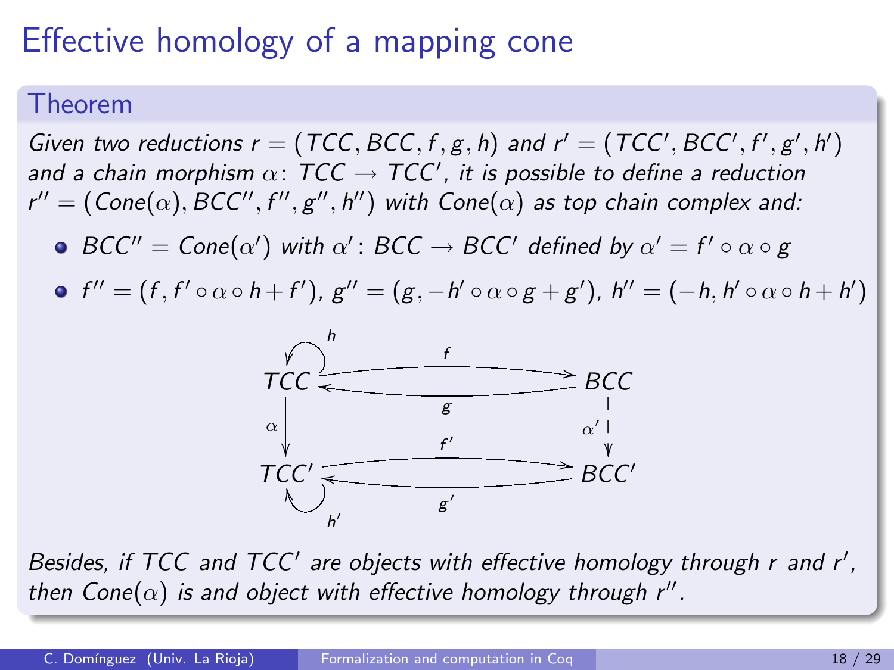# Effective homology of a mapping cone

### Theorem

*Given two reductions $r = (TCC, BCC, f, g, h)$ and $r' = (TCC', BCC', f', g', h')$ and a chain morphism $\alpha\colon TCC \rightarrow TCC'$, it is possible to define a reduction $r'' = (Cone(\alpha), BCC'', f'', g'', h'')$ with $Cone(\alpha)$ as top chain complex and:*

- $BCC'' = Cone(\alpha')$ *with* $\alpha'\colon BCC \rightarrow BCC'$ *defined by* $\alpha' = f' \circ \alpha \circ g$
- $f'' = (f, f' \circ \alpha \circ h + f')$, $g'' = (g, -h' \circ \alpha \circ g + g')$, $h'' = (-h, h' \circ \alpha \circ h + h')$

$$
\begin{array}{ccc}
TCC & \underset{g}{\overset{f}{\rightleftarrows}} & BCC \\
\downarrow \alpha & & \downarrow \alpha' \\
TCC' & \underset{g'}{\overset{f'}{\rightleftarrows}} & BCC'
\end{array}
$$

(with $h$ a loop on $TCC$ and $h'$ a loop on $TCC'$)

*Besides, if $TCC$ and $TCC'$ are objects with effective homology through $r$ and $r'$, then $Cone(\alpha)$ is and object with effective homology through $r''$.*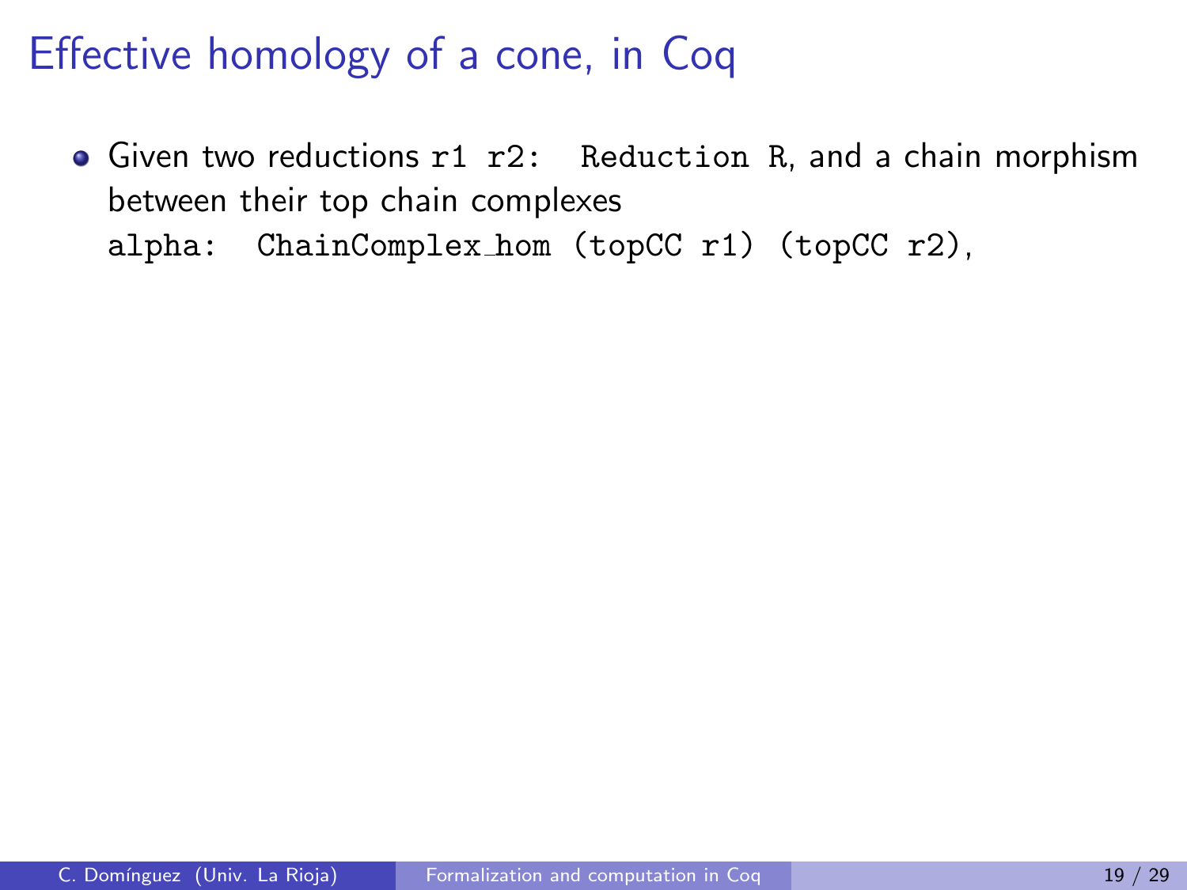# Effective homology of a cone, in Coq

- Given two reductions `r1 r2: Reduction R`, and a chain morphism between their top chain complexes
  `alpha: ChainComplex_hom (topCC r1) (topCC r2)`,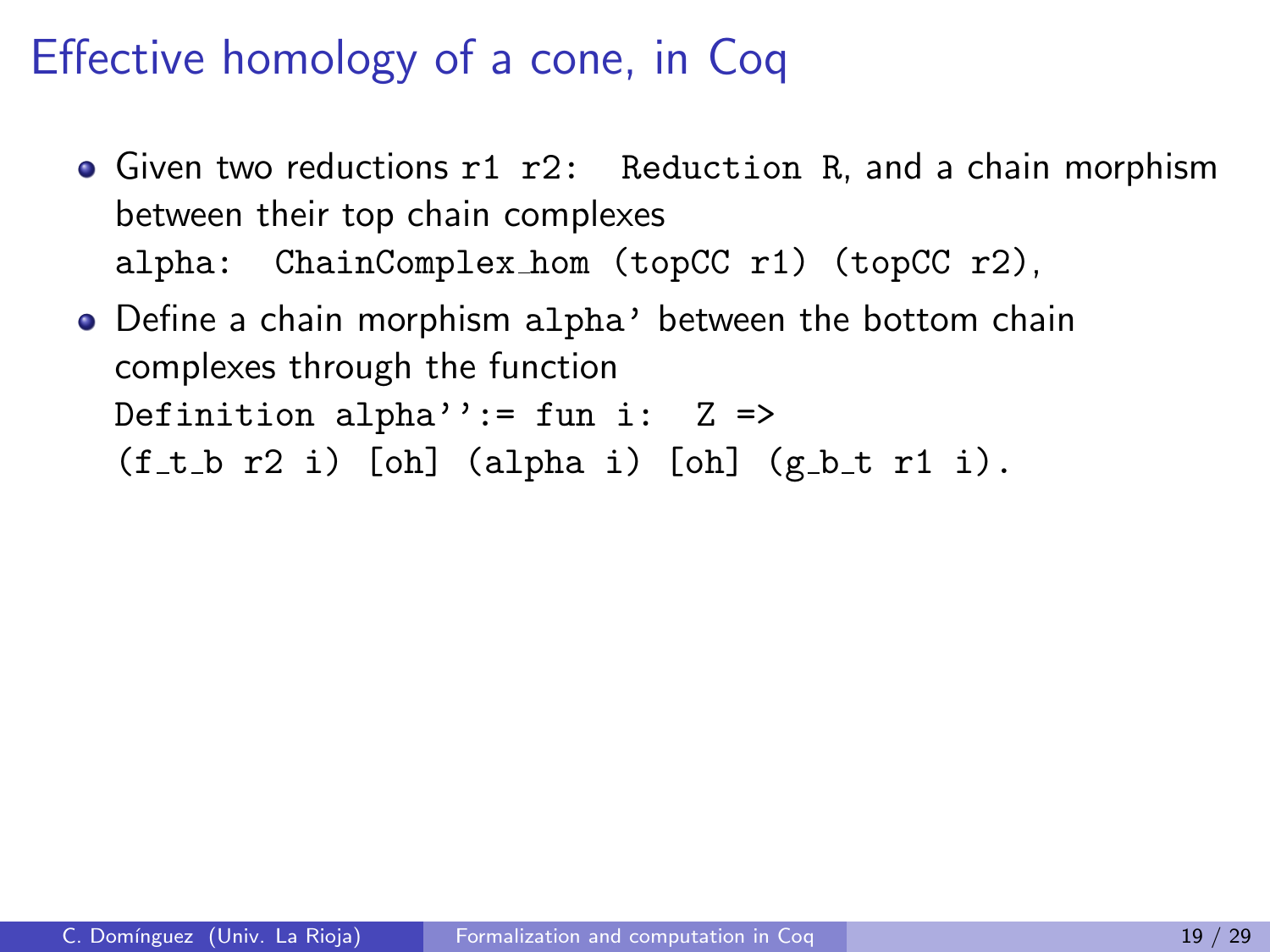# Effective homology of a cone, in Coq

- Given two reductions `r1 r2: Reduction R`, and a chain morphism between their top chain complexes `alpha: ChainComplex_hom (topCC r1) (topCC r2)`,
- Define a chain morphism `alpha'` between the bottom chain complexes through the function

```
Definition alpha'':= fun i: Z =>
(f_t_b r2 i) [oh] (alpha i) [oh] (g_b_t r1 i).
```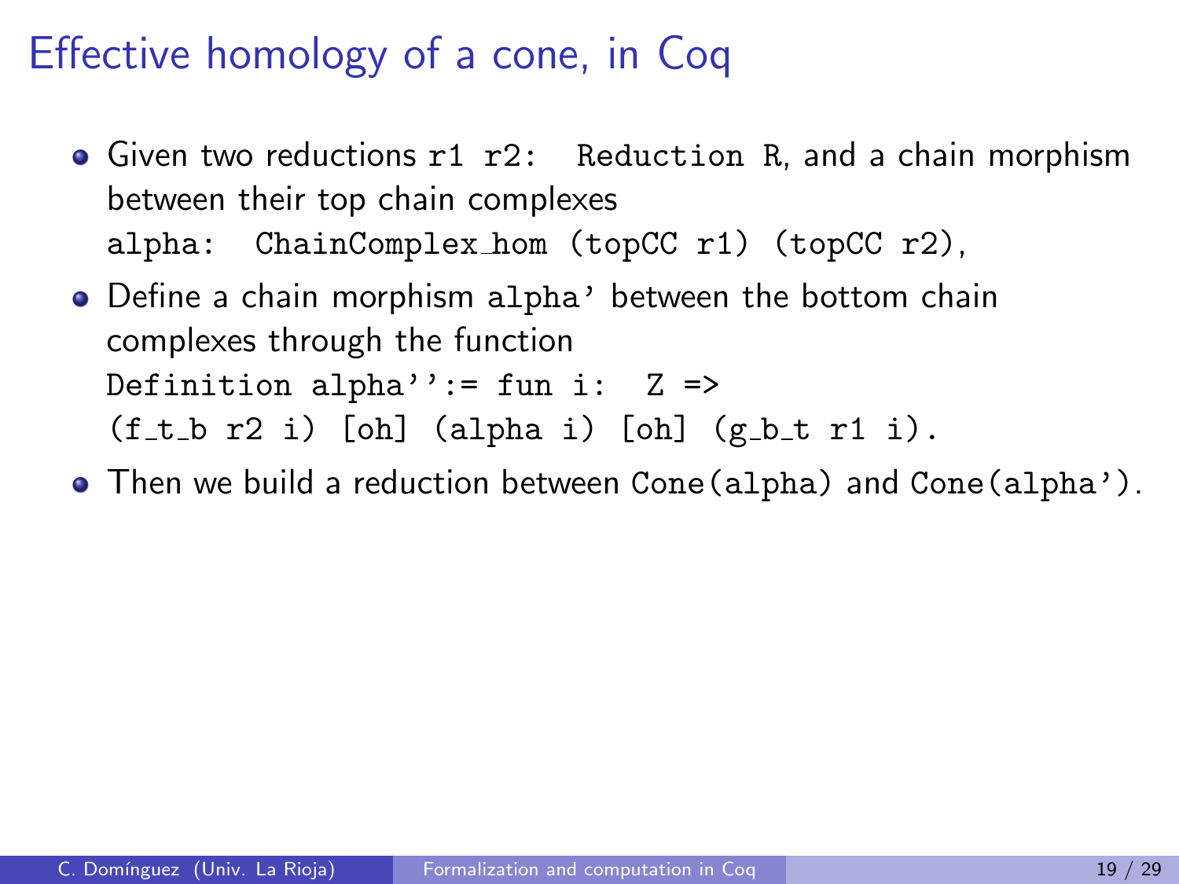# Effective homology of a cone, in Coq

- Given two reductions `r1 r2: Reduction R`, and a chain morphism between their top chain complexes `alpha: ChainComplex_hom (topCC r1) (topCC r2)`,
- Define a chain morphism `alpha'` between the bottom chain complexes through the function

```
Definition alpha'':= fun i: Z =>
(f_t_b r2 i) [oh] (alpha i) [oh] (g_b_t r1 i).
```

- Then we build a reduction between `Cone(alpha)` and `Cone(alpha')`.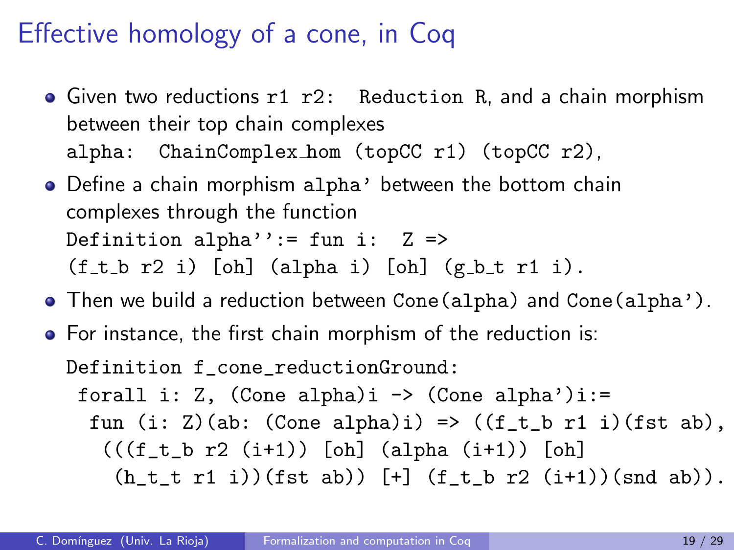# Effective homology of a cone, in Coq

- Given two reductions `r1 r2: Reduction R`, and a chain morphism between their top chain complexes `alpha: ChainComplex_hom (topCC r1) (topCC r2)`,
- Define a chain morphism `alpha'` between the bottom chain complexes through the function
  `Definition alpha'':= fun i: Z =>`
  `(f_t_b r2 i) [oh] (alpha i) [oh] (g_b_t r1 i).`
- Then we build a reduction between `Cone(alpha)` and `Cone(alpha')`.
- For instance, the first chain morphism of the reduction is:

```
Definition f_cone_reductionGround:
 forall i: Z, (Cone alpha)i -> (Cone alpha')i:=
  fun (i: Z)(ab: (Cone alpha)i) => ((f_t_b r1 i)(fst ab),
   (((f_t_b r2 (i+1)) [oh] (alpha (i+1)) [oh]
    (h_t_t r1 i))(fst ab)) [+] (f_t_b r2 (i+1))(snd ab)).
```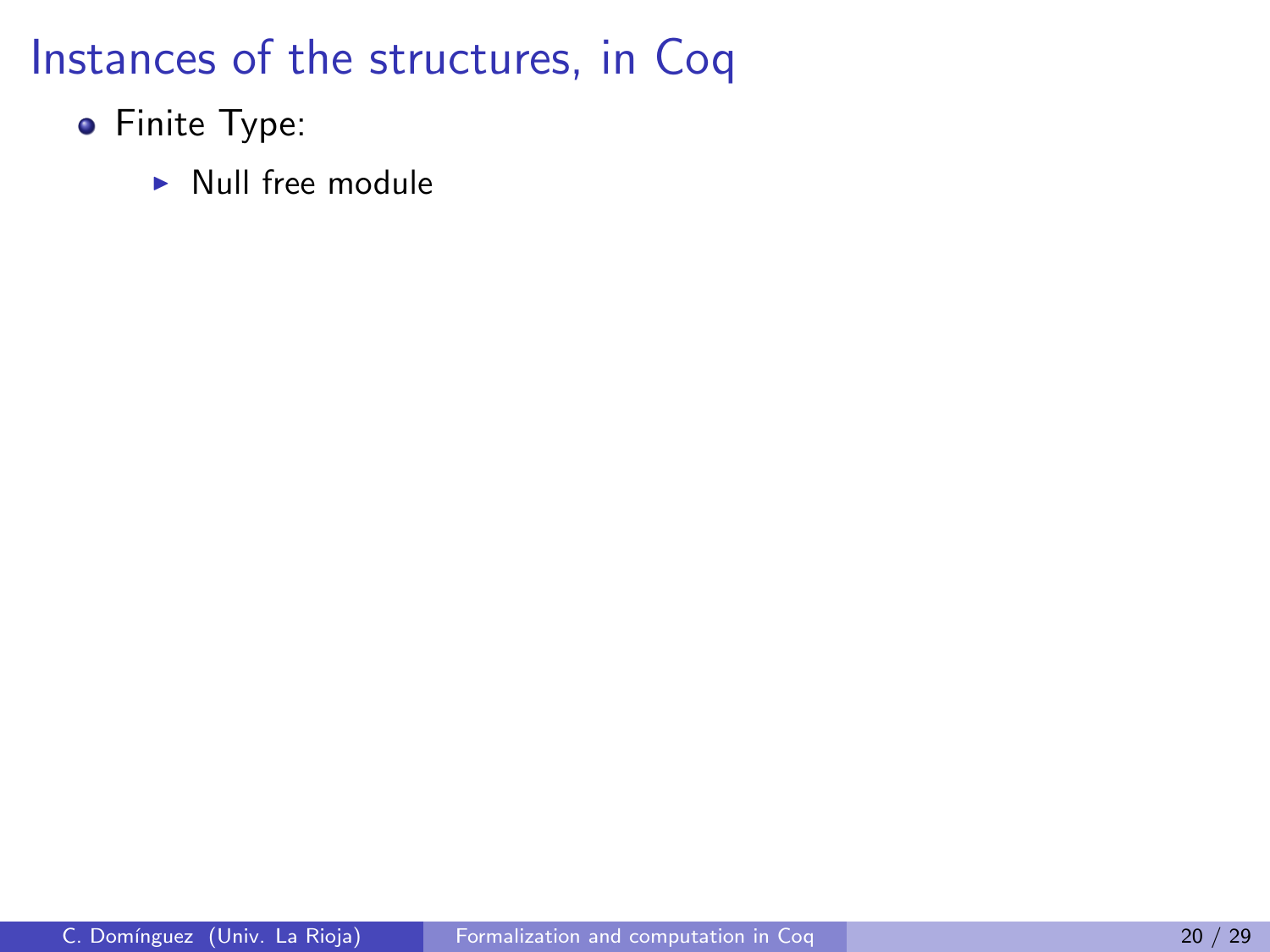# Instances of the structures, in Coq

- Finite Type:
  - Null free module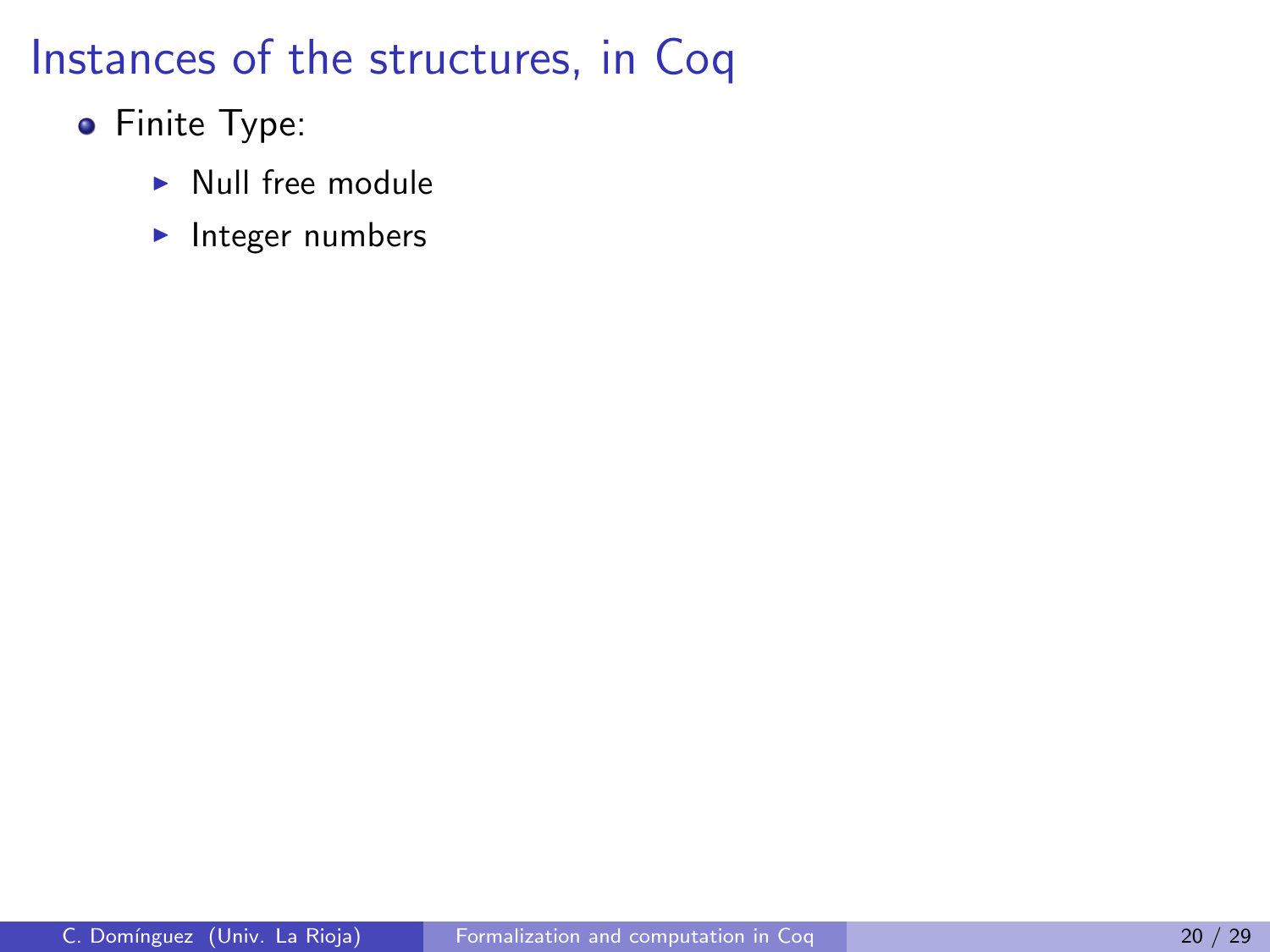# Instances of the structures, in Coq

- Finite Type:
  - Null free module
  - Integer numbers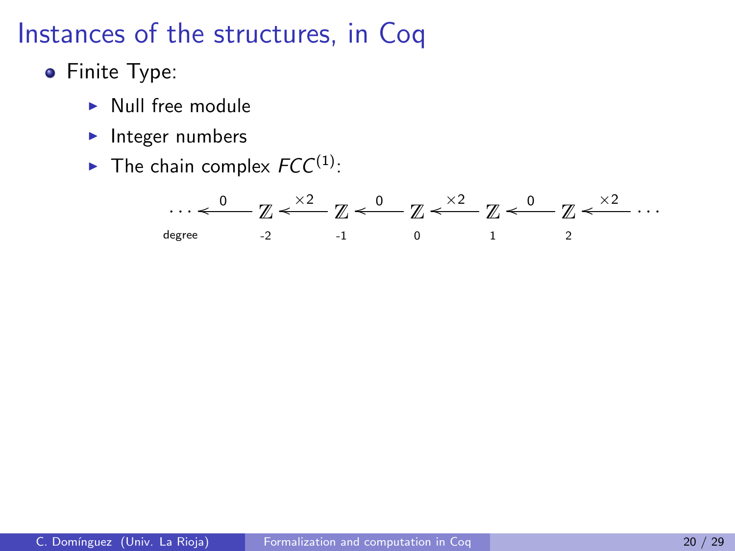# Instances of the structures, in Coq

- Finite Type:
  - Null free module
  - Integer numbers
  - The chain complex $FCC^{(1)}$:

$$\cdots \xleftarrow{0} \underset{-2}{\mathbb{Z}} \xleftarrow{\times 2} \underset{-1}{\mathbb{Z}} \xleftarrow{0} \underset{0}{\mathbb{Z}} \xleftarrow{\times 2} \underset{1}{\mathbb{Z}} \xleftarrow{0} \underset{2}{\mathbb{Z}} \xleftarrow{\times 2} \cdots$$

degree: -2, -1, 0, 1, 2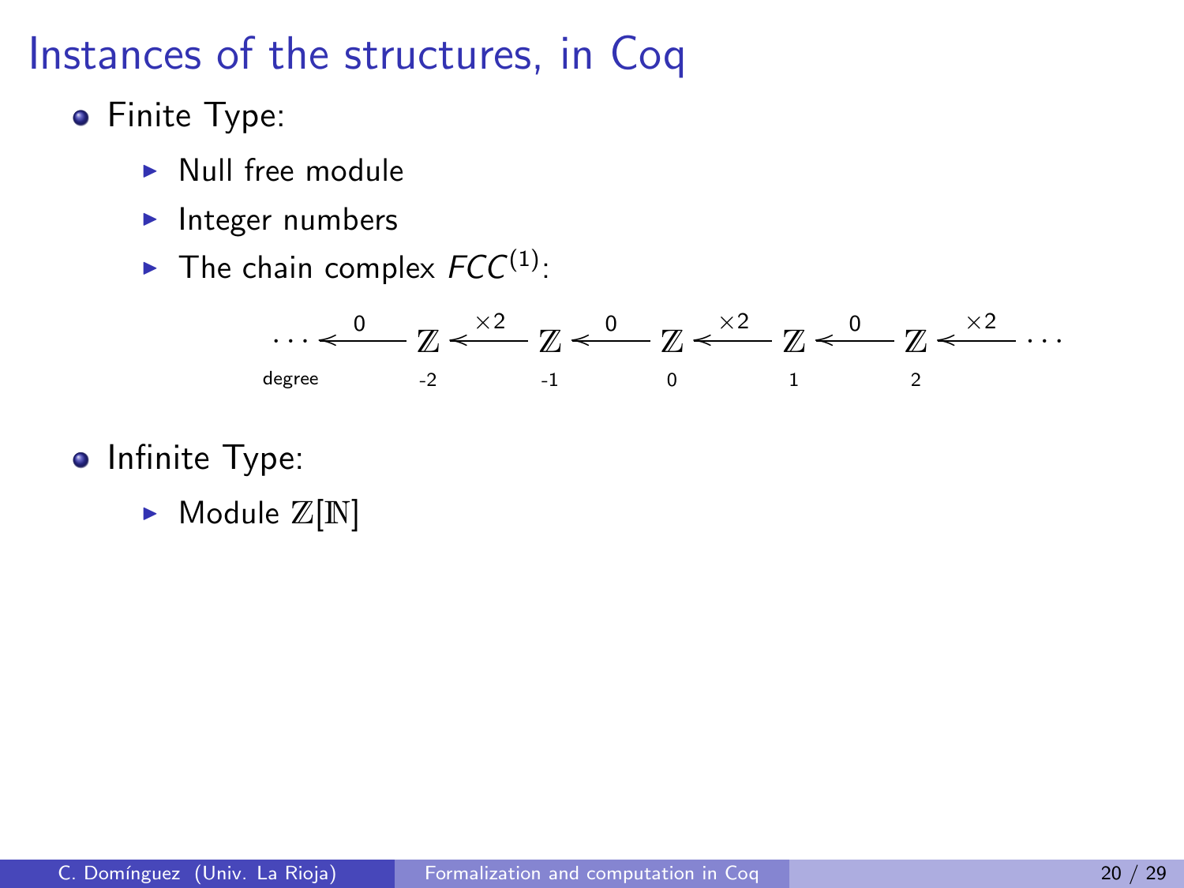# Instances of the structures, in Coq

- Finite Type:
  - Null free module
  - Integer numbers
  - The chain complex $FCC^{(1)}$:

$$\cdots \xleftarrow{0} \underset{-2}{\mathbb{Z}} \xleftarrow{\times 2} \underset{-1}{\mathbb{Z}} \xleftarrow{0} \underset{0}{\mathbb{Z}} \xleftarrow{\times 2} \underset{1}{\mathbb{Z}} \xleftarrow{0} \underset{2}{\mathbb{Z}} \xleftarrow{\times 2} \cdots$$

degree: -2, -1, 0, 1, 2

- Infinite Type:
  - Module $\mathbb{Z}[\mathbb{N}]$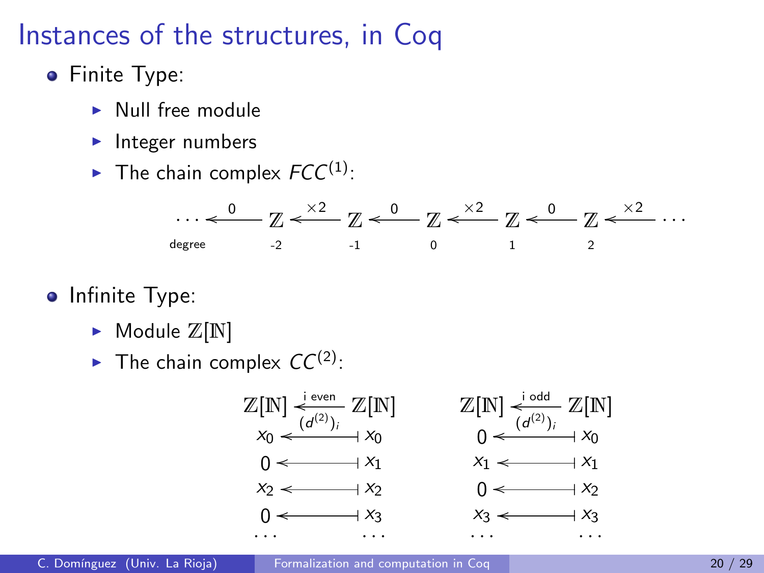# Instances of the structures, in Coq

- Finite Type:
  - Null free module
  - Integer numbers
  - The chain complex $FCC^{(1)}$:

$$\cdots \xleftarrow{0} \underset{-2}{\mathbb{Z}} \xleftarrow{\times 2} \underset{-1}{\mathbb{Z}} \xleftarrow{0} \underset{0}{\mathbb{Z}} \xleftarrow{\times 2} \underset{1}{\mathbb{Z}} \xleftarrow{0} \underset{2}{\mathbb{Z}} \xleftarrow{\times 2} \cdots$$

degree

- Infinite Type:
  - Module $\mathbb{Z}[\mathbb{N}]$
  - The chain complex $CC^{(2)}$:

$$\begin{array}{ccc} \mathbb{Z}[\mathbb{N}] & \xleftarrow[(d^{(2)})_i]{\text{i even}} & \mathbb{Z}[\mathbb{N}] \\ x_0 & \longleftarrow & x_0 \\ 0 & \longleftarrow & x_1 \\ x_2 & \longleftarrow & x_2 \\ 0 & \longleftarrow & x_3 \\ \cdots & & \cdots \end{array} \qquad \begin{array}{ccc} \mathbb{Z}[\mathbb{N}] & \xleftarrow[(d^{(2)})_i]{\text{i odd}} & \mathbb{Z}[\mathbb{N}] \\ 0 & \longleftarrow & x_0 \\ x_1 & \longleftarrow & x_1 \\ 0 & \longleftarrow & x_2 \\ x_3 & \longleftarrow & x_3 \\ \cdots & & \cdots \end{array}$$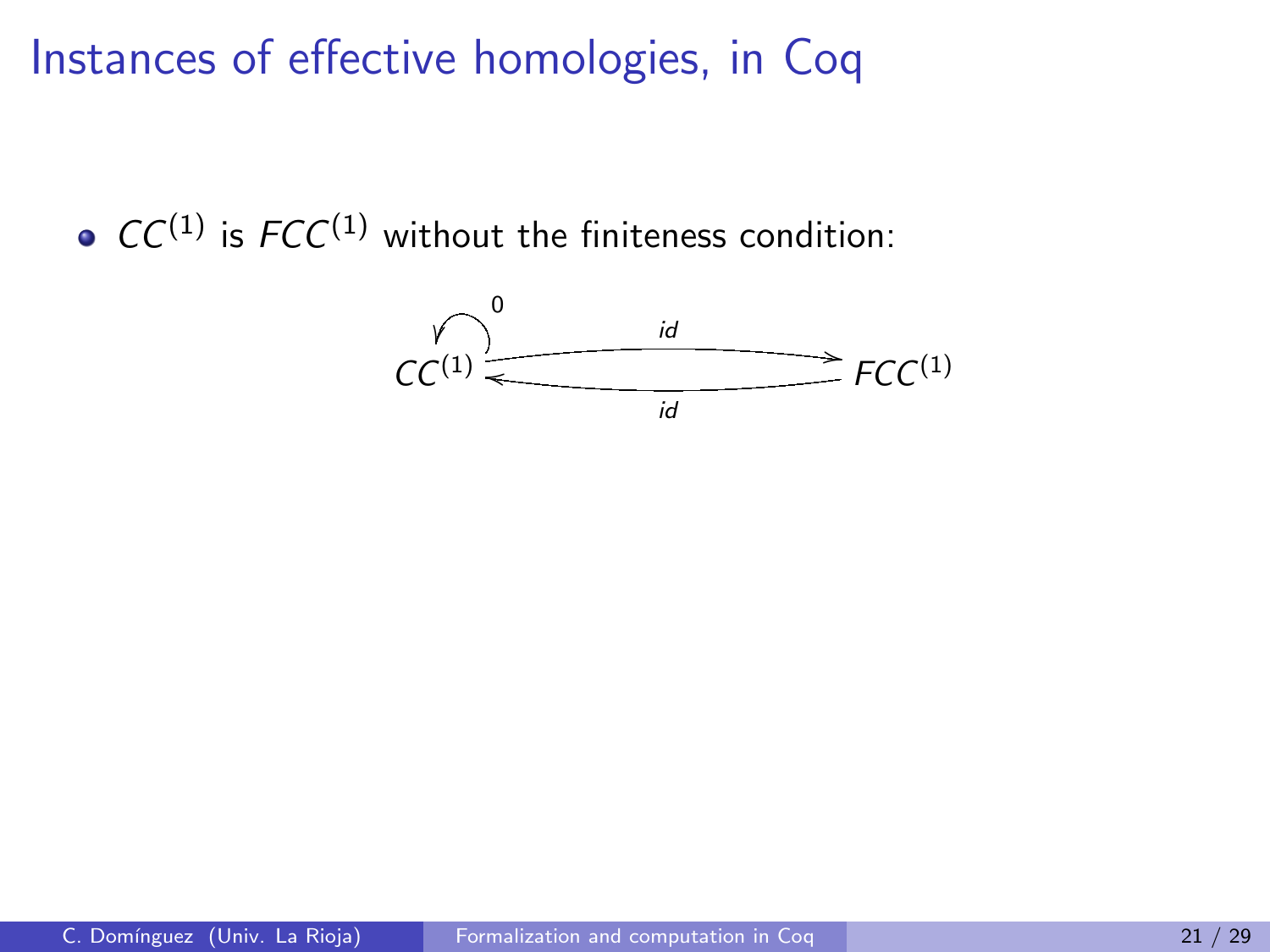# Instances of effective homologies, in Coq

- $CC^{(1)}$ is $FCC^{(1)}$ without the finiteness condition:

$$CC^{(1)} \underset{id}{\overset{id}{\rightleftarrows}} FCC^{(1)}$$

(with a self-map $0$ on $CC^{(1)}$)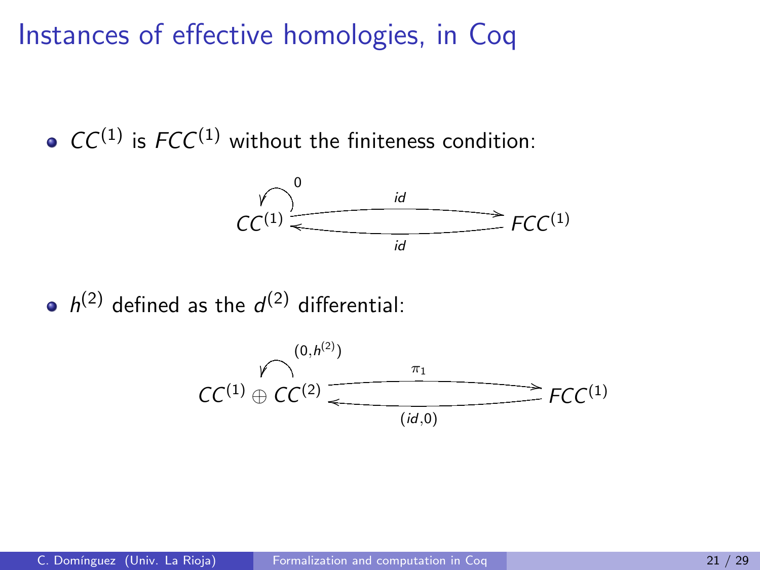# Instances of effective homologies, in Coq

- $CC^{(1)}$ is $FCC^{(1)}$ without the finiteness condition:

$$
\overset{0}{\circlearrowleft} CC^{(1)} \underset{id}{\overset{id}{\rightleftarrows}} FCC^{(1)}
$$

- $h^{(2)}$ defined as the $d^{(2)}$ differential:

$$
\overset{(0,h^{(2)})}{\circlearrowleft} CC^{(1)} \oplus CC^{(2)} \underset{(id,0)}{\overset{\pi_1}{\rightleftarrows}} FCC^{(1)}
$$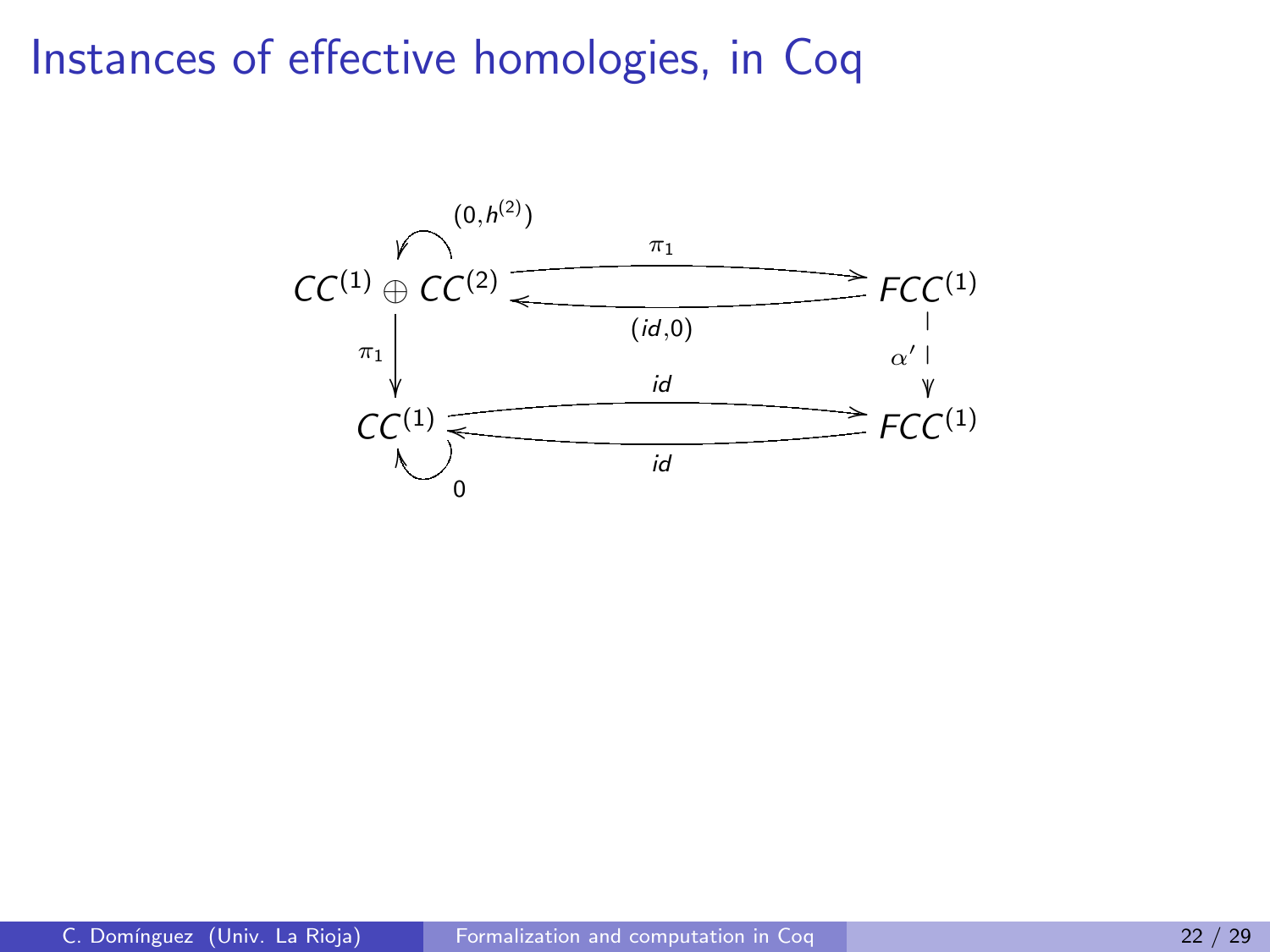# Instances of effective homologies, in Coq

$$
\begin{array}{ccc}
CC^{(1)} \oplus CC^{(2)} & \underset{(id,0)}{\overset{\pi_1}{\rightleftarrows}} & FCC^{(1)} \\
\circlearrowleft (0,h^{(2)}) & & \\
\downarrow \pi_1 & & \downarrow \alpha' \\
CC^{(1)} & \underset{id}{\overset{id}{\rightleftarrows}} & FCC^{(1)} \\
\circlearrowleft 0 & &
\end{array}
$$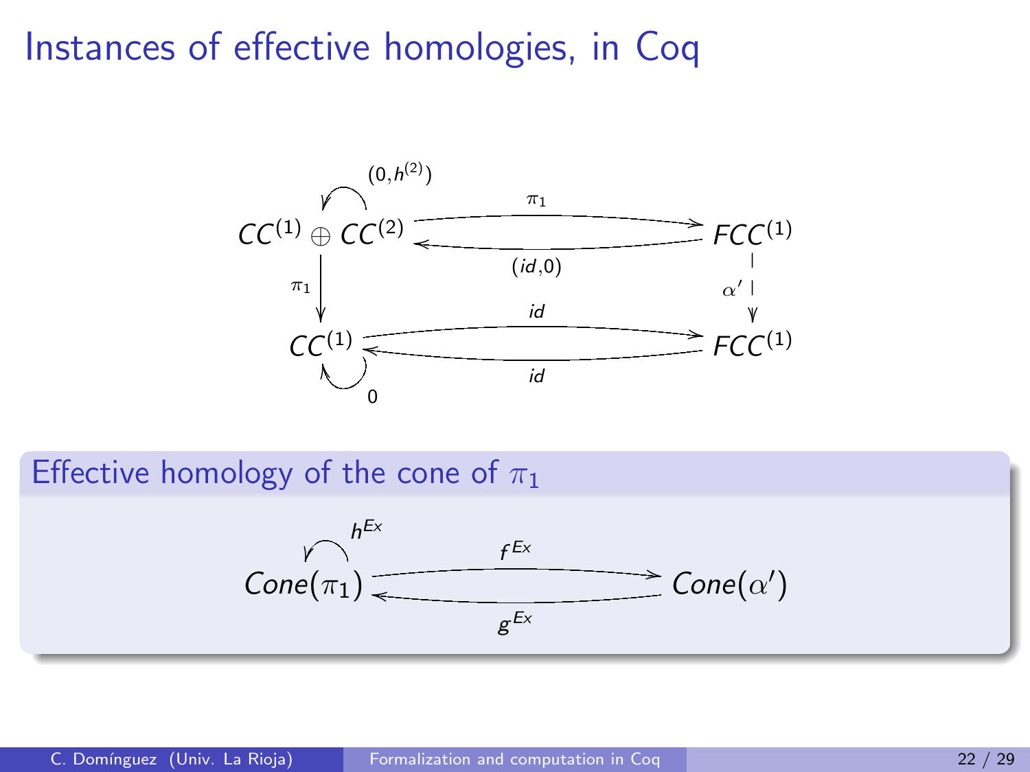# Instances of effective homologies, in Coq

$$
\begin{array}{ccc}
CC^{(1)} \oplus CC^{(2)} \;\; \circlearrowleft (0, h^{(2)}) & \underset{(id,0)}{\overset{\pi_1}{\rightleftarrows}} & FCC^{(1)} \\
\downarrow \pi_1 & & \downarrow \alpha' \\
CC^{(1)} \;\; \circlearrowleft 0 & \underset{id}{\overset{id}{\rightleftarrows}} & FCC^{(1)}
\end{array}
$$

## Effective homology of the cone of $\pi_1$

$$
Cone(\pi_1) \;\; \circlearrowleft h^{Ex} \quad \underset{g^{Ex}}{\overset{f^{Ex}}{\rightleftarrows}} \quad Cone(\alpha')
$$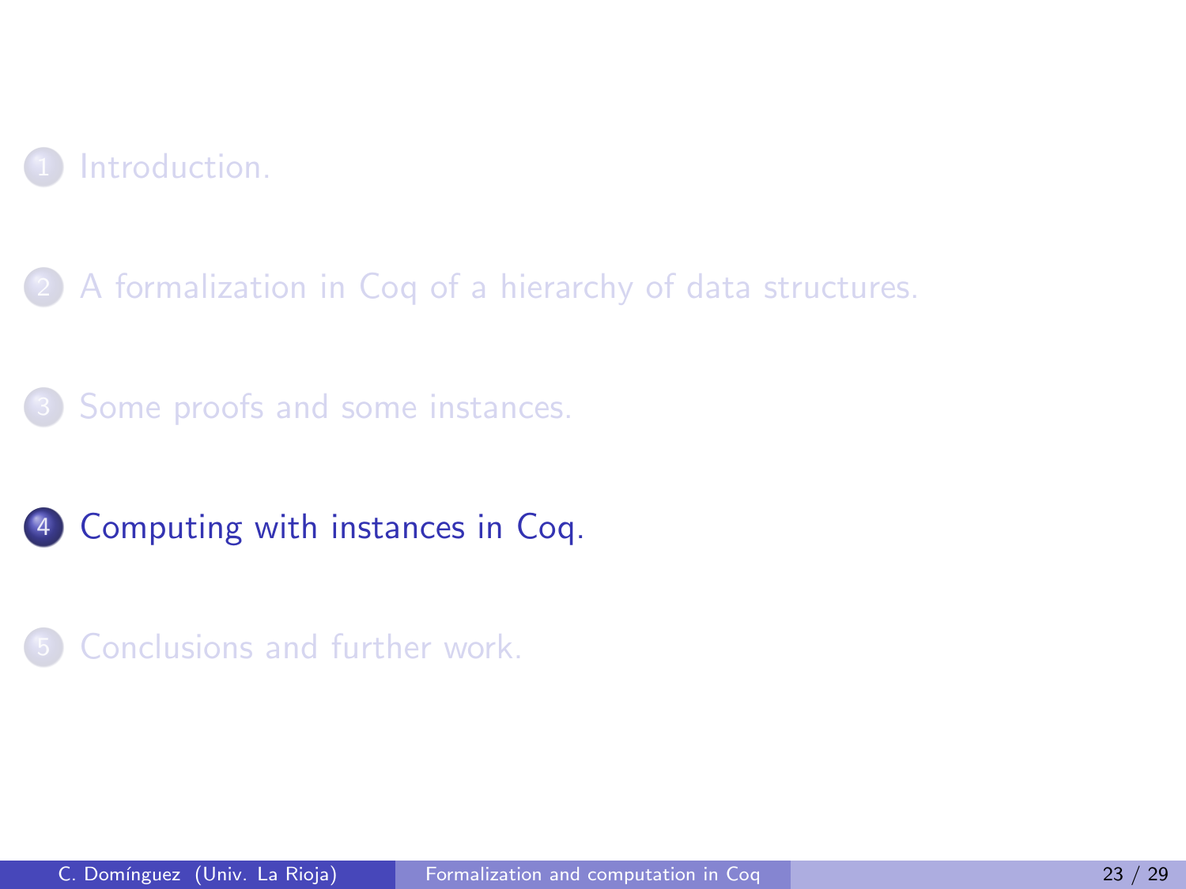1. Introduction.
2. A formalization in Coq of a hierarchy of data structures.
3. Some proofs and some instances.
4. **Computing with instances in Coq.**
5. Conclusions and further work.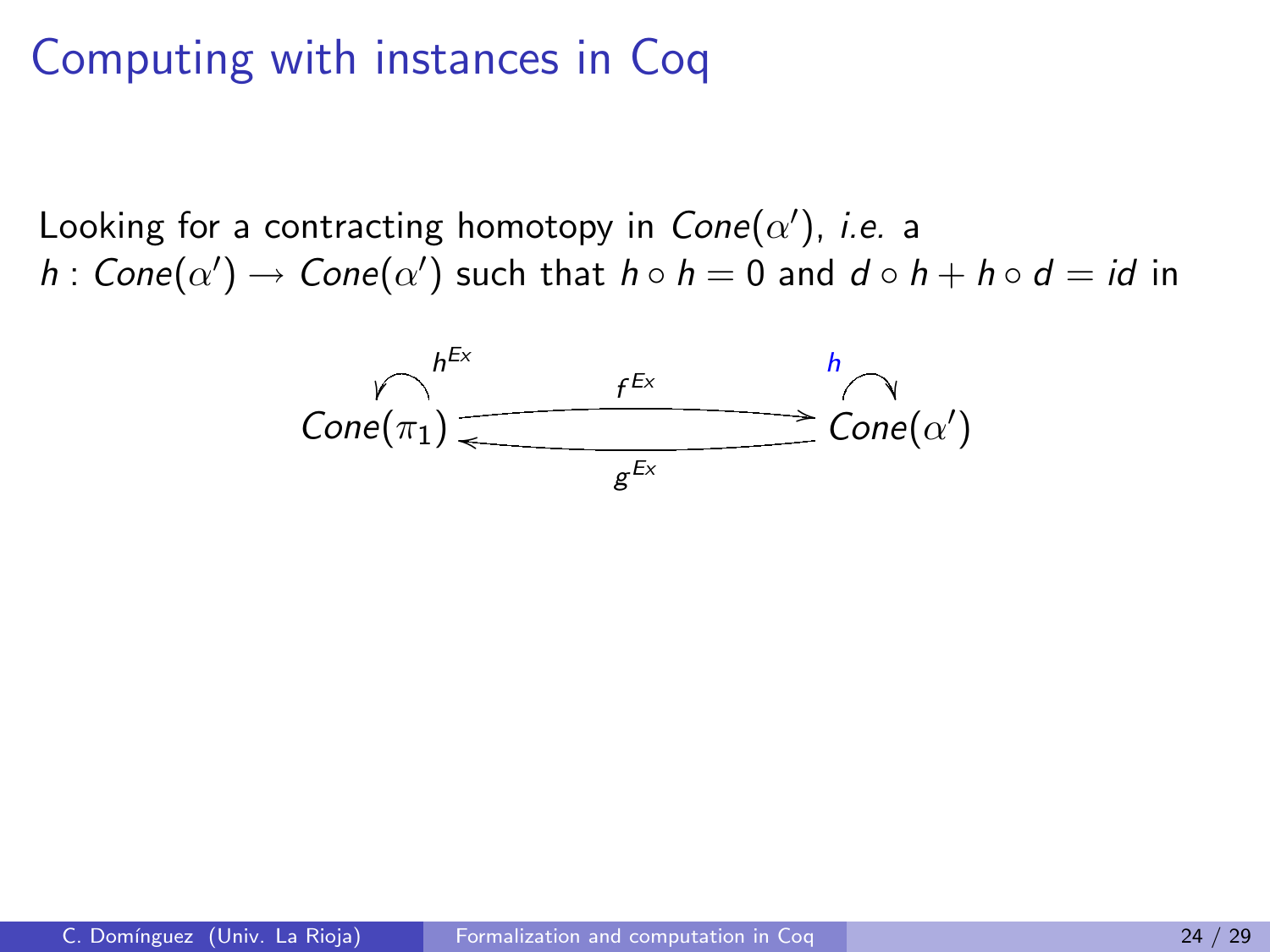# Computing with instances in Coq

Looking for a contracting homotopy in $Cone(\alpha')$, *i.e.* a $h : Cone(\alpha') \rightarrow Cone(\alpha')$ such that $h \circ h = 0$ and $d \circ h + h \circ d = id$ in

$$\overset{h^{Ex}}{\circlearrowleft} Cone(\pi_1) \underset{g^{Ex}}{\overset{f^{Ex}}{\rightleftarrows}} Cone(\alpha') \overset{h}{\circlearrowright}$$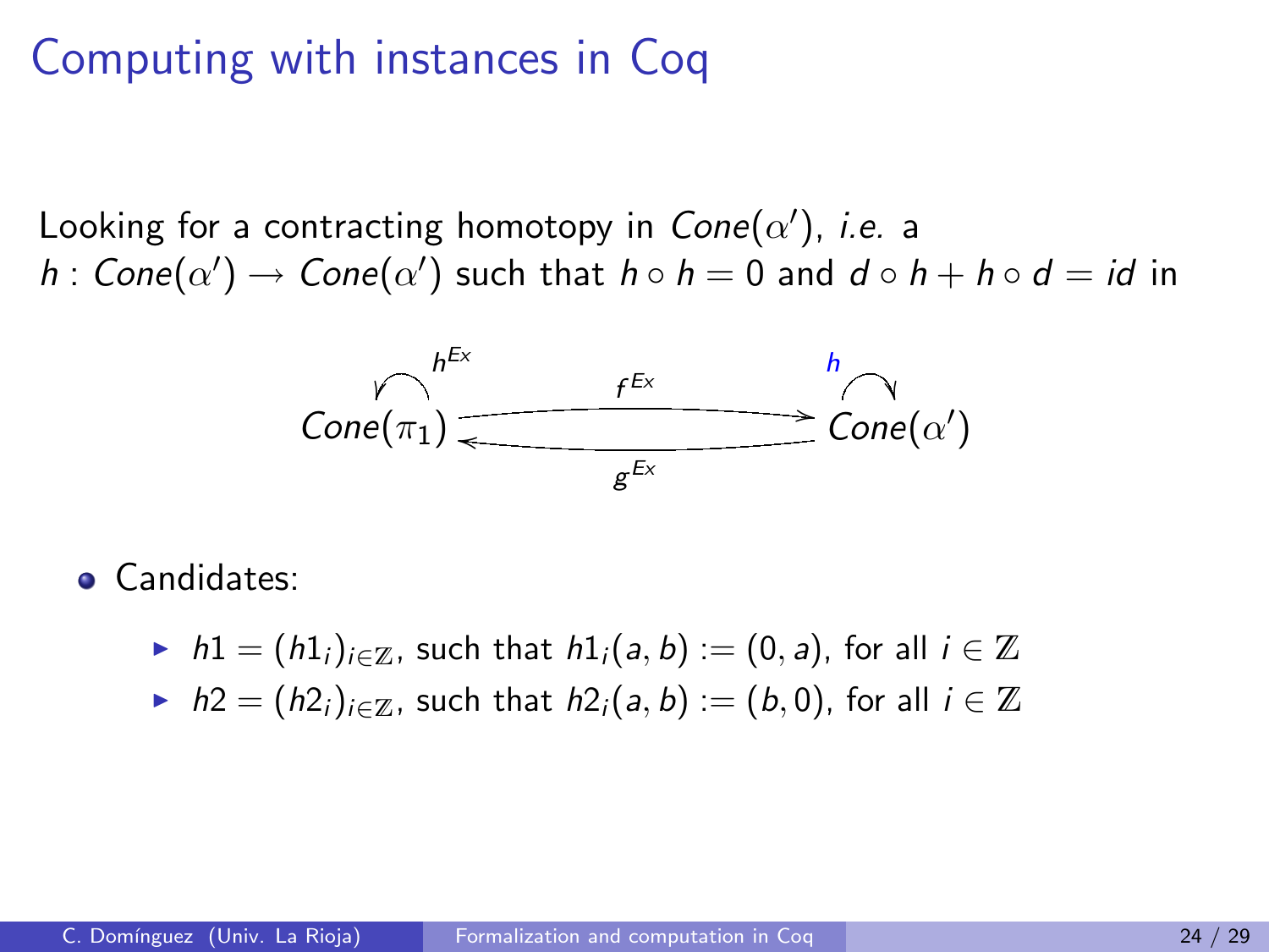# Computing with instances in Coq

Looking for a contracting homotopy in $Cone(\alpha')$, *i.e.* a $h : Cone(\alpha') \rightarrow Cone(\alpha')$ such that $h \circ h = 0$ and $d \circ h + h \circ d = id$ in

$$Cone(\pi_1) \underset{g^{Ex}}{\overset{f^{Ex}}{\rightleftarrows}} Cone(\alpha')$$

with $h^{Ex}$ on $Cone(\pi_1)$ and $h$ on $Cone(\alpha')$.

- Candidates:
  - $h1 = (h1_i)_{i \in \mathbb{Z}}$, such that $h1_i(a, b) := (0, a)$, for all $i \in \mathbb{Z}$
  - $h2 = (h2_i)_{i \in \mathbb{Z}}$, such that $h2_i(a, b) := (b, 0)$, for all $i \in \mathbb{Z}$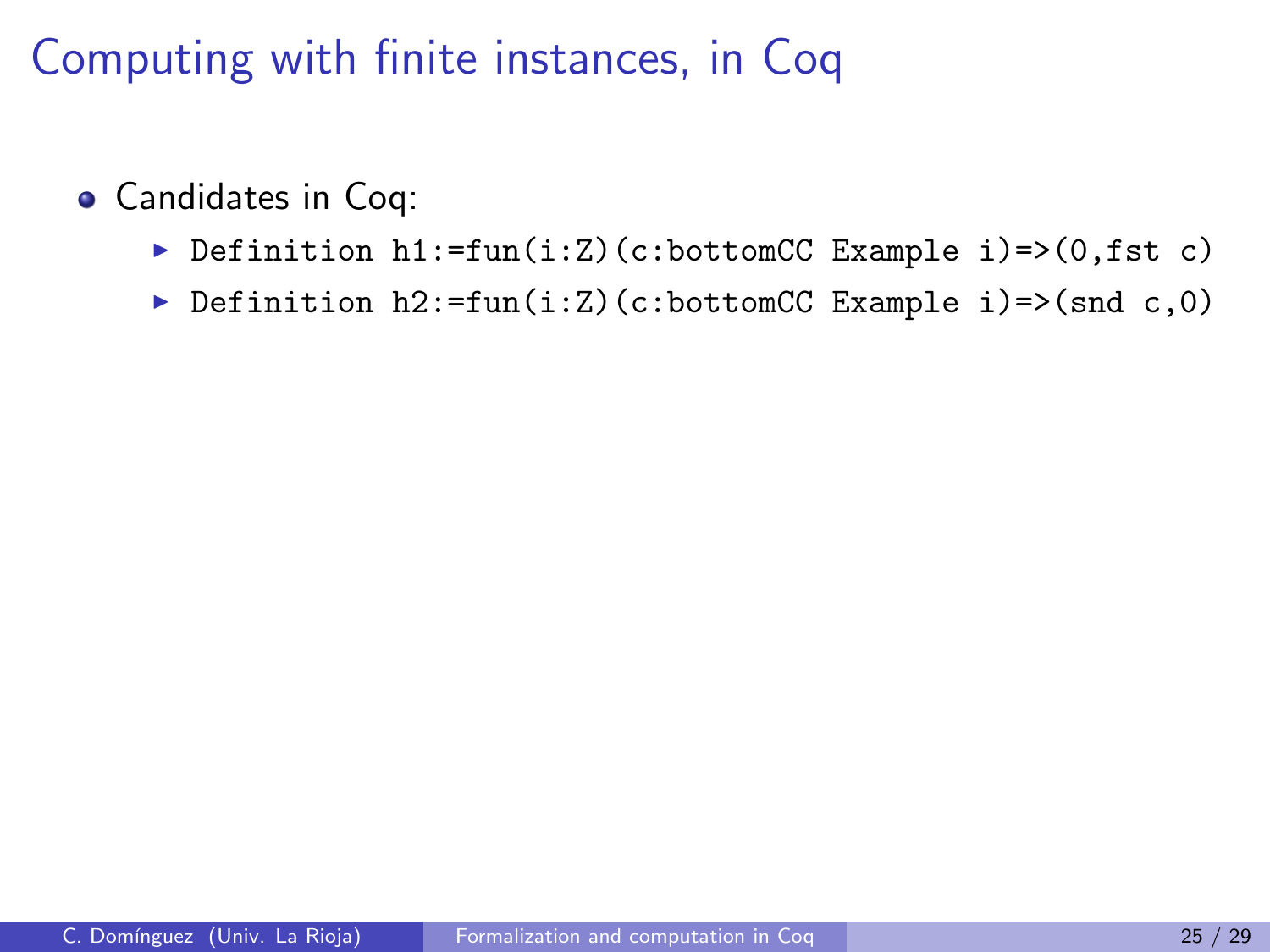# Computing with finite instances, in Coq

- Candidates in Coq:
  - `Definition h1:=fun(i:Z)(c:bottomCC Example i)=>(0,fst c)`
  - `Definition h2:=fun(i:Z)(c:bottomCC Example i)=>(snd c,0)`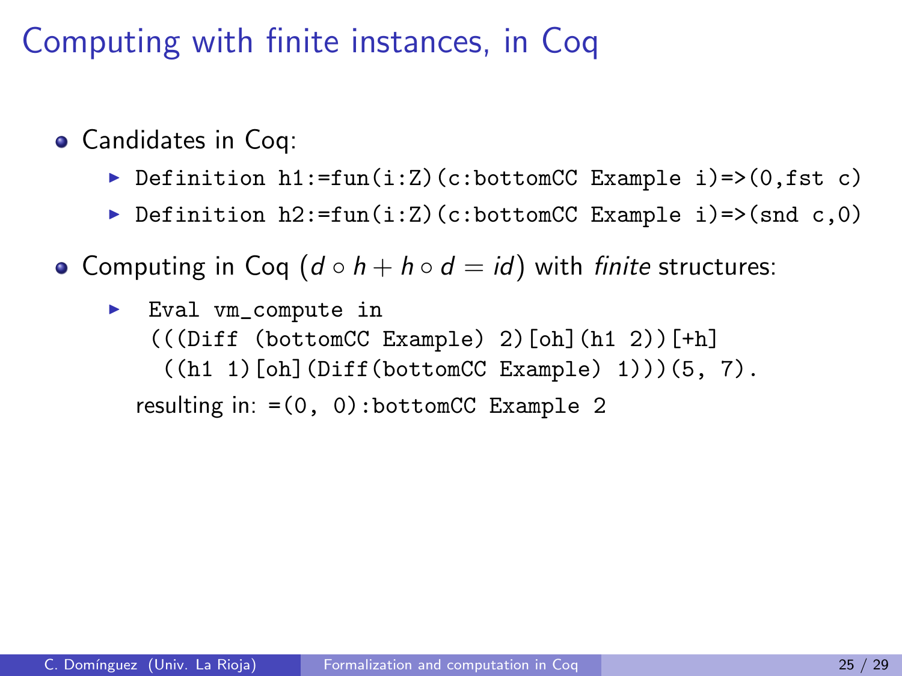# Computing with finite instances, in Coq

- Candidates in Coq:
  - `Definition h1:=fun(i:Z)(c:bottomCC Example i)=>(0,fst c)`
  - `Definition h2:=fun(i:Z)(c:bottomCC Example i)=>(snd c,0)`
- Computing in Coq ($d \circ h + h \circ d = id$) with *finite* structures:
  - ```
    Eval vm_compute in
    (((Diff (bottomCC Example) 2)[oh](h1 2))[+h]
     ((h1 1)[oh](Diff(bottomCC Example) 1)))(5, 7).
    ```

  resulting in: `=(0, 0):bottomCC Example 2`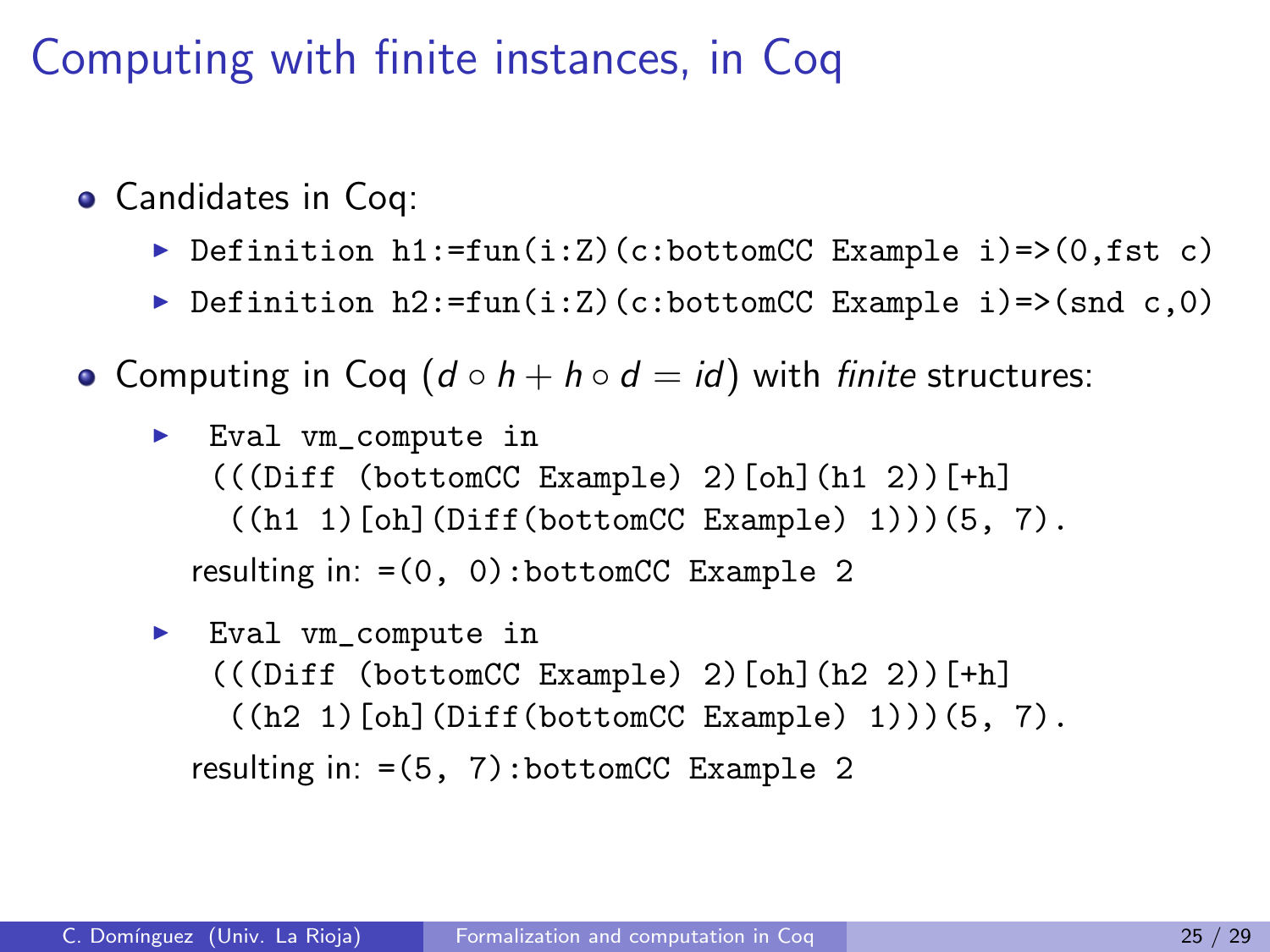# Computing with finite instances, in Coq

- Candidates in Coq:
  - `Definition h1:=fun(i:Z)(c:bottomCC Example i)=>(0,fst c)`
  - `Definition h2:=fun(i:Z)(c:bottomCC Example i)=>(snd c,0)`
- Computing in Coq ($d \circ h + h \circ d = id$) with *finite* structures:
  - ```
    Eval vm_compute in
    (((Diff (bottomCC Example) 2)[oh](h1 2))[+h]
     ((h1 1)[oh](Diff(bottomCC Example) 1)))(5, 7).
    ```
    resulting in: `=(0, 0):bottomCC Example 2`
  - ```
    Eval vm_compute in
    (((Diff (bottomCC Example) 2)[oh](h2 2))[+h]
     ((h2 1)[oh](Diff(bottomCC Example) 1)))(5, 7).
    ```
    resulting in: `=(5, 7):bottomCC Example 2`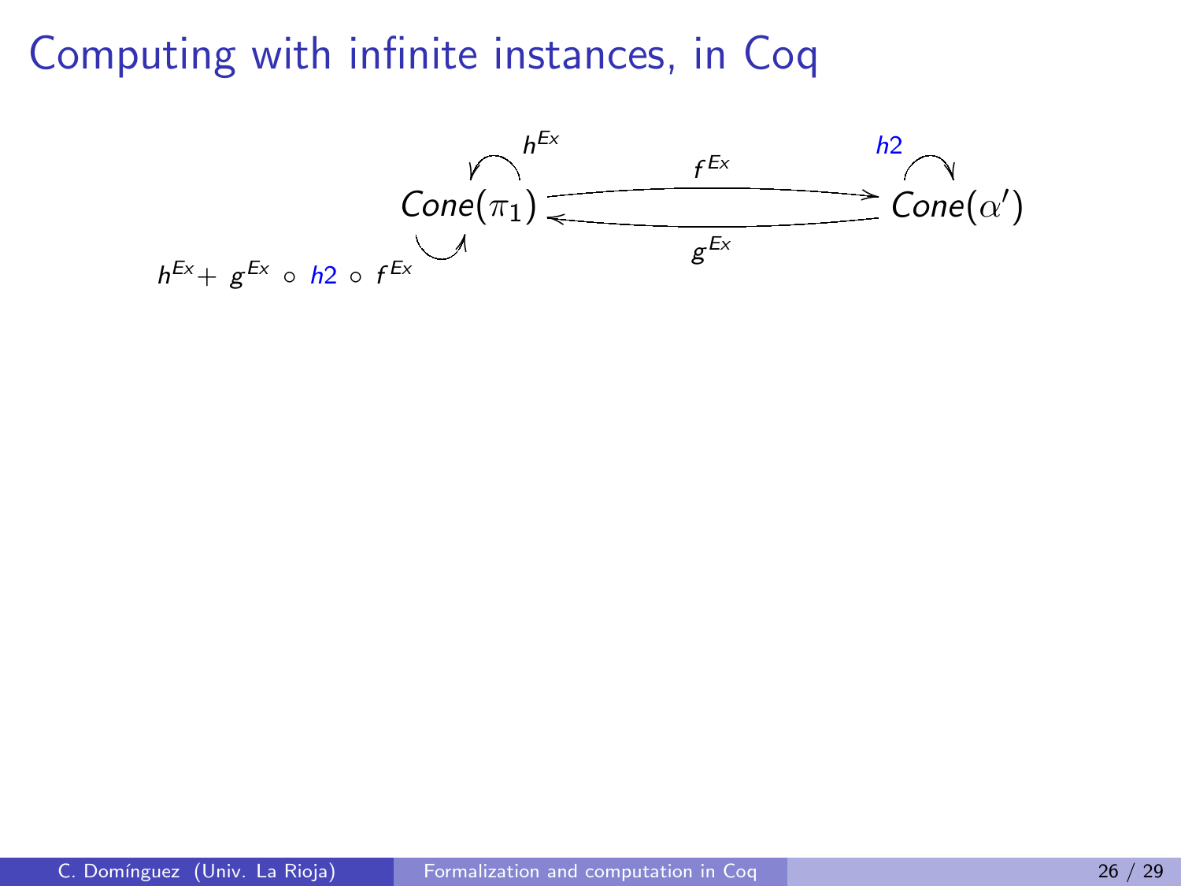# Computing with infinite instances, in Coq

$$
\begin{array}{c}
h^{Ex} \quad\quad\quad\quad\quad\quad\quad\quad\quad h2 \\
Cone(\pi_1) \underset{g^{Ex}}{\overset{f^{Ex}}{\rightleftarrows}} Cone(\alpha')
\end{array}
$$

$h^{Ex} + g^{Ex} \circ h2 \circ f^{Ex}$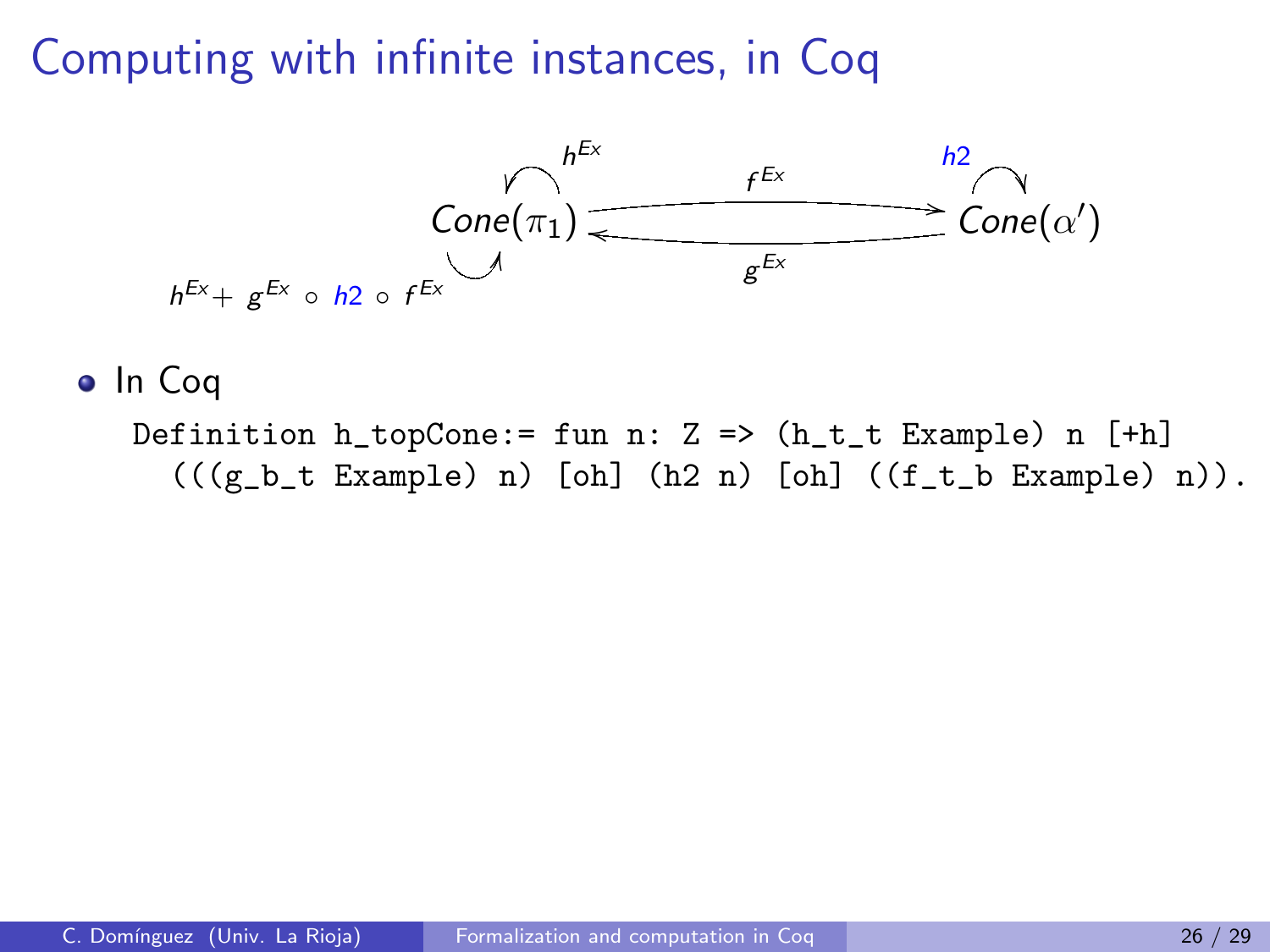# Computing with infinite instances, in Coq

$$Cone(\pi_1) \underset{g^{Ex}}{\overset{f^{Ex}}{\rightleftarrows}} Cone(\alpha')$$

Loop on $Cone(\pi_1)$: $h^{Ex}$; loop on $Cone(\alpha')$: $h2$; loop on $Cone(\pi_1)$: $h^{Ex} + g^{Ex} \circ h2 \circ f^{Ex}$

- In Coq

```
Definition h_topCone:= fun n: Z => (h_t_t Example) n [+h]
  (((g_b_t Example) n) [oh] (h2 n) [oh] ((f_t_b Example) n)).
```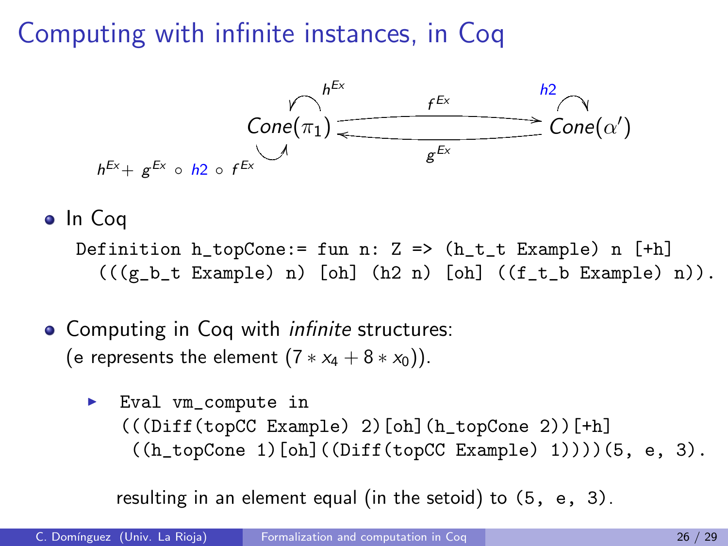# Computing with infinite instances, in Coq

$$Cone(\pi_1) \underset{g^{Ex}}{\overset{f^{Ex}}{\rightleftarrows}} Cone(\alpha')$$

$h^{Ex}$ (loop on $Cone(\pi_1)$), $h2$ (loop on $Cone(\alpha')$), $h^{Ex} + g^{Ex} \circ h2 \circ f^{Ex}$ (loop on $Cone(\pi_1)$)

- In Coq

```
Definition h_topCone:= fun n: Z => (h_t_t Example) n [+h]
  (((g_b_t Example) n) [oh] (h2 n) [oh] ((f_t_b Example) n)).
```

- Computing in Coq with *infinite* structures:
  (e represents the element $(7 * x_4 + 8 * x_0)$).

  - ```
    Eval vm_compute in
    (((Diff(topCC Example) 2)[oh](h_topCone 2))[+h]
     ((h_topCone 1)[oh]((Diff(topCC Example) 1))))(5, e, 3).
    ```

  resulting in an element equal (in the setoid) to `(5, e, 3)`.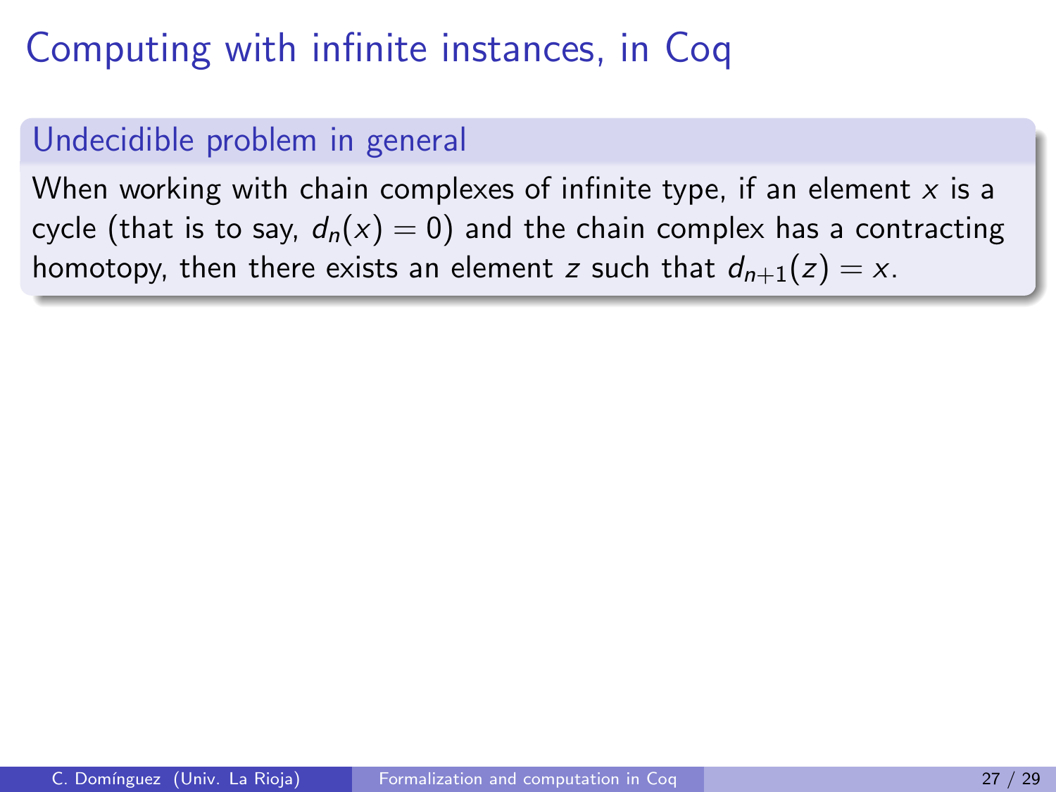# Computing with infinite instances, in Coq

### Undecidible problem in general

When working with chain complexes of infinite type, if an element $x$ is a cycle (that is to say, $d_n(x) = 0$) and the chain complex has a contracting homotopy, then there exists an element $z$ such that $d_{n+1}(z) = x$.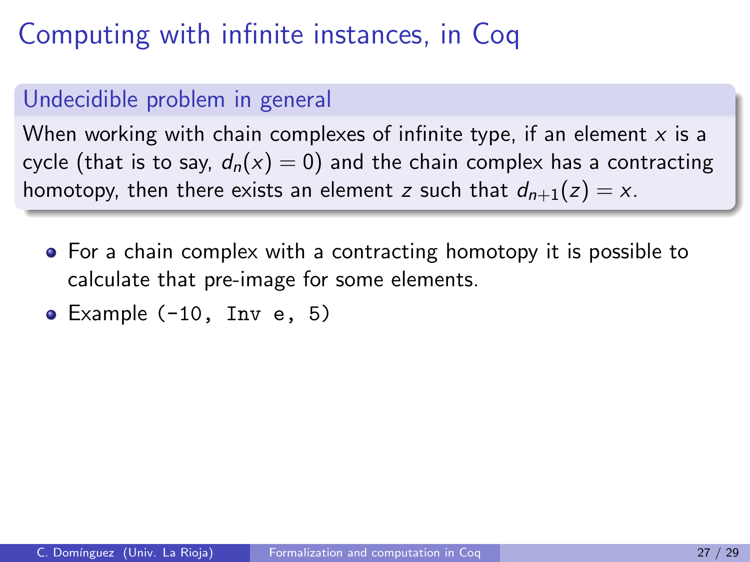# Computing with infinite instances, in Coq

### Undecidible problem in general

When working with chain complexes of infinite type, if an element $x$ is a cycle (that is to say, $d_n(x) = 0$) and the chain complex has a contracting homotopy, then there exists an element $z$ such that $d_{n+1}(z) = x$.

- For a chain complex with a contracting homotopy it is possible to calculate that pre-image for some elements.
- Example `(-10, Inv e, 5)`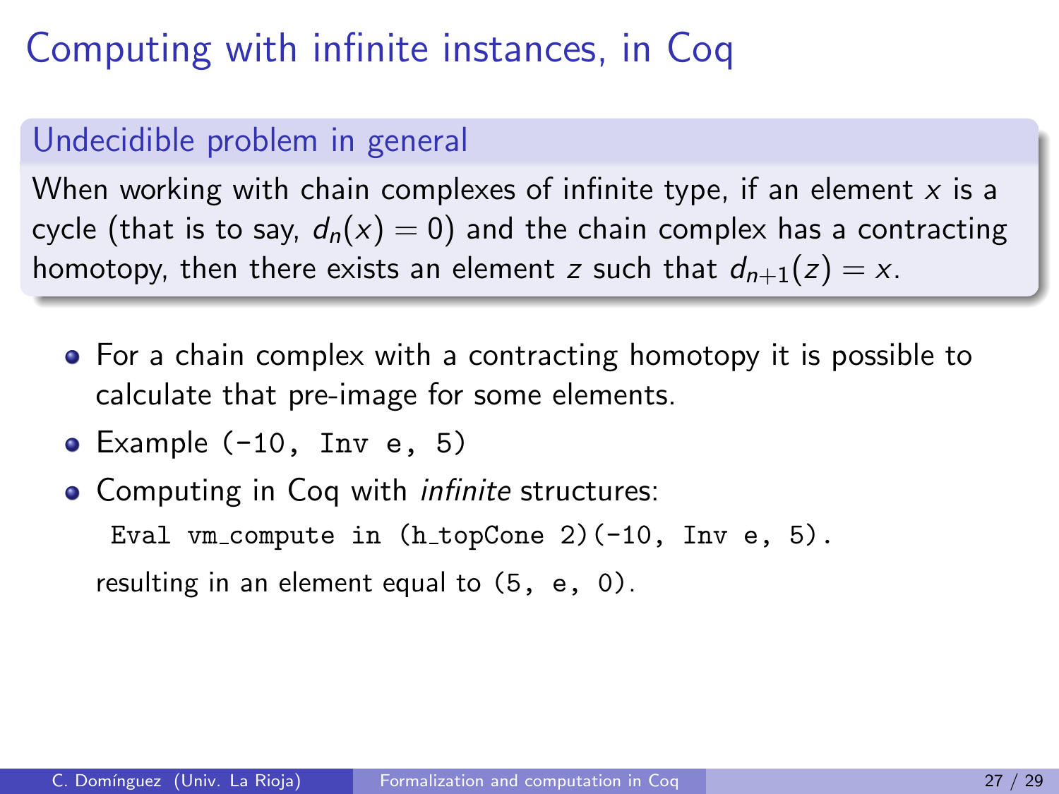# Computing with infinite instances, in Coq

### Undecidible problem in general

When working with chain complexes of infinite type, if an element $x$ is a cycle (that is to say, $d_n(x) = 0$) and the chain complex has a contracting homotopy, then there exists an element $z$ such that $d_{n+1}(z) = x$.

- For a chain complex with a contracting homotopy it is possible to calculate that pre-image for some elements.
- Example `(-10, Inv e, 5)`
- Computing in Coq with *infinite* structures:

  ```
  Eval vm_compute in (h_topCone 2)(-10, Inv e, 5).
  ```

  resulting in an element equal to `(5, e, 0)`.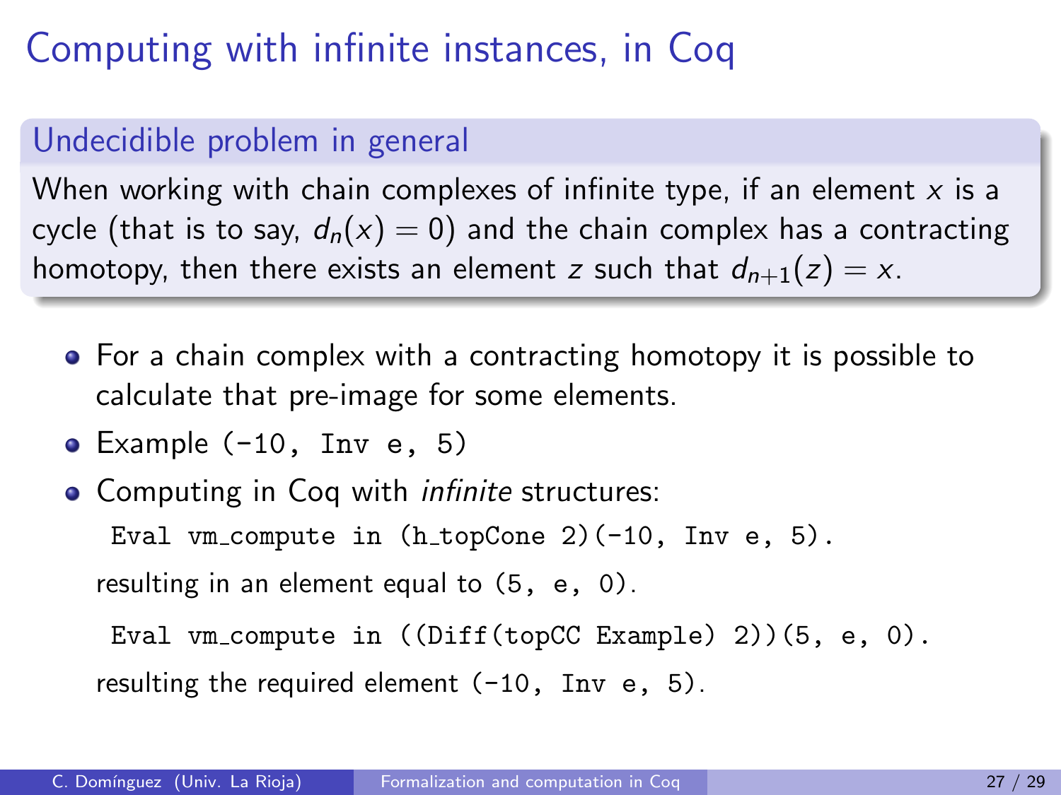# Computing with infinite instances, in Coq

## Undecidible problem in general

When working with chain complexes of infinite type, if an element $x$ is a cycle (that is to say, $d_n(x) = 0$) and the chain complex has a contracting homotopy, then there exists an element $z$ such that $d_{n+1}(z) = x$.

- For a chain complex with a contracting homotopy it is possible to calculate that pre-image for some elements.
- Example `(-10, Inv e, 5)`
- Computing in Coq with *infinite* structures:

  ```
  Eval vm_compute in (h_topCone 2)(-10, Inv e, 5).
  ```

  resulting in an element equal to `(5, e, 0)`.

  ```
  Eval vm_compute in ((Diff(topCC Example) 2))(5, e, 0).
  ```

  resulting the required element `(-10, Inv e, 5)`.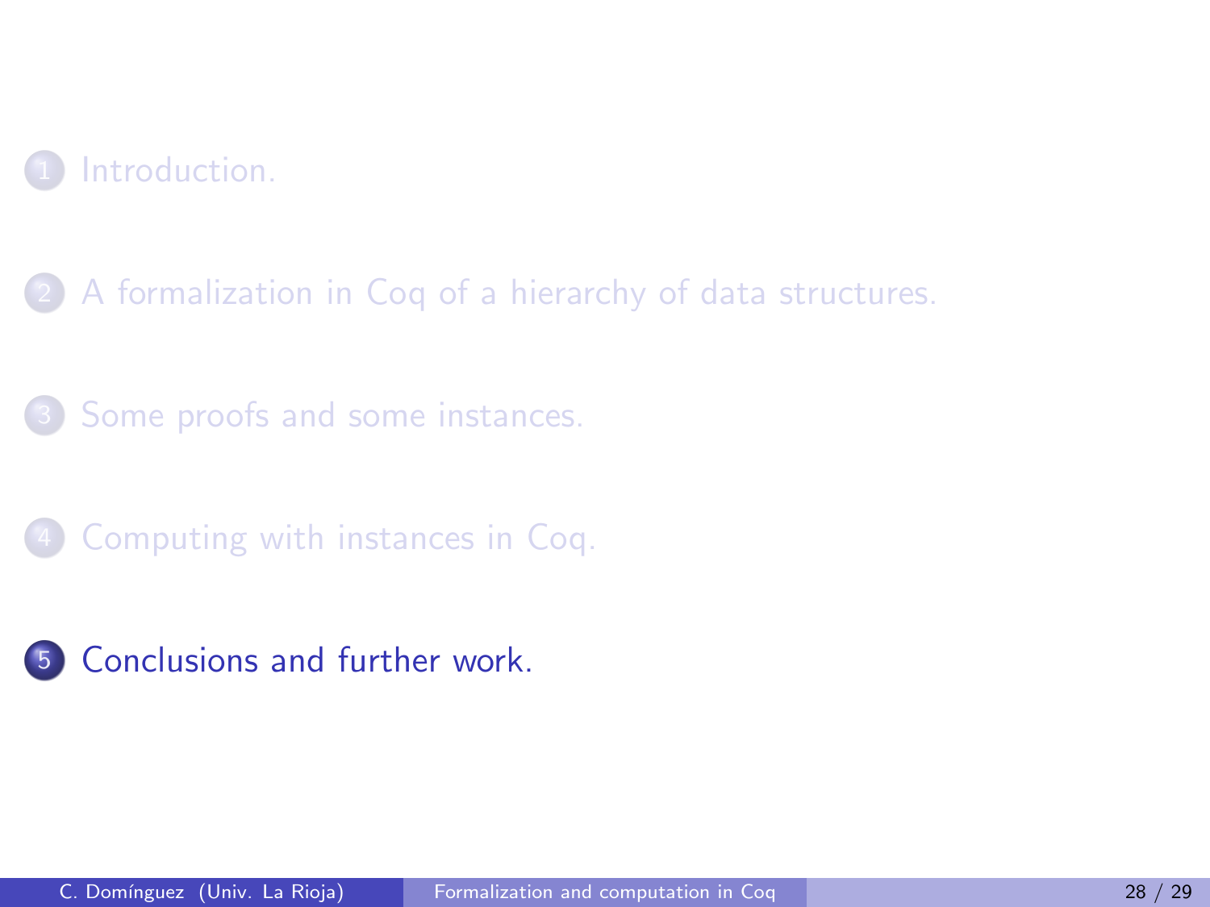1. Introduction.
2. A formalization in Coq of a hierarchy of data structures.
3. Some proofs and some instances.
4. Computing with instances in Coq.
5. **Conclusions and further work.**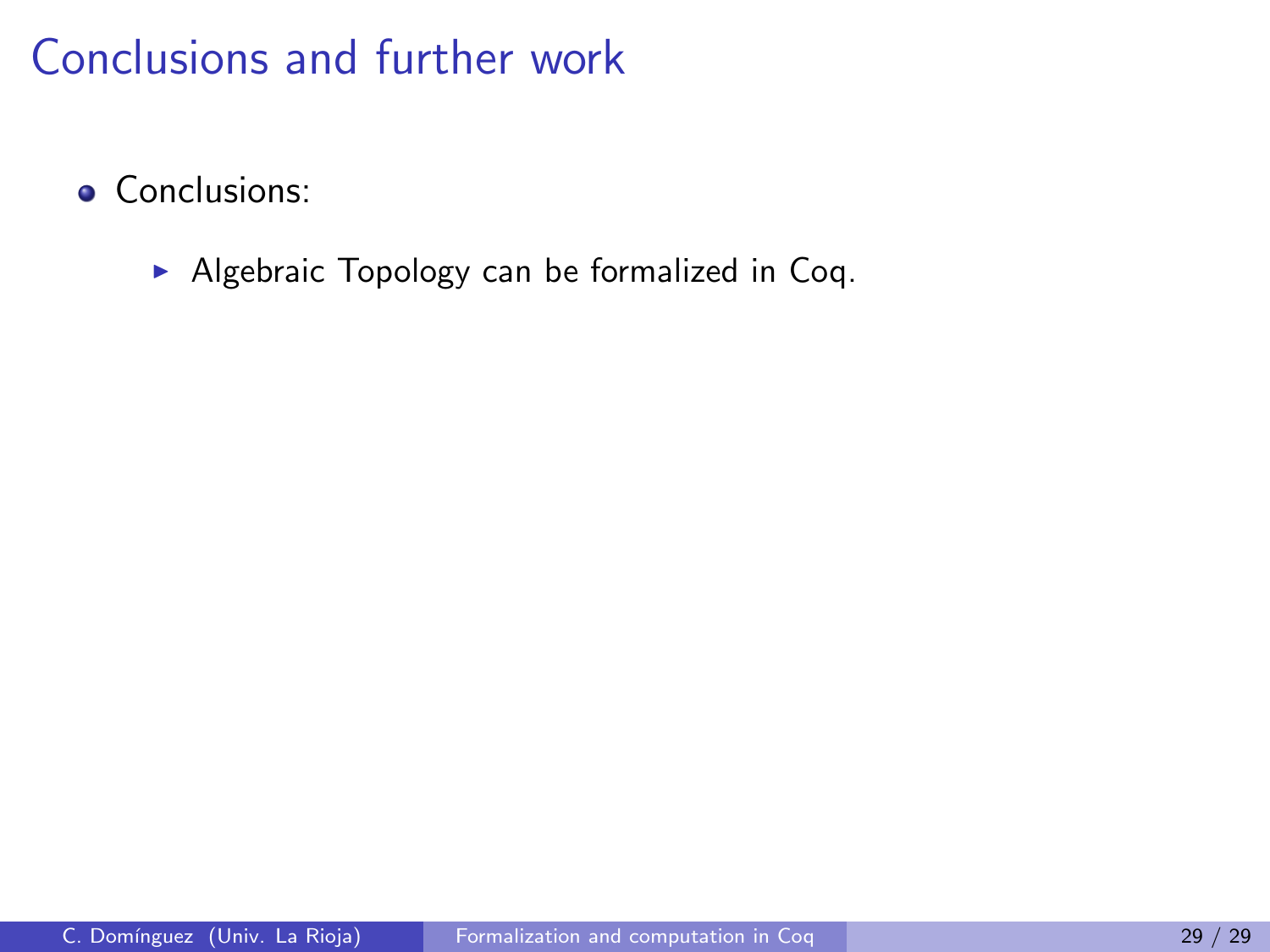# Conclusions and further work

- Conclusions:
  - Algebraic Topology can be formalized in Coq.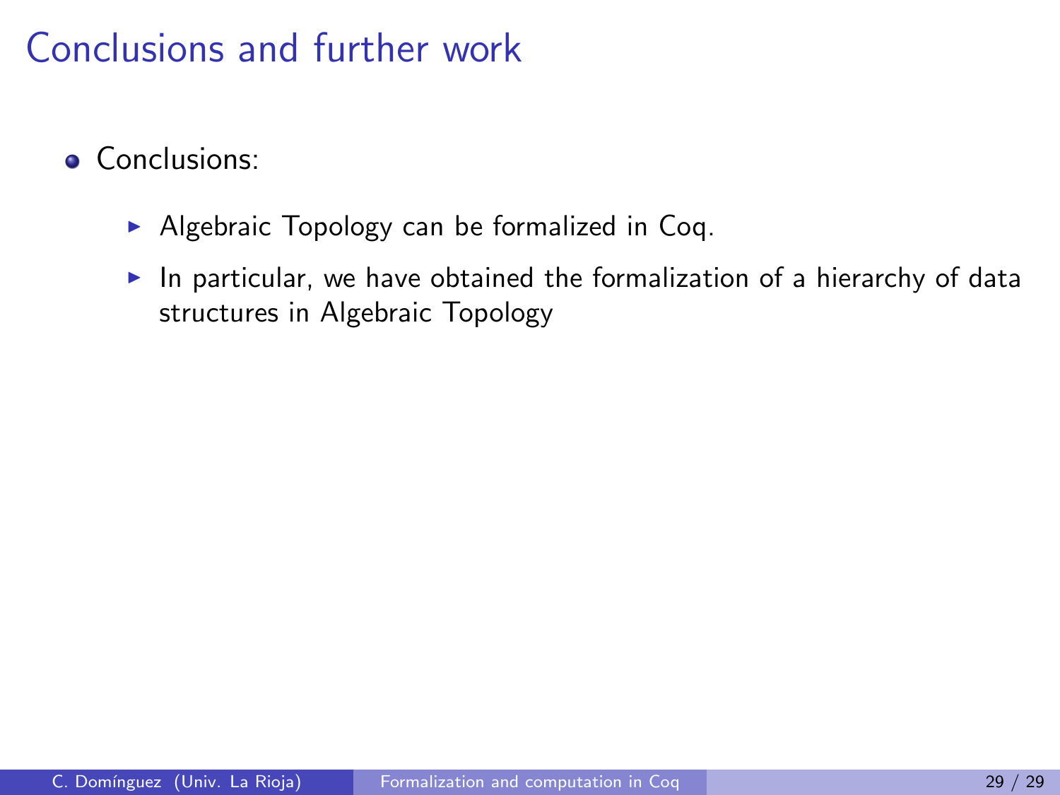# Conclusions and further work

- Conclusions:
  - Algebraic Topology can be formalized in Coq.
  - In particular, we have obtained the formalization of a hierarchy of data structures in Algebraic Topology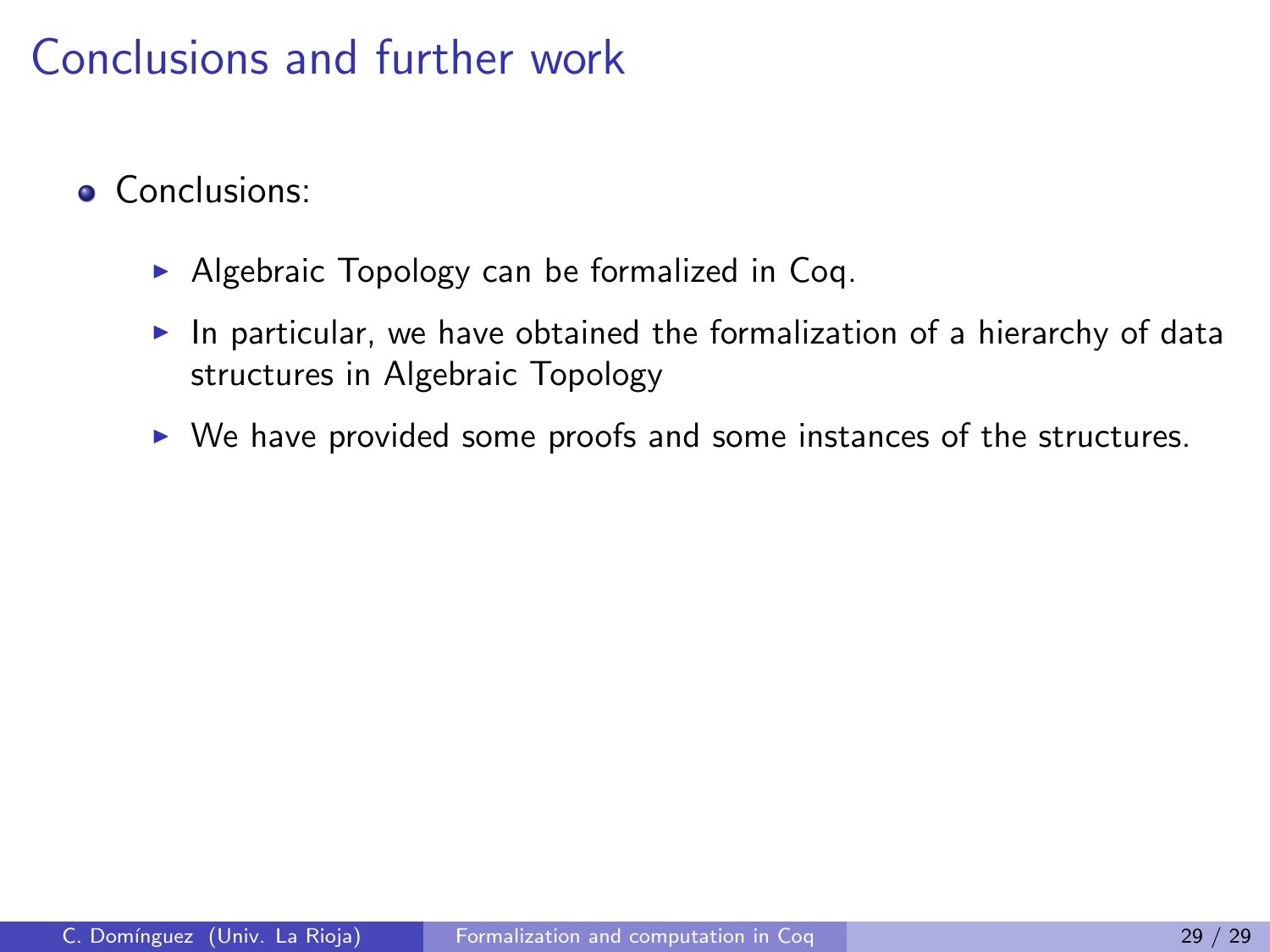# Conclusions and further work

- Conclusions:
  - Algebraic Topology can be formalized in Coq.
  - In particular, we have obtained the formalization of a hierarchy of data structures in Algebraic Topology
  - We have provided some proofs and some instances of the structures.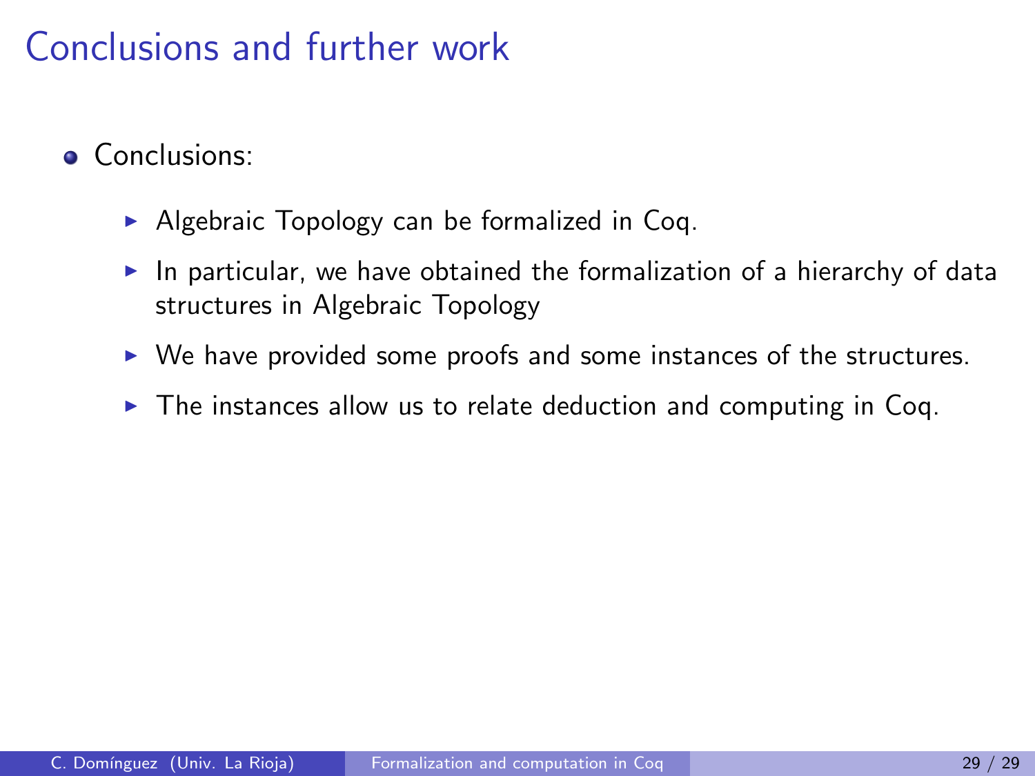# Conclusions and further work

- Conclusions:
  - Algebraic Topology can be formalized in Coq.
  - In particular, we have obtained the formalization of a hierarchy of data structures in Algebraic Topology
  - We have provided some proofs and some instances of the structures.
  - The instances allow us to relate deduction and computing in Coq.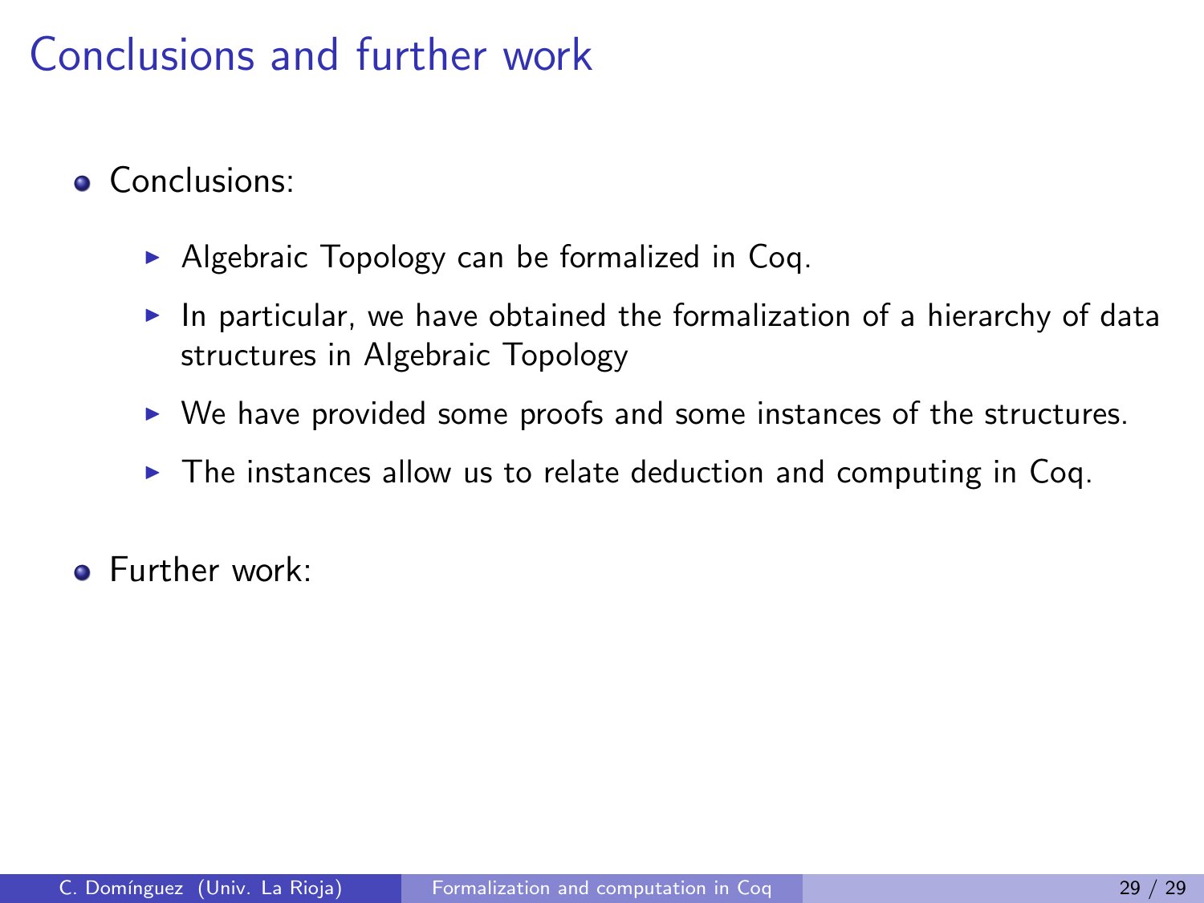# Conclusions and further work

- Conclusions:
  - Algebraic Topology can be formalized in Coq.
  - In particular, we have obtained the formalization of a hierarchy of data structures in Algebraic Topology
  - We have provided some proofs and some instances of the structures.
  - The instances allow us to relate deduction and computing in Coq.
- Further work: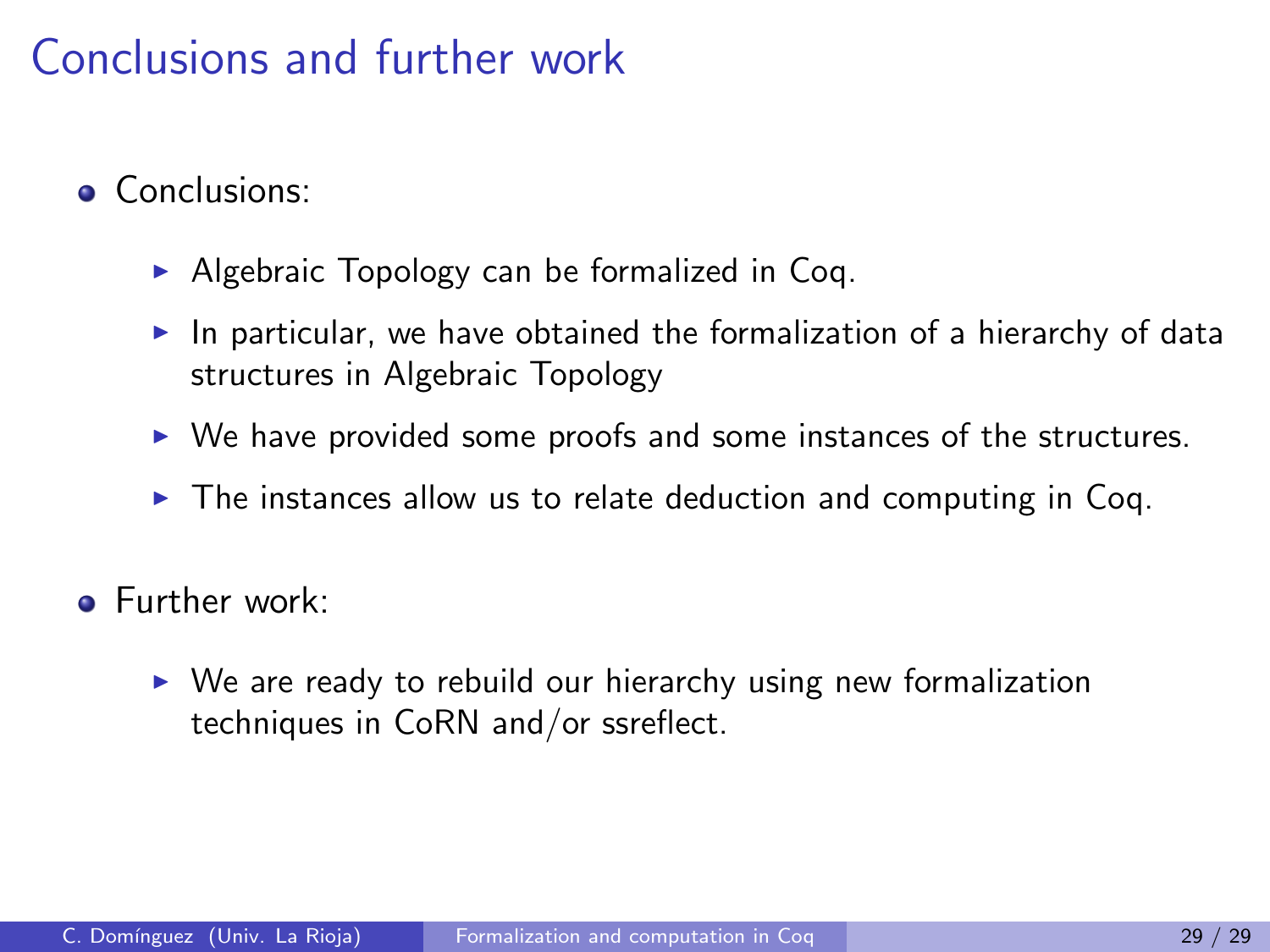# Conclusions and further work

- Conclusions:
  - Algebraic Topology can be formalized in Coq.
  - In particular, we have obtained the formalization of a hierarchy of data structures in Algebraic Topology
  - We have provided some proofs and some instances of the structures.
  - The instances allow us to relate deduction and computing in Coq.
- Further work:
  - We are ready to rebuild our hierarchy using new formalization techniques in CoRN and/or ssreflect.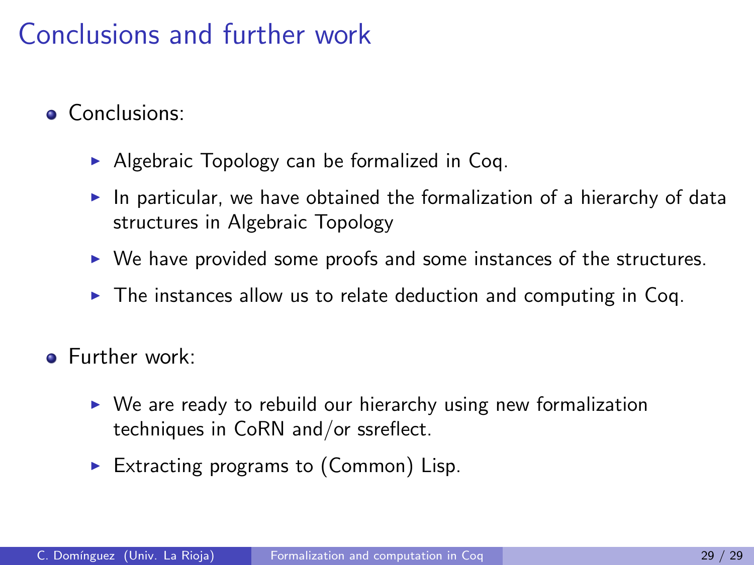# Conclusions and further work

- Conclusions:
  - Algebraic Topology can be formalized in Coq.
  - In particular, we have obtained the formalization of a hierarchy of data structures in Algebraic Topology
  - We have provided some proofs and some instances of the structures.
  - The instances allow us to relate deduction and computing in Coq.
- Further work:
  - We are ready to rebuild our hierarchy using new formalization techniques in CoRN and/or ssreflect.
  - Extracting programs to (Common) Lisp.